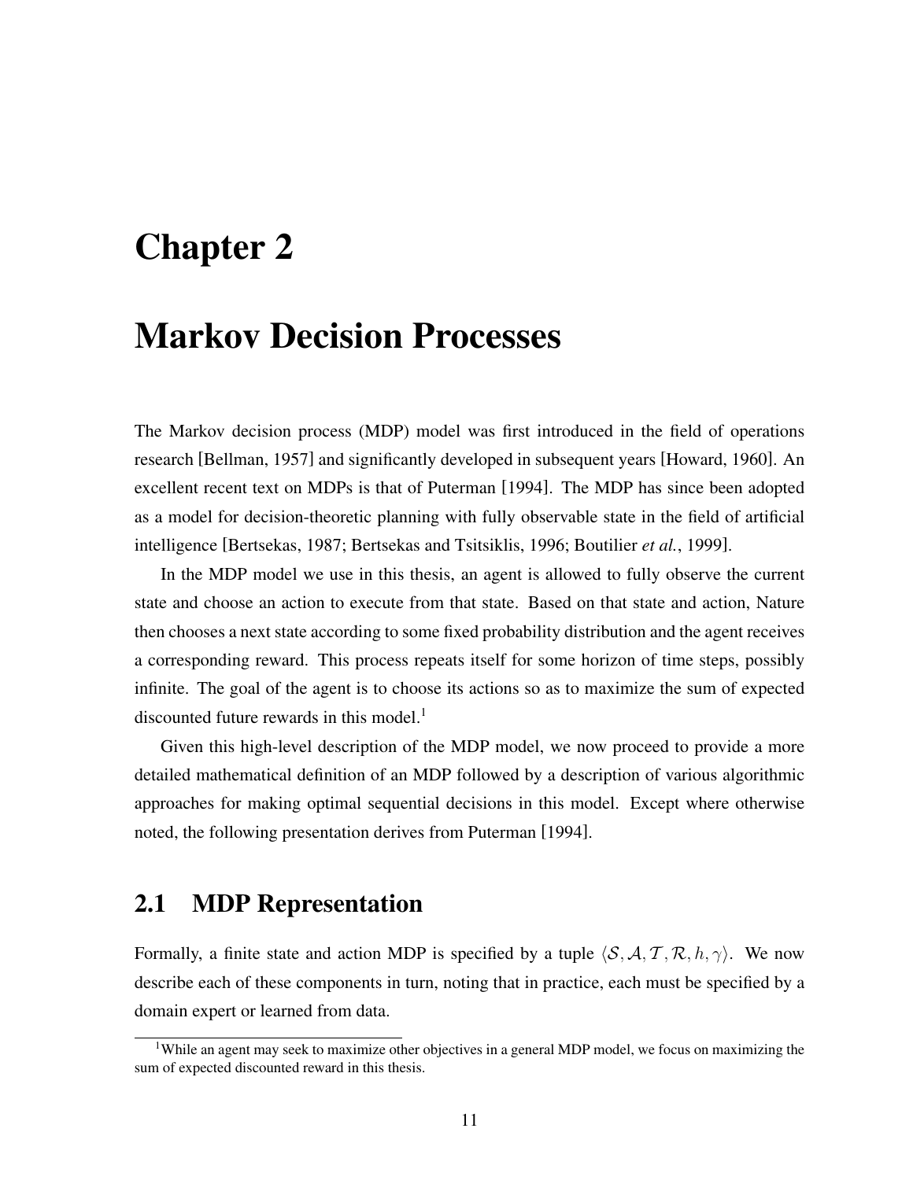# Chapter 2

# Markov Decision Processes

The Markov decision process (MDP) model was first introduced in the field of operations research [Bellman, 1957] and significantly developed in subsequent years [Howard, 1960]. An excellent recent text on MDPs is that of Puterman [1994]. The MDP has since been adopted as a model for decision-theoretic planning with fully observable state in the field of artificial intelligence [Bertsekas, 1987; Bertsekas and Tsitsiklis, 1996; Boutilier *et al.*, 1999].

In the MDP model we use in this thesis, an agent is allowed to fully observe the current state and choose an action to execute from that state. Based on that state and action, Nature then chooses a next state according to some fixed probability distribution and the agent receives a corresponding reward. This process repeats itself for some horizon of time steps, possibly infinite. The goal of the agent is to choose its actions so as to maximize the sum of expected discounted future rewards in this model.[1]

Given this high-level description of the MDP model, we now proceed to provide a more detailed mathematical definition of an MDP followed by a description of various algorithmic approaches for making optimal sequential decisions in this model. Except where otherwise noted, the following presentation derives from Puterman [1994].

## 2.1 MDP Representation

Formally, a finite state and action MDP is specified by a tuple $\langle \mathcal{S}, \mathcal{A}, \mathcal{T}, \mathcal{R}, h, \gamma \rangle$. We now describe each of these components in turn, noting that in practice, each must be specified by a domain expert or learned from data.

[1] While an agent may seek to maximize other objectives in a general MDP model, we focus on maximizing the sum of expected discounted reward in this thesis.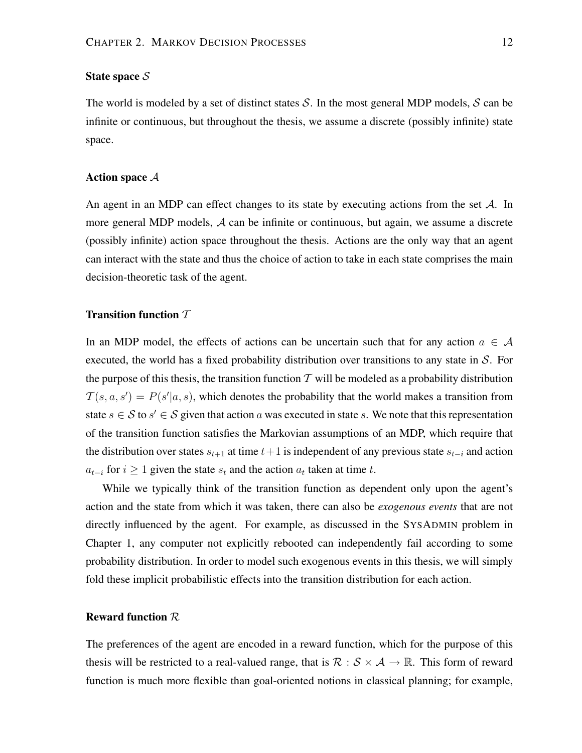### State space $\mathcal{S}$

The world is modeled by a set of distinct states $\mathcal{S}$. In the most general MDP models, $\mathcal{S}$ can be infinite or continuous, but throughout the thesis, we assume a discrete (possibly infinite) state space.

### Action space $\mathcal{A}$

An agent in an MDP can effect changes to its state by executing actions from the set $\mathcal{A}$. In more general MDP models, $\mathcal{A}$ can be infinite or continuous, but again, we assume a discrete (possibly infinite) action space throughout the thesis. Actions are the only way that an agent can interact with the state and thus the choice of action to take in each state comprises the main decision-theoretic task of the agent.

### Transition function $\mathcal{T}$

In an MDP model, the effects of actions can be uncertain such that for any action $a \in \mathcal{A}$ executed, the world has a fixed probability distribution over transitions to any state in $\mathcal{S}$. For the purpose of this thesis, the transition function $\mathcal{T}$ will be modeled as a probability distribution $\mathcal{T}(s, a, s') = P(s'|a, s)$, which denotes the probability that the world makes a transition from state $s \in \mathcal{S}$ to $s' \in \mathcal{S}$ given that action $a$ was executed in state $s$. We note that this representation of the transition function satisfies the Markovian assumptions of an MDP, which require that the distribution over states $s_{t+1}$ at time $t+1$ is independent of any previous state $s_{t-i}$ and action $a_{t-i}$ for $i \geq 1$ given the state $s_t$ and the action $a_t$ taken at time $t$.

While we typically think of the transition function as dependent only upon the agent's action and the state from which it was taken, there can also be *exogenous events* that are not directly influenced by the agent. For example, as discussed in the SYSADMIN problem in Chapter 1, any computer not explicitly rebooted can independently fail according to some probability distribution. In order to model such exogenous events in this thesis, we will simply fold these implicit probabilistic effects into the transition distribution for each action.

### Reward function $\mathcal{R}$

The preferences of the agent are encoded in a reward function, which for the purpose of this thesis will be restricted to a real-valued range, that is $\mathcal{R} : \mathcal{S} \times \mathcal{A} \rightarrow \mathbb{R}$. This form of reward function is much more flexible than goal-oriented notions in classical planning; for example,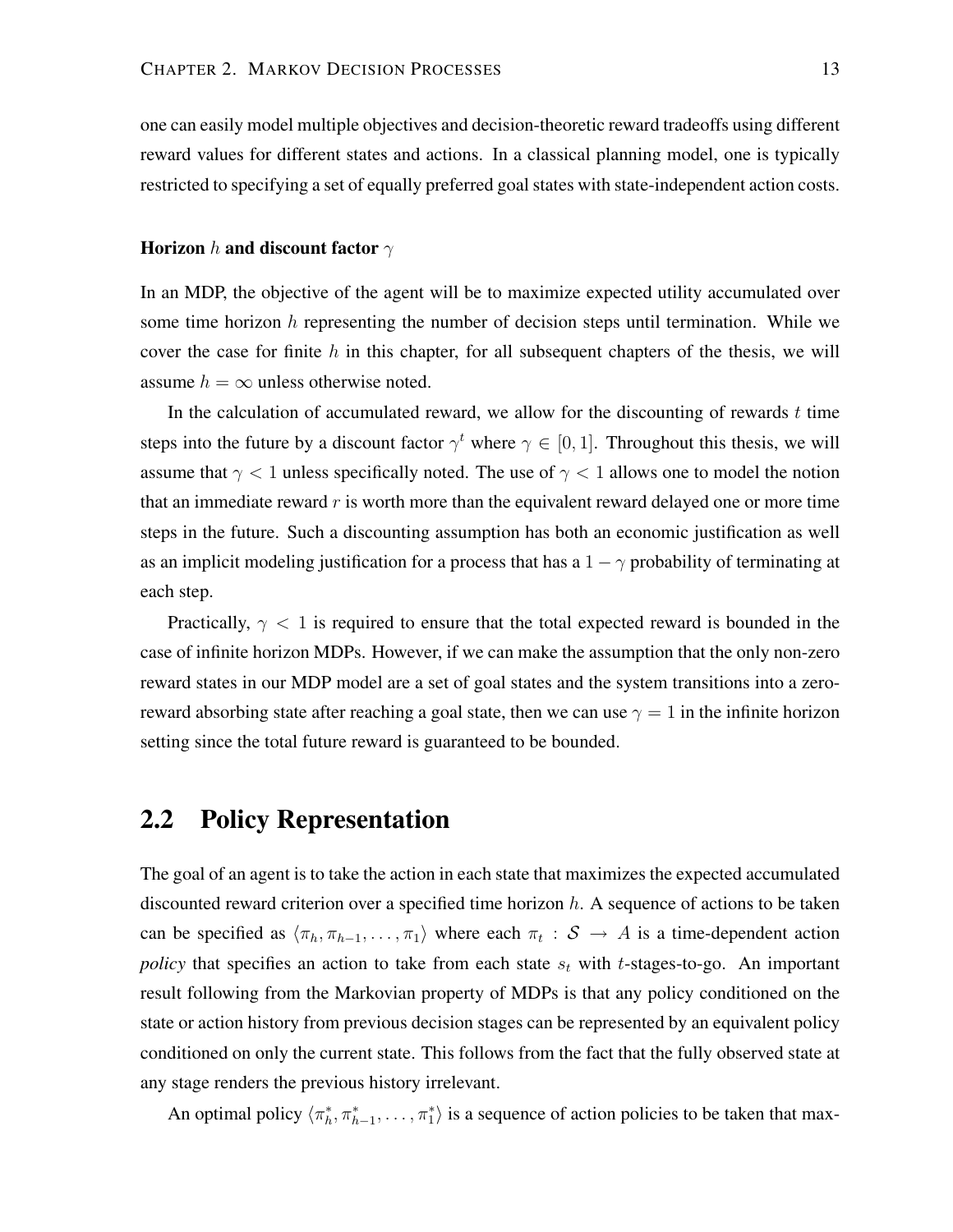one can easily model multiple objectives and decision-theoretic reward tradeoffs using different reward values for different states and actions. In a classical planning model, one is typically restricted to specifying a set of equally preferred goal states with state-independent action costs.

#### Horizon $h$ and discount factor $\gamma$

In an MDP, the objective of the agent will be to maximize expected utility accumulated over some time horizon $h$ representing the number of decision steps until termination. While we cover the case for finite $h$ in this chapter, for all subsequent chapters of the thesis, we will assume $h = \infty$ unless otherwise noted.

In the calculation of accumulated reward, we allow for the discounting of rewards $t$ time steps into the future by a discount factor $\gamma^t$ where $\gamma \in [0, 1]$. Throughout this thesis, we will assume that $\gamma < 1$ unless specifically noted. The use of $\gamma < 1$ allows one to model the notion that an immediate reward $r$ is worth more than the equivalent reward delayed one or more time steps in the future. Such a discounting assumption has both an economic justification as well as an implicit modeling justification for a process that has a $1 - \gamma$ probability of terminating at each step.

Practically, $\gamma < 1$ is required to ensure that the total expected reward is bounded in the case of infinite horizon MDPs. However, if we can make the assumption that the only non-zero reward states in our MDP model are a set of goal states and the system transitions into a zero-reward absorbing state after reaching a goal state, then we can use $\gamma = 1$ in the infinite horizon setting since the total future reward is guaranteed to be bounded.

## 2.2 Policy Representation

The goal of an agent is to take the action in each state that maximizes the expected accumulated discounted reward criterion over a specified time horizon $h$. A sequence of actions to be taken can be specified as $\langle \pi_h, \pi_{h-1}, \ldots, \pi_1 \rangle$ where each $\pi_t : \mathcal{S} \rightarrow A$ is a time-dependent action *policy* that specifies an action to take from each state $s_t$ with $t$-stages-to-go. An important result following from the Markovian property of MDPs is that any policy conditioned on the state or action history from previous decision stages can be represented by an equivalent policy conditioned on only the current state. This follows from the fact that the fully observed state at any stage renders the previous history irrelevant.

An optimal policy $\langle \pi^*_h, \pi^*_{h-1}, \ldots, \pi^*_1 \rangle$ is a sequence of action policies to be taken that max-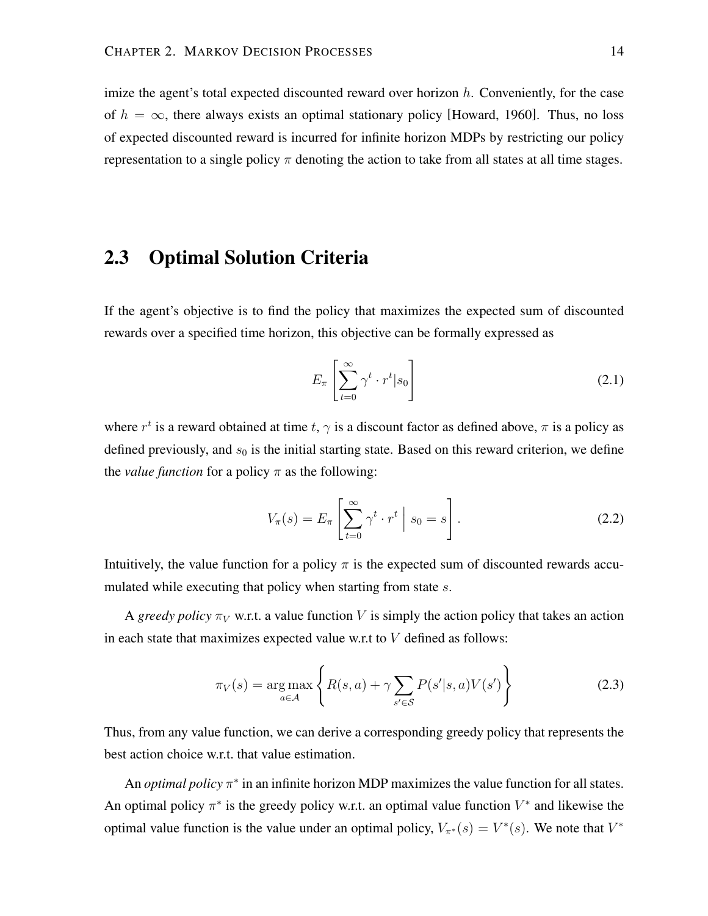imize the agent's total expected discounted reward over horizon $h$. Conveniently, for the case of $h = \infty$, there always exists an optimal stationary policy [Howard, 1960]. Thus, no loss of expected discounted reward is incurred for infinite horizon MDPs by restricting our policy representation to a single policy $\pi$ denoting the action to take from all states at all time stages.

## 2.3 Optimal Solution Criteria

If the agent's objective is to find the policy that maximizes the expected sum of discounted rewards over a specified time horizon, this objective can be formally expressed as

$$E_\pi \left[ \sum_{t=0}^{\infty} \gamma^t \cdot r^t | s_0 \right] \tag{2.1}$$

where $r^t$ is a reward obtained at time $t$, $\gamma$ is a discount factor as defined above, $\pi$ is a policy as defined previously, and $s_0$ is the initial starting state. Based on this reward criterion, we define the *value function* for a policy $\pi$ as the following:

$$V_\pi(s) = E_\pi \left[ \sum_{t=0}^{\infty} \gamma^t \cdot r^t \;\middle|\; s_0 = s \right]. \tag{2.2}$$

Intuitively, the value function for a policy $\pi$ is the expected sum of discounted rewards accumulated while executing that policy when starting from state $s$.

A *greedy policy* $\pi_V$ w.r.t. a value function $V$ is simply the action policy that takes an action in each state that maximizes expected value w.r.t to $V$ defined as follows:

$$\pi_V(s) = \operatorname*{arg\,max}_{a \in \mathcal{A}} \left\{ R(s,a) + \gamma \sum_{s' \in \mathcal{S}} P(s'|s,a) V(s') \right\} \tag{2.3}$$

Thus, from any value function, we can derive a corresponding greedy policy that represents the best action choice w.r.t. that value estimation.

An *optimal policy* $\pi^*$ in an infinite horizon MDP maximizes the value function for all states. An optimal policy $\pi^*$ is the greedy policy w.r.t. an optimal value function $V^*$ and likewise the optimal value function is the value under an optimal policy, $V_{\pi^*}(s) = V^*(s)$. We note that $V^*$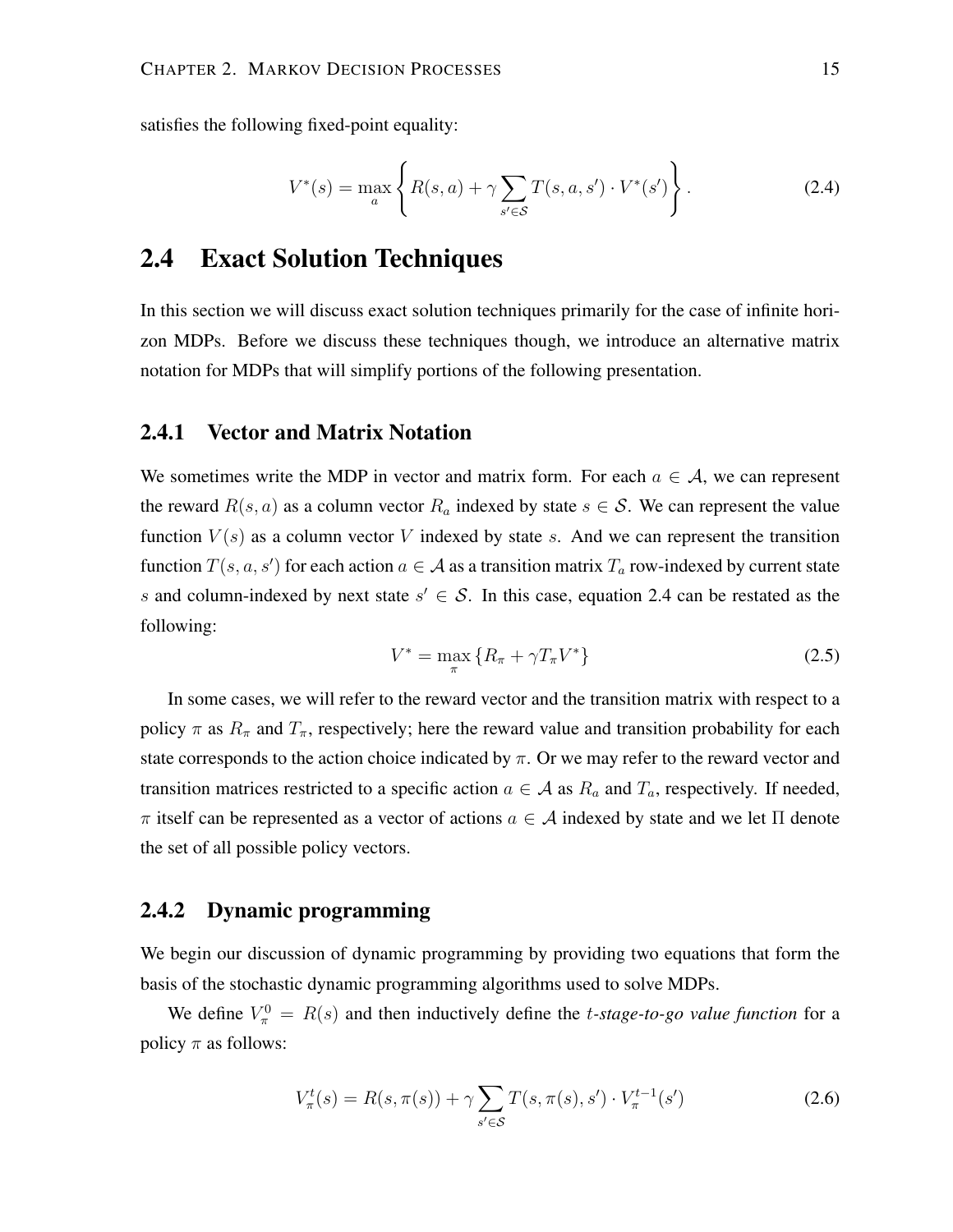satisfies the following fixed-point equality:

$$V^*(s) = \max_a \left\{ R(s,a) + \gamma \sum_{s' \in \mathcal{S}} T(s,a,s') \cdot V^*(s') \right\}. \tag{2.4}$$

## 2.4 Exact Solution Techniques

In this section we will discuss exact solution techniques primarily for the case of infinite horizon MDPs. Before we discuss these techniques though, we introduce an alternative matrix notation for MDPs that will simplify portions of the following presentation.

### 2.4.1 Vector and Matrix Notation

We sometimes write the MDP in vector and matrix form. For each $a \in \mathcal{A}$, we can represent the reward $R(s,a)$ as a column vector $R_a$ indexed by state $s \in \mathcal{S}$. We can represent the value function $V(s)$ as a column vector $V$ indexed by state $s$. And we can represent the transition function $T(s,a,s')$ for each action $a \in \mathcal{A}$ as a transition matrix $T_a$ row-indexed by current state $s$ and column-indexed by next state $s' \in \mathcal{S}$. In this case, equation 2.4 can be restated as the following:

$$V^* = \max_{\pi} \left\{ R_\pi + \gamma T_\pi V^* \right\} \tag{2.5}$$

In some cases, we will refer to the reward vector and the transition matrix with respect to a policy $\pi$ as $R_\pi$ and $T_\pi$, respectively; here the reward value and transition probability for each state corresponds to the action choice indicated by $\pi$. Or we may refer to the reward vector and transition matrices restricted to a specific action $a \in \mathcal{A}$ as $R_a$ and $T_a$, respectively. If needed, $\pi$ itself can be represented as a vector of actions $a \in \mathcal{A}$ indexed by state and we let $\Pi$ denote the set of all possible policy vectors.

### 2.4.2 Dynamic programming

We begin our discussion of dynamic programming by providing two equations that form the basis of the stochastic dynamic programming algorithms used to solve MDPs.

We define $V_\pi^0 = R(s)$ and then inductively define the *$t$-stage-to-go value function* for a policy $\pi$ as follows:

$$V_\pi^t(s) = R(s, \pi(s)) + \gamma \sum_{s' \in \mathcal{S}} T(s, \pi(s), s') \cdot V_\pi^{t-1}(s') \tag{2.6}$$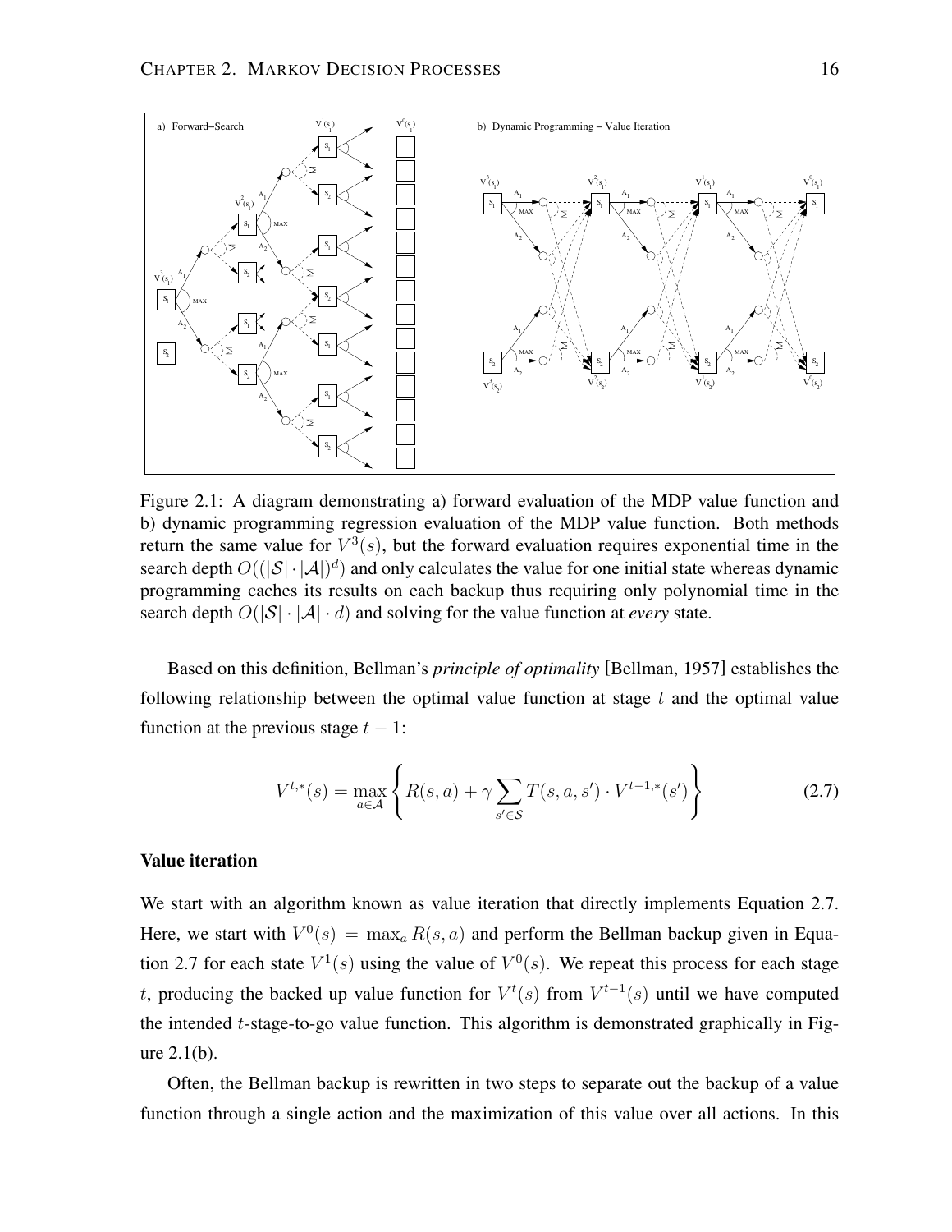Figure 2.1: A diagram demonstrating a) forward evaluation of the MDP value function and b) dynamic programming regression evaluation of the MDP value function. Both methods return the same value for $V^3(s)$, but the forward evaluation requires exponential time in the search depth $O((|\mathcal{S}| \cdot |\mathcal{A}|)^d)$ and only calculates the value for one initial state whereas dynamic programming caches its results on each backup thus requiring only polynomial time in the search depth $O(|\mathcal{S}| \cdot |\mathcal{A}| \cdot d)$ and solving for the value function at *every* state.

Based on this definition, Bellman's *principle of optimality* [Bellman, 1957] establishes the following relationship between the optimal value function at stage $t$ and the optimal value function at the previous stage $t-1$:

$$V^{t,*}(s) = \max_{a \in \mathcal{A}} \left\{ R(s,a) + \gamma \sum_{s' \in \mathcal{S}} T(s,a,s') \cdot V^{t-1,*}(s') \right\} \tag{2.7}$$

### Value iteration

We start with an algorithm known as value iteration that directly implements Equation 2.7. Here, we start with $V^0(s) = \max_a R(s,a)$ and perform the Bellman backup given in Equation 2.7 for each state $V^1(s)$ using the value of $V^0(s)$. We repeat this process for each stage $t$, producing the backed up value function for $V^t(s)$ from $V^{t-1}(s)$ until we have computed the intended $t$-stage-to-go value function. This algorithm is demonstrated graphically in Figure 2.1(b).

Often, the Bellman backup is rewritten in two steps to separate out the backup of a value function through a single action and the maximization of this value over all actions. In this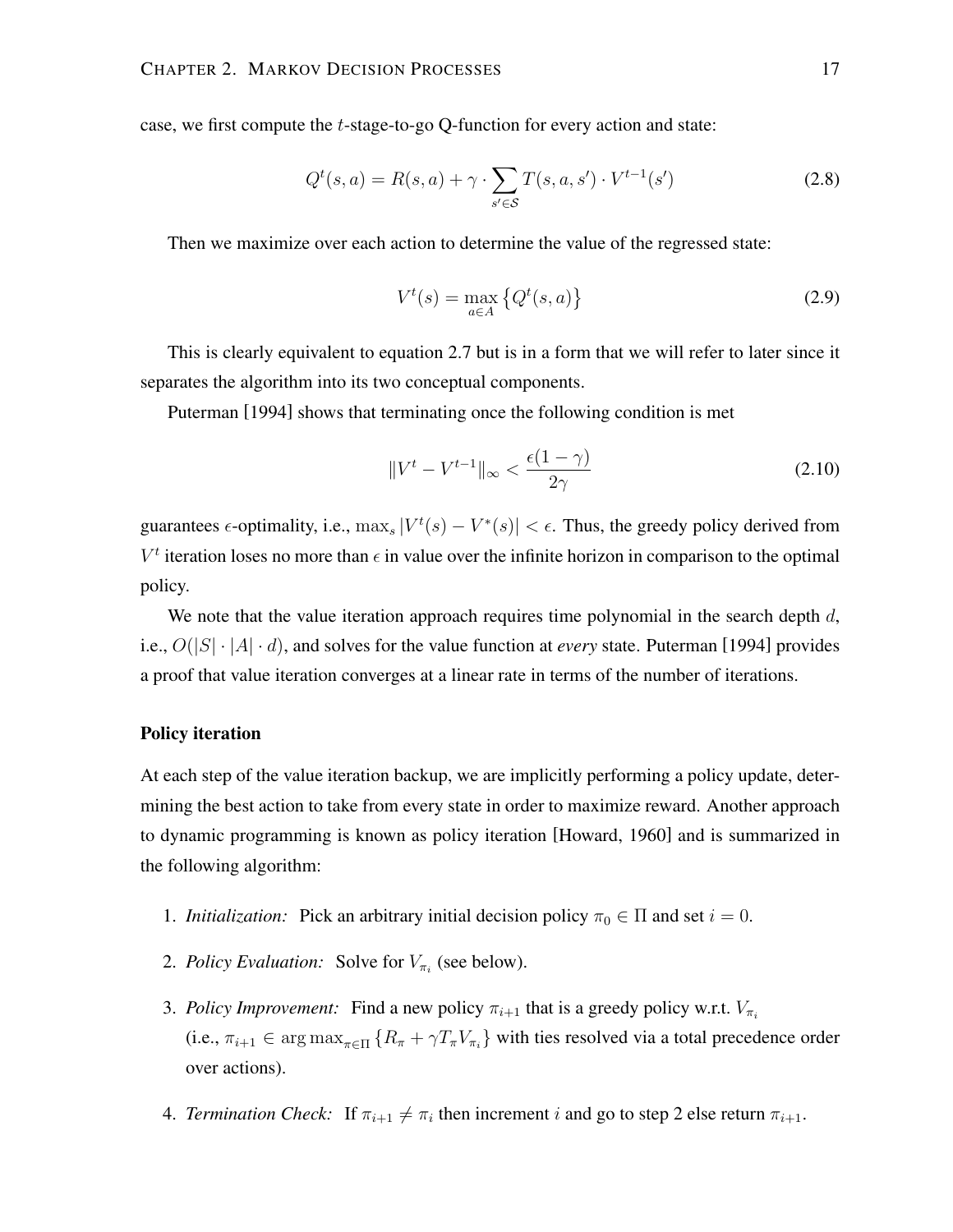case, we first compute the $t$-stage-to-go Q-function for every action and state:

$$Q^t(s,a) = R(s,a) + \gamma \cdot \sum_{s' \in \mathcal{S}} T(s,a,s') \cdot V^{t-1}(s') \tag{2.8}$$

Then we maximize over each action to determine the value of the regressed state:

$$V^t(s) = \max_{a \in A} \left\{ Q^t(s,a) \right\} \tag{2.9}$$

This is clearly equivalent to equation 2.7 but is in a form that we will refer to later since it separates the algorithm into its two conceptual components.

Puterman [1994] shows that terminating once the following condition is met

$$\| V^t - V^{t-1} \|_\infty < \frac{\epsilon(1-\gamma)}{2\gamma} \tag{2.10}$$

guarantees $\epsilon$-optimality, i.e., $\max_s |V^t(s) - V^*(s)| < \epsilon$. Thus, the greedy policy derived from $V^t$ iteration loses no more than $\epsilon$ in value over the infinite horizon in comparison to the optimal policy.

We note that the value iteration approach requires time polynomial in the search depth $d$, i.e., $O(|S| \cdot |A| \cdot d)$, and solves for the value function at *every* state. Puterman [1994] provides a proof that value iteration converges at a linear rate in terms of the number of iterations.

### Policy iteration

At each step of the value iteration backup, we are implicitly performing a policy update, determining the best action to take from every state in order to maximize reward. Another approach to dynamic programming is known as policy iteration [Howard, 1960] and is summarized in the following algorithm:

1. *Initialization:* Pick an arbitrary initial decision policy $\pi_0 \in \Pi$ and set $i = 0$.
2. *Policy Evaluation:* Solve for $V_{\pi_i}$ (see below).
3. *Policy Improvement:* Find a new policy $\pi_{i+1}$ that is a greedy policy w.r.t. $V_{\pi_i}$ (i.e., $\pi_{i+1} \in \arg\max_{\pi \in \Pi} \{R_\pi + \gamma T_\pi V_{\pi_i}\}$ with ties resolved via a total precedence order over actions).
4. *Termination Check:* If $\pi_{i+1} \neq \pi_i$ then increment $i$ and go to step 2 else return $\pi_{i+1}$.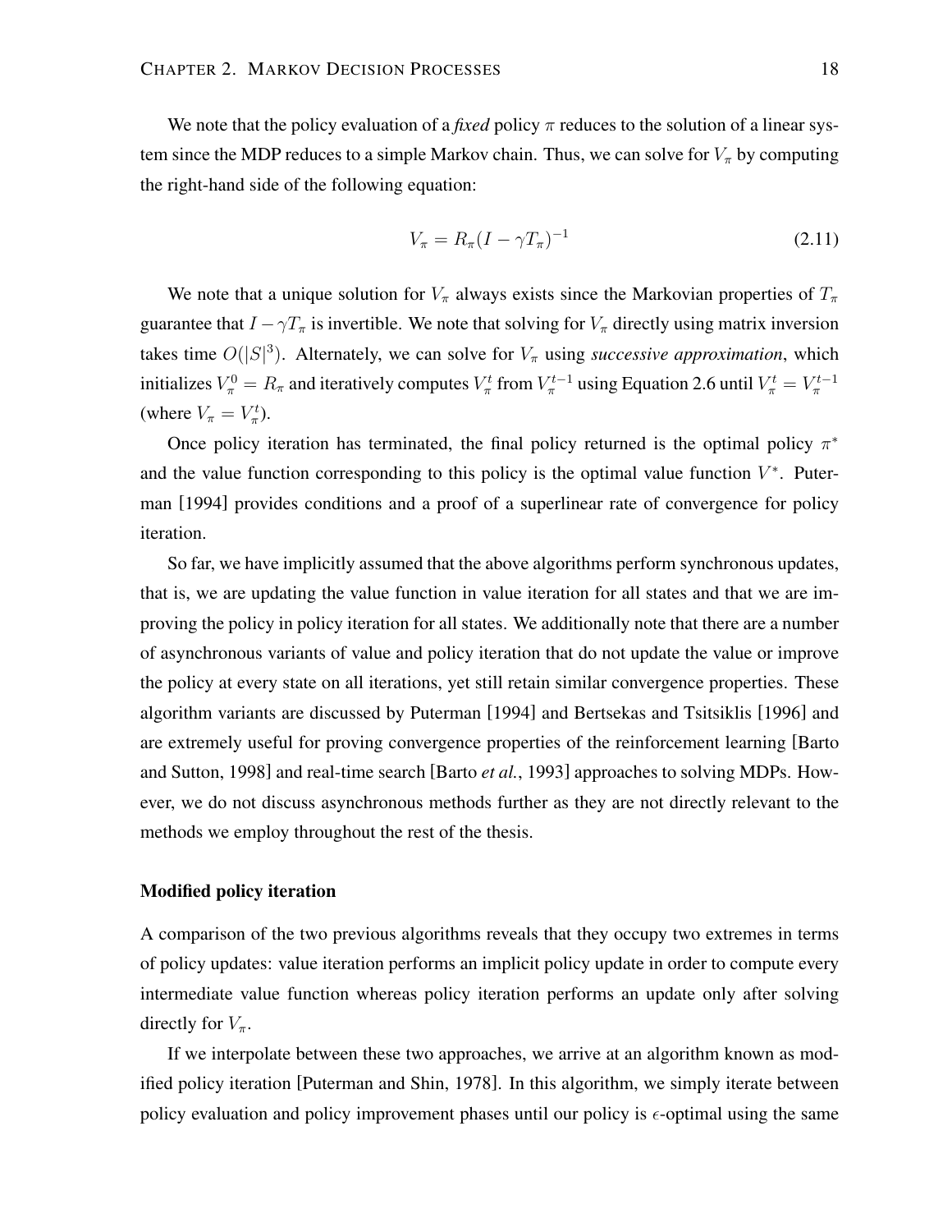We note that the policy evaluation of a *fixed* policy $\pi$ reduces to the solution of a linear system since the MDP reduces to a simple Markov chain. Thus, we can solve for $V_\pi$ by computing the right-hand side of the following equation:

$$V_\pi = R_\pi (I - \gamma T_\pi)^{-1} \tag{2.11}$$

We note that a unique solution for $V_\pi$ always exists since the Markovian properties of $T_\pi$ guarantee that $I - \gamma T_\pi$ is invertible. We note that solving for $V_\pi$ directly using matrix inversion takes time $O(|S|^3)$. Alternately, we can solve for $V_\pi$ using *successive approximation*, which initializes $V_\pi^0 = R_\pi$ and iteratively computes $V_\pi^t$ from $V_\pi^{t-1}$ using Equation 2.6 until $V_\pi^t = V_\pi^{t-1}$ (where $V_\pi = V_\pi^t$).

Once policy iteration has terminated, the final policy returned is the optimal policy $\pi^*$ and the value function corresponding to this policy is the optimal value function $V^*$. Puterman [1994] provides conditions and a proof of a superlinear rate of convergence for policy iteration.

So far, we have implicitly assumed that the above algorithms perform synchronous updates, that is, we are updating the value function in value iteration for all states and that we are improving the policy in policy iteration for all states. We additionally note that there are a number of asynchronous variants of value and policy iteration that do not update the value or improve the policy at every state on all iterations, yet still retain similar convergence properties. These algorithm variants are discussed by Puterman [1994] and Bertsekas and Tsitsiklis [1996] and are extremely useful for proving convergence properties of the reinforcement learning [Barto and Sutton, 1998] and real-time search [Barto *et al.*, 1993] approaches to solving MDPs. However, we do not discuss asynchronous methods further as they are not directly relevant to the methods we employ throughout the rest of the thesis.

#### Modified policy iteration

A comparison of the two previous algorithms reveals that they occupy two extremes in terms of policy updates: value iteration performs an implicit policy update in order to compute every intermediate value function whereas policy iteration performs an update only after solving directly for $V_\pi$.

If we interpolate between these two approaches, we arrive at an algorithm known as modified policy iteration [Puterman and Shin, 1978]. In this algorithm, we simply iterate between policy evaluation and policy improvement phases until our policy is $\epsilon$-optimal using the same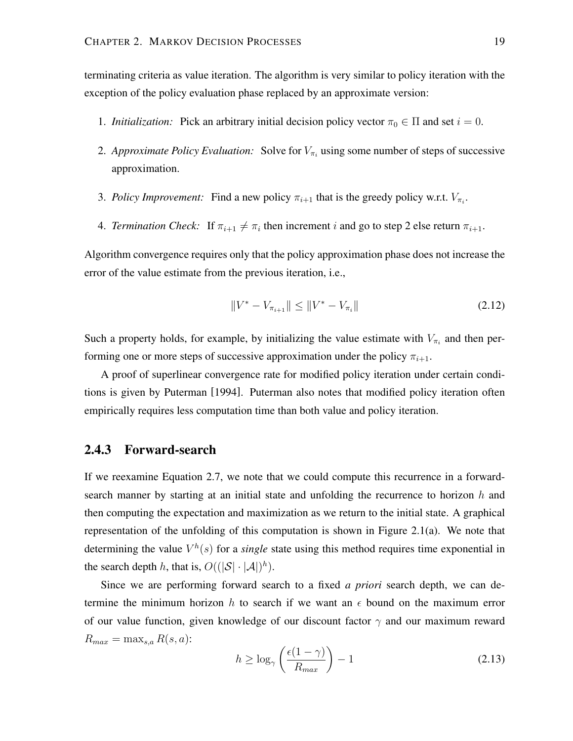terminating criteria as value iteration. The algorithm is very similar to policy iteration with the exception of the policy evaluation phase replaced by an approximate version:

1. *Initialization:* Pick an arbitrary initial decision policy vector $\pi_0 \in \Pi$ and set $i = 0$.
2. *Approximate Policy Evaluation:* Solve for $V_{\pi_i}$ using some number of steps of successive approximation.
3. *Policy Improvement:* Find a new policy $\pi_{i+1}$ that is the greedy policy w.r.t. $V_{\pi_i}$.
4. *Termination Check:* If $\pi_{i+1} \neq \pi_i$ then increment $i$ and go to step 2 else return $\pi_{i+1}$.

Algorithm convergence requires only that the policy approximation phase does not increase the error of the value estimate from the previous iteration, i.e.,

$$\|V^* - V_{\pi_{i+1}}\| \leq \|V^* - V_{\pi_i}\| \tag{2.12}$$

Such a property holds, for example, by initializing the value estimate with $V_{\pi_i}$ and then performing one or more steps of successive approximation under the policy $\pi_{i+1}$.

A proof of superlinear convergence rate for modified policy iteration under certain conditions is given by Puterman [1994]. Puterman also notes that modified policy iteration often empirically requires less computation time than both value and policy iteration.

### 2.4.3 Forward-search

If we reexamine Equation 2.7, we note that we could compute this recurrence in a forward-search manner by starting at an initial state and unfolding the recurrence to horizon $h$ and then computing the expectation and maximization as we return to the initial state. A graphical representation of the unfolding of this computation is shown in Figure 2.1(a). We note that determining the value $V^h(s)$ for a *single* state using this method requires time exponential in the search depth $h$, that is, $O((|\mathcal{S}| \cdot |\mathcal{A}|)^h)$.

Since we are performing forward search to a fixed *a priori* search depth, we can determine the minimum horizon $h$ to search if we want an $\epsilon$ bound on the maximum error of our value function, given knowledge of our discount factor $\gamma$ and our maximum reward $R_{max} = \max_{s,a} R(s,a)$:

$$h \geq \log_\gamma \left( \frac{\epsilon(1-\gamma)}{R_{max}} \right) - 1 \tag{2.13}$$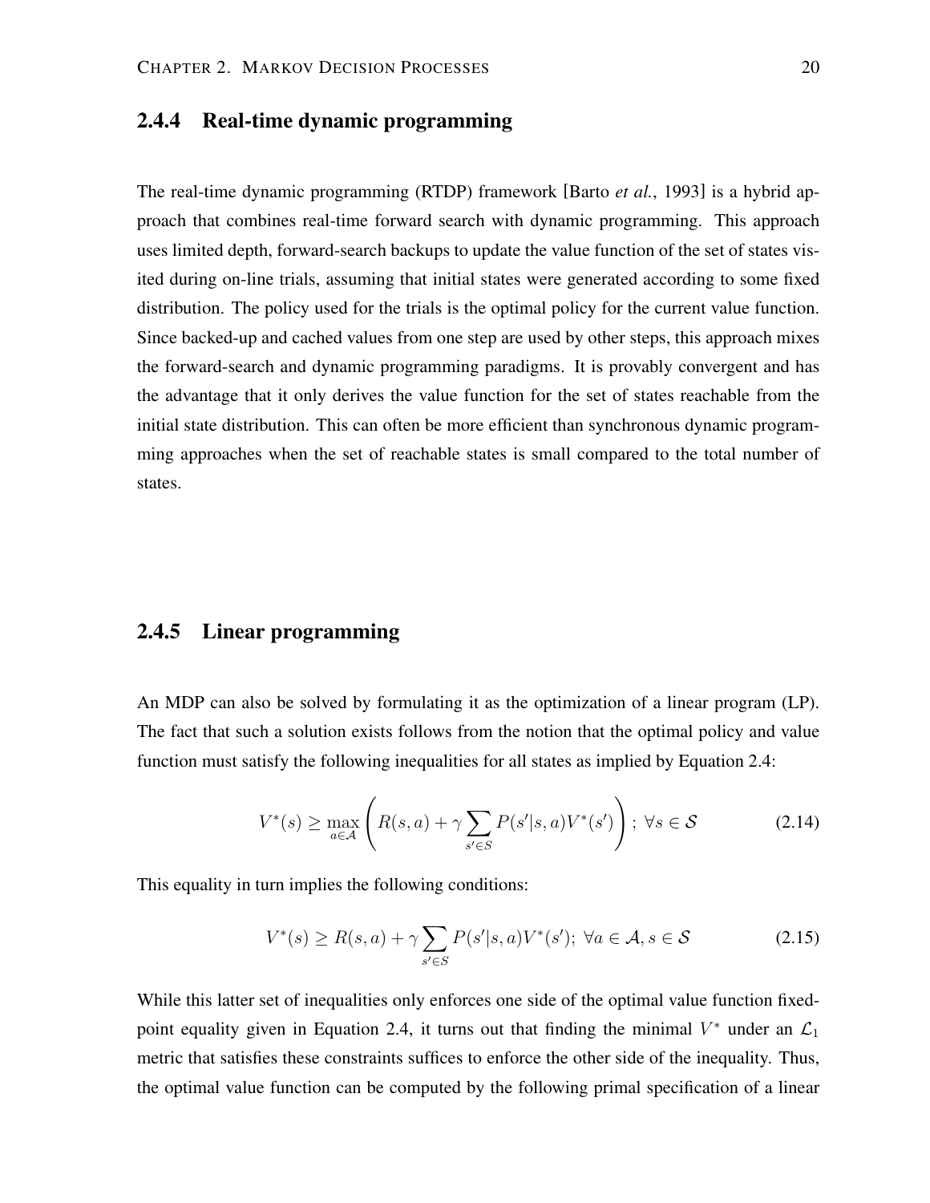### 2.4.4 Real-time dynamic programming

The real-time dynamic programming (RTDP) framework [Barto *et al.*, 1993] is a hybrid approach that combines real-time forward search with dynamic programming. This approach uses limited depth, forward-search backups to update the value function of the set of states visited during on-line trials, assuming that initial states were generated according to some fixed distribution. The policy used for the trials is the optimal policy for the current value function. Since backed-up and cached values from one step are used by other steps, this approach mixes the forward-search and dynamic programming paradigms. It is provably convergent and has the advantage that it only derives the value function for the set of states reachable from the initial state distribution. This can often be more efficient than synchronous dynamic programming approaches when the set of reachable states is small compared to the total number of states.

### 2.4.5 Linear programming

An MDP can also be solved by formulating it as the optimization of a linear program (LP). The fact that such a solution exists follows from the notion that the optimal policy and value function must satisfy the following inequalities for all states as implied by Equation 2.4:

$$V^*(s) \geq \max_{a \in \mathcal{A}} \left( R(s,a) + \gamma \sum_{s' \in S} P(s'|s,a) V^*(s') \right); \; \forall s \in \mathcal{S} \tag{2.14}$$

This equality in turn implies the following conditions:

$$V^*(s) \geq R(s,a) + \gamma \sum_{s' \in S} P(s'|s,a) V^*(s'); \; \forall a \in \mathcal{A}, s \in \mathcal{S} \tag{2.15}$$

While this latter set of inequalities only enforces one side of the optimal value function fixed-point equality given in Equation 2.4, it turns out that finding the minimal $V^*$ under an $\mathcal{L}_1$ metric that satisfies these constraints suffices to enforce the other side of the inequality. Thus, the optimal value function can be computed by the following primal specification of a linear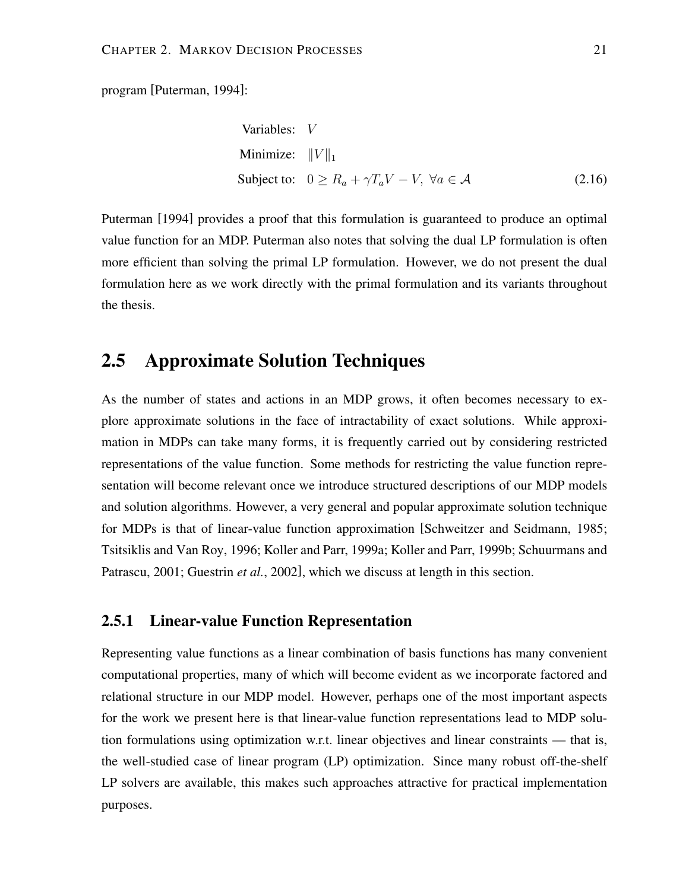program [Puterman, 1994]:

$$
\begin{aligned}
\text{Variables:} \quad & V \\
\text{Minimize:} \quad & \|V\|_1 \\
\text{Subject to:} \quad & 0 \geq R_a + \gamma T_a V - V, \ \forall a \in \mathcal{A}
\end{aligned}
\tag{2.16}
$$

Puterman [1994] provides a proof that this formulation is guaranteed to produce an optimal value function for an MDP. Puterman also notes that solving the dual LP formulation is often more efficient than solving the primal LP formulation. However, we do not present the dual formulation here as we work directly with the primal formulation and its variants throughout the thesis.

## 2.5 Approximate Solution Techniques

As the number of states and actions in an MDP grows, it often becomes necessary to explore approximate solutions in the face of intractability of exact solutions. While approximation in MDPs can take many forms, it is frequently carried out by considering restricted representations of the value function. Some methods for restricting the value function representation will become relevant once we introduce structured descriptions of our MDP models and solution algorithms. However, a very general and popular approximate solution technique for MDPs is that of linear-value function approximation [Schweitzer and Seidmann, 1985; Tsitsiklis and Van Roy, 1996; Koller and Parr, 1999a; Koller and Parr, 1999b; Schuurmans and Patrascu, 2001; Guestrin *et al.*, 2002], which we discuss at length in this section.

### 2.5.1 Linear-value Function Representation

Representing value functions as a linear combination of basis functions has many convenient computational properties, many of which will become evident as we incorporate factored and relational structure in our MDP model. However, perhaps one of the most important aspects for the work we present here is that linear-value function representations lead to MDP solution formulations using optimization w.r.t. linear objectives and linear constraints — that is, the well-studied case of linear program (LP) optimization. Since many robust off-the-shelf LP solvers are available, this makes such approaches attractive for practical implementation purposes.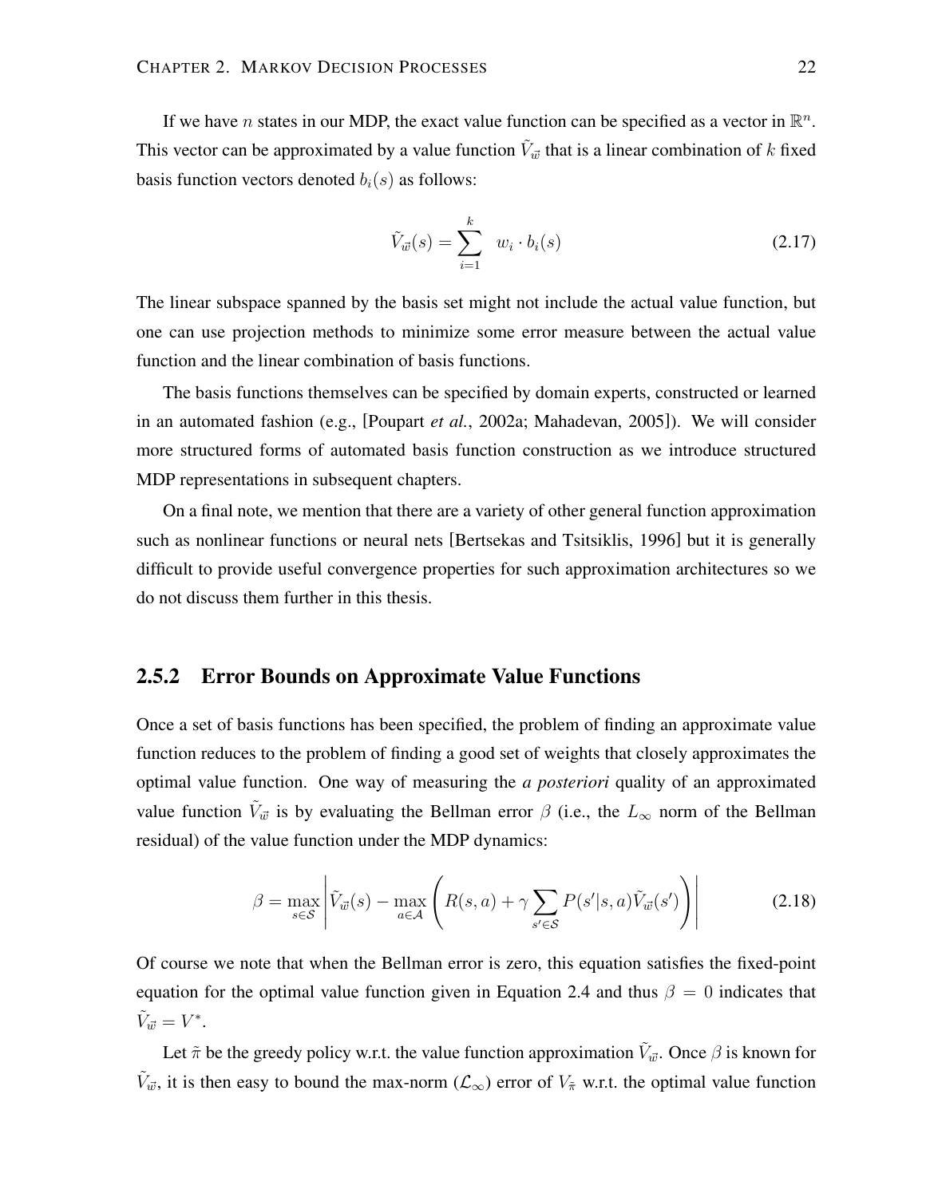If we have $n$ states in our MDP, the exact value function can be specified as a vector in $\mathbb{R}^n$. This vector can be approximated by a value function $\tilde{V}_{\vec{w}}$ that is a linear combination of $k$ fixed basis function vectors denoted $b_i(s)$ as follows:

$$\tilde{V}_{\vec{w}}(s) = \sum_{i=1}^{k} \; w_i \cdot b_i(s) \tag{2.17}$$

The linear subspace spanned by the basis set might not include the actual value function, but one can use projection methods to minimize some error measure between the actual value function and the linear combination of basis functions.

The basis functions themselves can be specified by domain experts, constructed or learned in an automated fashion (e.g., [Poupart *et al.*, 2002a; Mahadevan, 2005]). We will consider more structured forms of automated basis function construction as we introduce structured MDP representations in subsequent chapters.

On a final note, we mention that there are a variety of other general function approximation such as nonlinear functions or neural nets [Bertsekas and Tsitsiklis, 1996] but it is generally difficult to provide useful convergence properties for such approximation architectures so we do not discuss them further in this thesis.

### 2.5.2 Error Bounds on Approximate Value Functions

Once a set of basis functions has been specified, the problem of finding an approximate value function reduces to the problem of finding a good set of weights that closely approximates the optimal value function. One way of measuring the *a posteriori* quality of an approximated value function $\tilde{V}_{\vec{w}}$ is by evaluating the Bellman error $\beta$ (i.e., the $L_\infty$ norm of the Bellman residual) of the value function under the MDP dynamics:

$$\beta = \max_{s \in \mathcal{S}} \left| \tilde{V}_{\vec{w}}(s) - \max_{a \in \mathcal{A}} \left( R(s,a) + \gamma \sum_{s' \in \mathcal{S}} P(s'|s,a) \tilde{V}_{\vec{w}}(s') \right) \right| \tag{2.18}$$

Of course we note that when the Bellman error is zero, this equation satisfies the fixed-point equation for the optimal value function given in Equation 2.4 and thus $\beta = 0$ indicates that $\tilde{V}_{\vec{w}} = V^*$.

Let $\tilde{\pi}$ be the greedy policy w.r.t. the value function approximation $\tilde{V}_{\vec{w}}$. Once $\beta$ is known for $\tilde{V}_{\vec{w}}$, it is then easy to bound the max-norm ($\mathcal{L}_\infty$) error of $V_{\tilde{\pi}}$ w.r.t. the optimal value function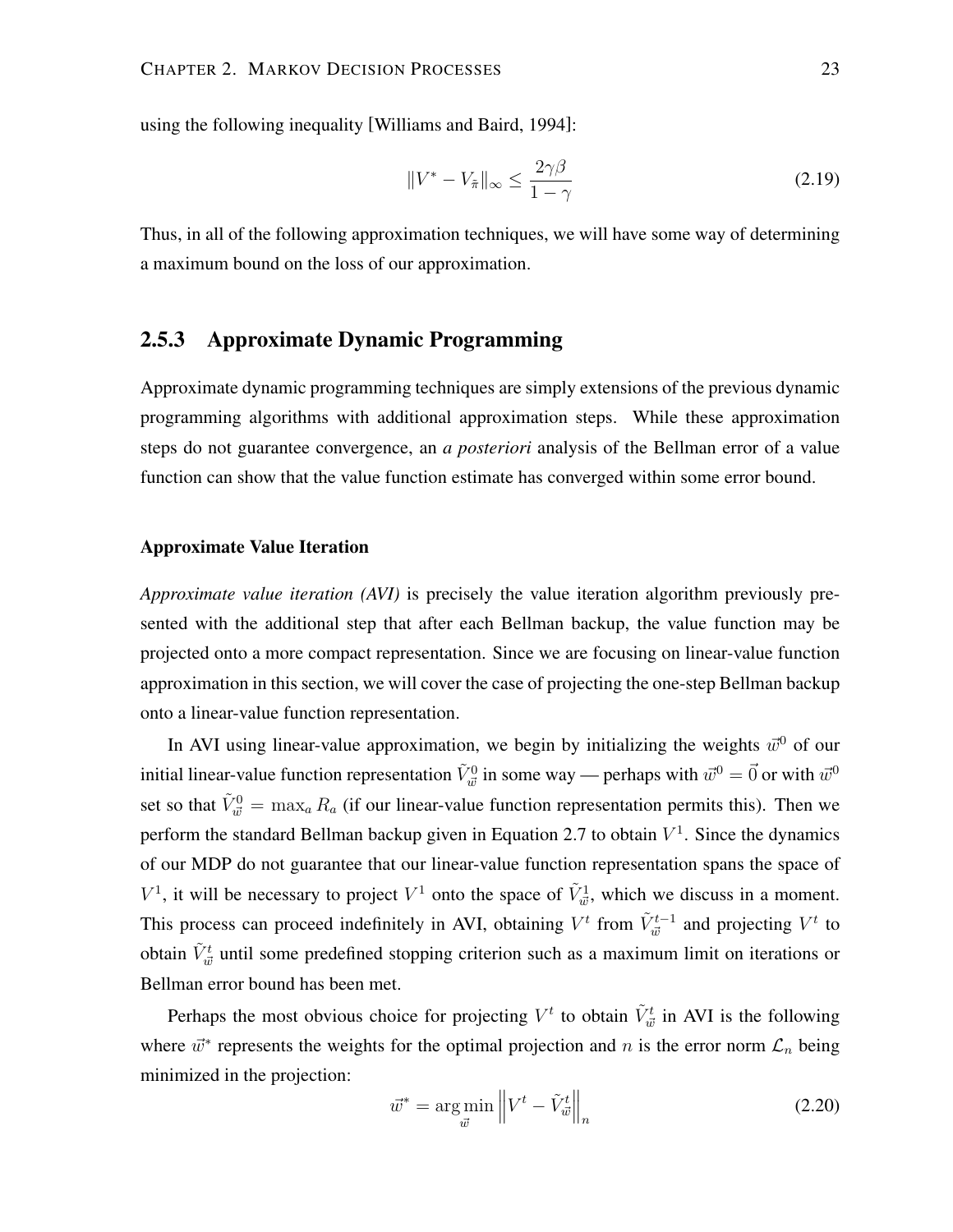using the following inequality [Williams and Baird, 1994]:

$$\|V^* - V_{\tilde{\pi}}\|_\infty \leq \frac{2\gamma\beta}{1-\gamma} \tag{2.19}$$

Thus, in all of the following approximation techniques, we will have some way of determining a maximum bound on the loss of our approximation.

### 2.5.3 Approximate Dynamic Programming

Approximate dynamic programming techniques are simply extensions of the previous dynamic programming algorithms with additional approximation steps. While these approximation steps do not guarantee convergence, an *a posteriori* analysis of the Bellman error of a value function can show that the value function estimate has converged within some error bound.

#### Approximate Value Iteration

*Approximate value iteration (AVI)* is precisely the value iteration algorithm previously presented with the additional step that after each Bellman backup, the value function may be projected onto a more compact representation. Since we are focusing on linear-value function approximation in this section, we will cover the case of projecting the one-step Bellman backup onto a linear-value function representation.

In AVI using linear-value approximation, we begin by initializing the weights $\vec{w}^0$ of our initial linear-value function representation $\tilde{V}^0_{\vec{w}}$ in some way — perhaps with $\vec{w}^0 = \vec{0}$ or with $\vec{w}^0$ set so that $\tilde{V}^0_{\vec{w}} = \max_a R_a$ (if our linear-value function representation permits this). Then we perform the standard Bellman backup given in Equation 2.7 to obtain $V^1$. Since the dynamics of our MDP do not guarantee that our linear-value function representation spans the space of $V^1$, it will be necessary to project $V^1$ onto the space of $\tilde{V}^1_{\vec{w}}$, which we discuss in a moment. This process can proceed indefinitely in AVI, obtaining $V^t$ from $\tilde{V}^{t-1}_{\vec{w}}$ and projecting $V^t$ to obtain $\tilde{V}^t_{\vec{w}}$ until some predefined stopping criterion such as a maximum limit on iterations or Bellman error bound has been met.

Perhaps the most obvious choice for projecting $V^t$ to obtain $\tilde{V}^t_{\vec{w}}$ in AVI is the following where $\vec{w}^*$ represents the weights for the optimal projection and $n$ is the error norm $\mathcal{L}_n$ being minimized in the projection:

$$\vec{w}^* = \arg\min_{\vec{w}} \left\| V^t - \tilde{V}^t_{\vec{w}} \right\|_n \tag{2.20}$$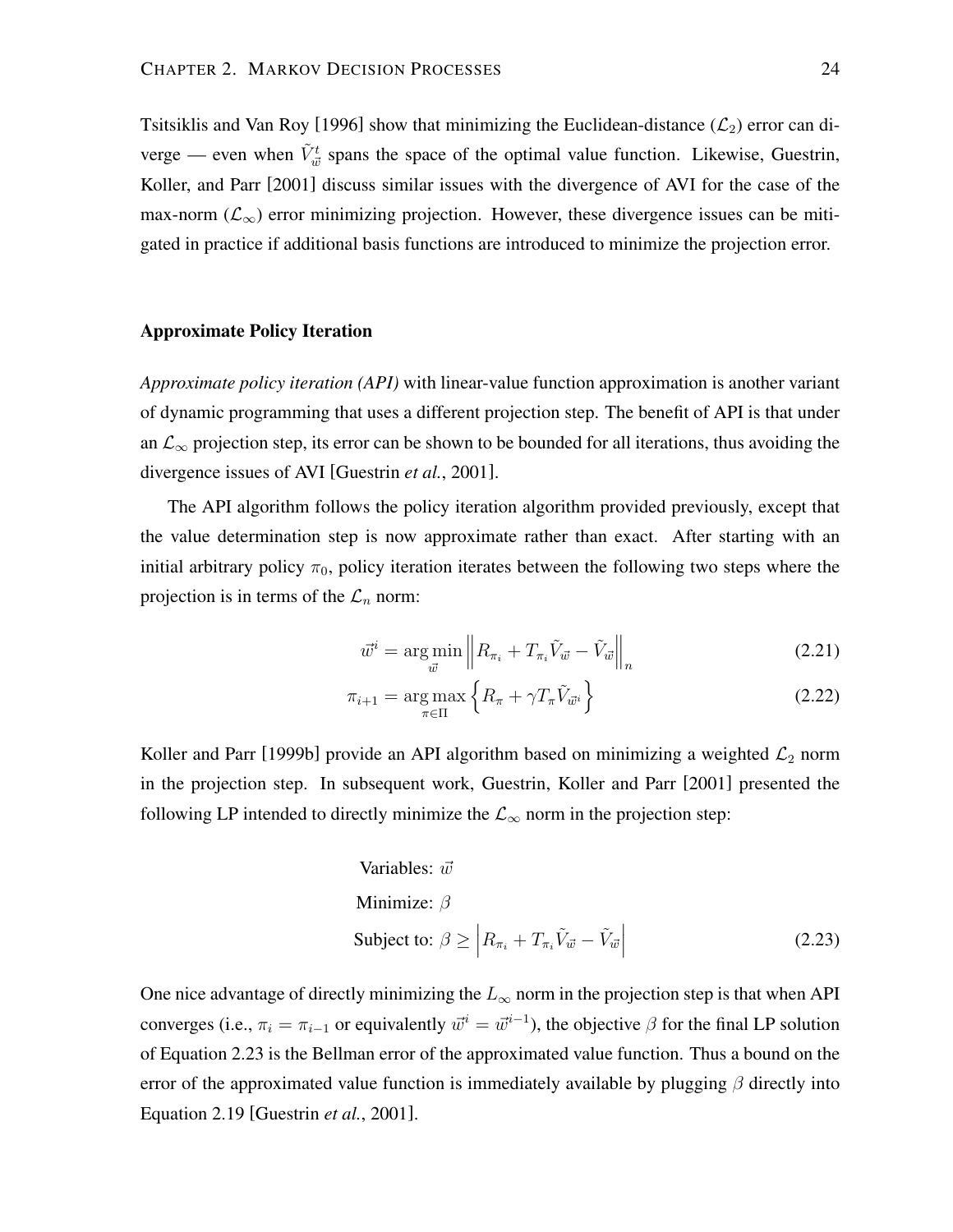Tsitsiklis and Van Roy [1996] show that minimizing the Euclidean-distance ($\mathcal{L}_2$) error can diverge — even when $\tilde{V}^t_{\vec{w}}$ spans the space of the optimal value function. Likewise, Guestrin, Koller, and Parr [2001] discuss similar issues with the divergence of AVI for the case of the max-norm ($\mathcal{L}_\infty$) error minimizing projection. However, these divergence issues can be mitigated in practice if additional basis functions are introduced to minimize the projection error.

### Approximate Policy Iteration

*Approximate policy iteration (API)* with linear-value function approximation is another variant of dynamic programming that uses a different projection step. The benefit of API is that under an $\mathcal{L}_\infty$ projection step, its error can be shown to be bounded for all iterations, thus avoiding the divergence issues of AVI [Guestrin *et al.*, 2001].

The API algorithm follows the policy iteration algorithm provided previously, except that the value determination step is now approximate rather than exact. After starting with an initial arbitrary policy $\pi_0$, policy iteration iterates between the following two steps where the projection is in terms of the $\mathcal{L}_n$ norm:

$$\vec{w}^i = \arg\min_{\vec{w}} \left\| R_{\pi_i} + T_{\pi_i} \tilde{V}_{\vec{w}} - \tilde{V}_{\vec{w}} \right\|_n \tag{2.21}$$

$$\pi_{i+1} = \arg\max_{\pi \in \Pi} \left\{ R_\pi + \gamma T_\pi \tilde{V}_{\vec{w}^i} \right\} \tag{2.22}$$

Koller and Parr [1999b] provide an API algorithm based on minimizing a weighted $\mathcal{L}_2$ norm in the projection step. In subsequent work, Guestrin, Koller and Parr [2001] presented the following LP intended to directly minimize the $\mathcal{L}_\infty$ norm in the projection step:

$$\begin{aligned} &\text{Variables: } \vec{w} \\ &\text{Minimize: } \beta \\ &\text{Subject to: } \beta \geq \left| R_{\pi_i} + T_{\pi_i} \tilde{V}_{\vec{w}} - \tilde{V}_{\vec{w}} \right| \end{aligned} \tag{2.23}$$

One nice advantage of directly minimizing the $L_\infty$ norm in the projection step is that when API converges (i.e., $\pi_i = \pi_{i-1}$ or equivalently $\vec{w}^i = \vec{w}^{i-1}$), the objective $\beta$ for the final LP solution of Equation 2.23 is the Bellman error of the approximated value function. Thus a bound on the error of the approximated value function is immediately available by plugging $\beta$ directly into Equation 2.19 [Guestrin *et al.*, 2001].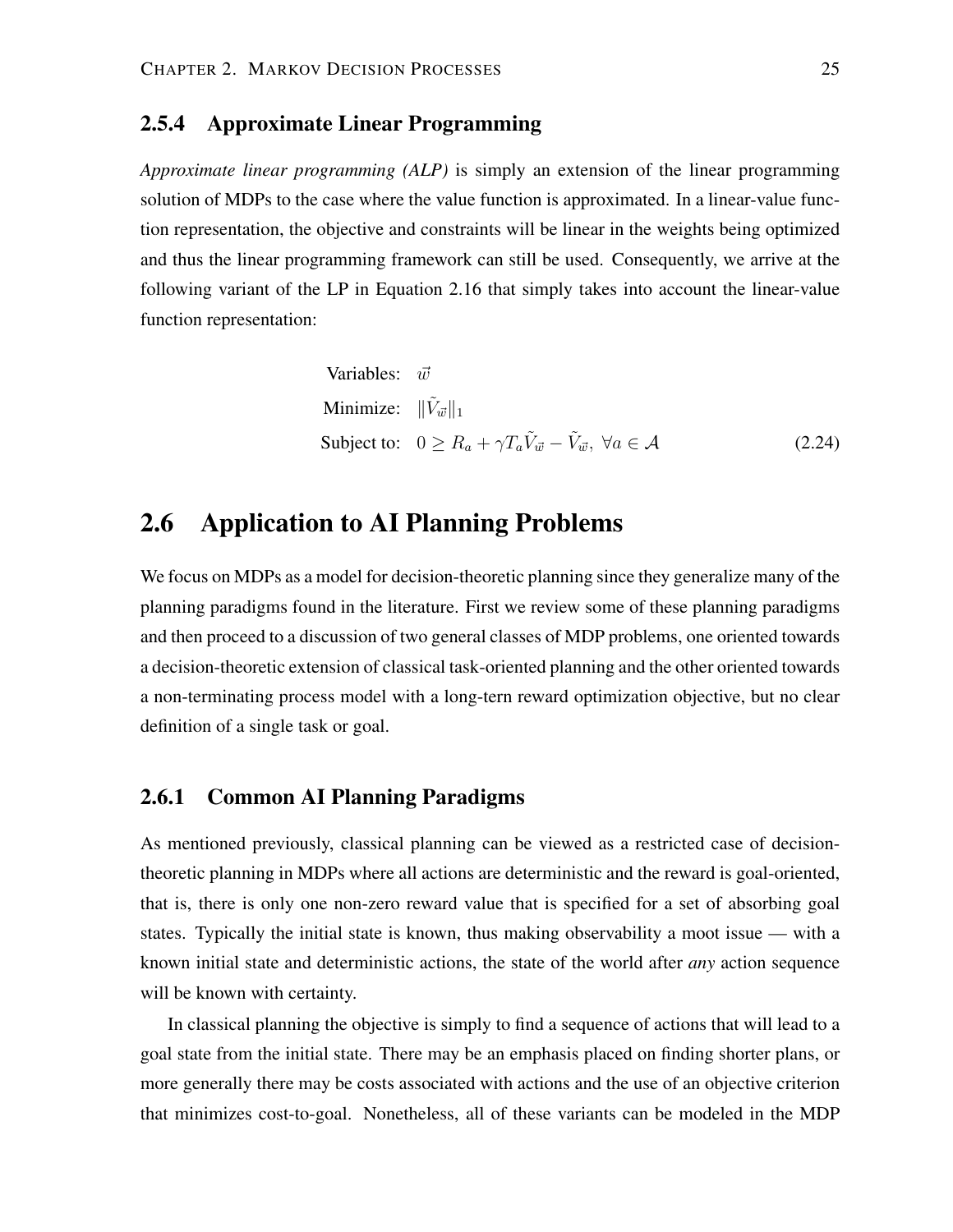### 2.5.4 Approximate Linear Programming

*Approximate linear programming (ALP)* is simply an extension of the linear programming solution of MDPs to the case where the value function is approximated. In a linear-value function representation, the objective and constraints will be linear in the weights being optimized and thus the linear programming framework can still be used. Consequently, we arrive at the following variant of the LP in Equation 2.16 that simply takes into account the linear-value function representation:

$$
\begin{aligned}
\text{Variables:} \quad & \vec{w} \\
\text{Minimize:} \quad & \|\tilde{V}_{\vec{w}}\|_1 \\
\text{Subject to:} \quad & 0 \geq R_a + \gamma T_a \tilde{V}_{\vec{w}} - \tilde{V}_{\vec{w}}, \ \forall a \in \mathcal{A}
\end{aligned}
\tag{2.24}
$$

## 2.6 Application to AI Planning Problems

We focus on MDPs as a model for decision-theoretic planning since they generalize many of the planning paradigms found in the literature. First we review some of these planning paradigms and then proceed to a discussion of two general classes of MDP problems, one oriented towards a decision-theoretic extension of classical task-oriented planning and the other oriented towards a non-terminating process model with a long-tern reward optimization objective, but no clear definition of a single task or goal.

### 2.6.1 Common AI Planning Paradigms

As mentioned previously, classical planning can be viewed as a restricted case of decision-theoretic planning in MDPs where all actions are deterministic and the reward is goal-oriented, that is, there is only one non-zero reward value that is specified for a set of absorbing goal states. Typically the initial state is known, thus making observability a moot issue — with a known initial state and deterministic actions, the state of the world after *any* action sequence will be known with certainty.

In classical planning the objective is simply to find a sequence of actions that will lead to a goal state from the initial state. There may be an emphasis placed on finding shorter plans, or more generally there may be costs associated with actions and the use of an objective criterion that minimizes cost-to-goal. Nonetheless, all of these variants can be modeled in the MDP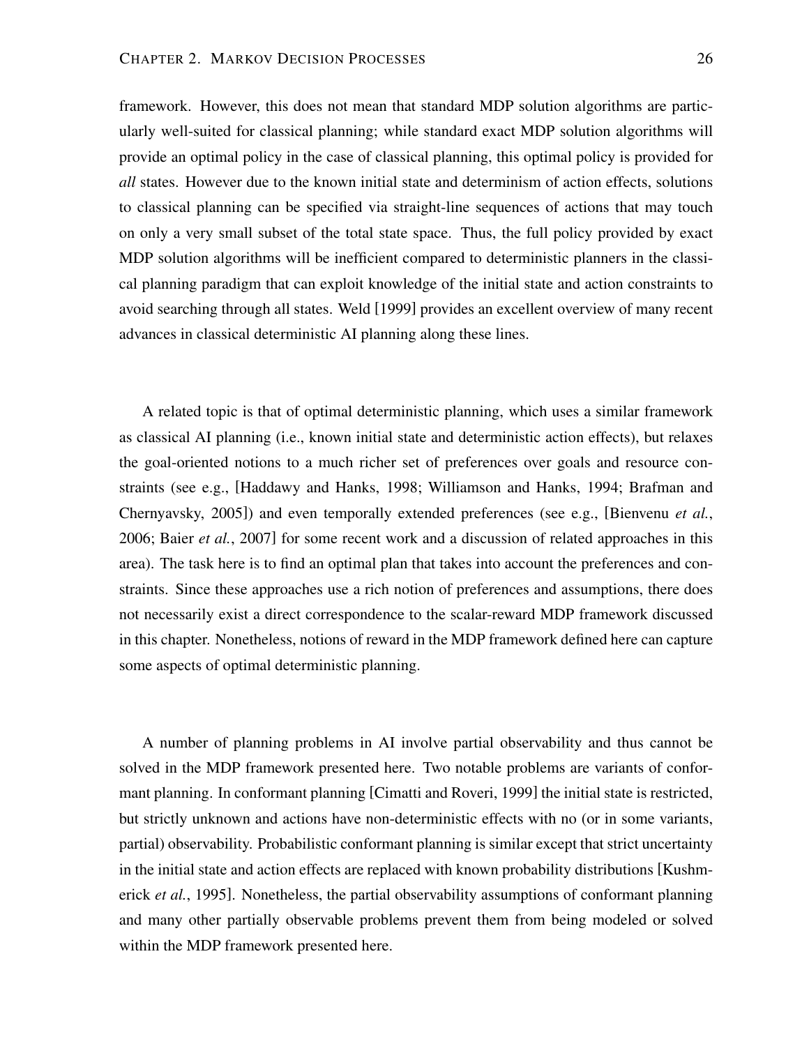framework. However, this does not mean that standard MDP solution algorithms are particularly well-suited for classical planning; while standard exact MDP solution algorithms will provide an optimal policy in the case of classical planning, this optimal policy is provided for *all* states. However due to the known initial state and determinism of action effects, solutions to classical planning can be specified via straight-line sequences of actions that may touch on only a very small subset of the total state space. Thus, the full policy provided by exact MDP solution algorithms will be inefficient compared to deterministic planners in the classical planning paradigm that can exploit knowledge of the initial state and action constraints to avoid searching through all states. Weld [1999] provides an excellent overview of many recent advances in classical deterministic AI planning along these lines.

A related topic is that of optimal deterministic planning, which uses a similar framework as classical AI planning (i.e., known initial state and deterministic action effects), but relaxes the goal-oriented notions to a much richer set of preferences over goals and resource constraints (see e.g., [Haddawy and Hanks, 1998; Williamson and Hanks, 1994; Brafman and Chernyavsky, 2005]) and even temporally extended preferences (see e.g., [Bienvenu *et al.*, 2006; Baier *et al.*, 2007] for some recent work and a discussion of related approaches in this area). The task here is to find an optimal plan that takes into account the preferences and constraints. Since these approaches use a rich notion of preferences and assumptions, there does not necessarily exist a direct correspondence to the scalar-reward MDP framework discussed in this chapter. Nonetheless, notions of reward in the MDP framework defined here can capture some aspects of optimal deterministic planning.

A number of planning problems in AI involve partial observability and thus cannot be solved in the MDP framework presented here. Two notable problems are variants of conformant planning. In conformant planning [Cimatti and Roveri, 1999] the initial state is restricted, but strictly unknown and actions have non-deterministic effects with no (or in some variants, partial) observability. Probabilistic conformant planning is similar except that strict uncertainty in the initial state and action effects are replaced with known probability distributions [Kushmerick *et al.*, 1995]. Nonetheless, the partial observability assumptions of conformant planning and many other partially observable problems prevent them from being modeled or solved within the MDP framework presented here.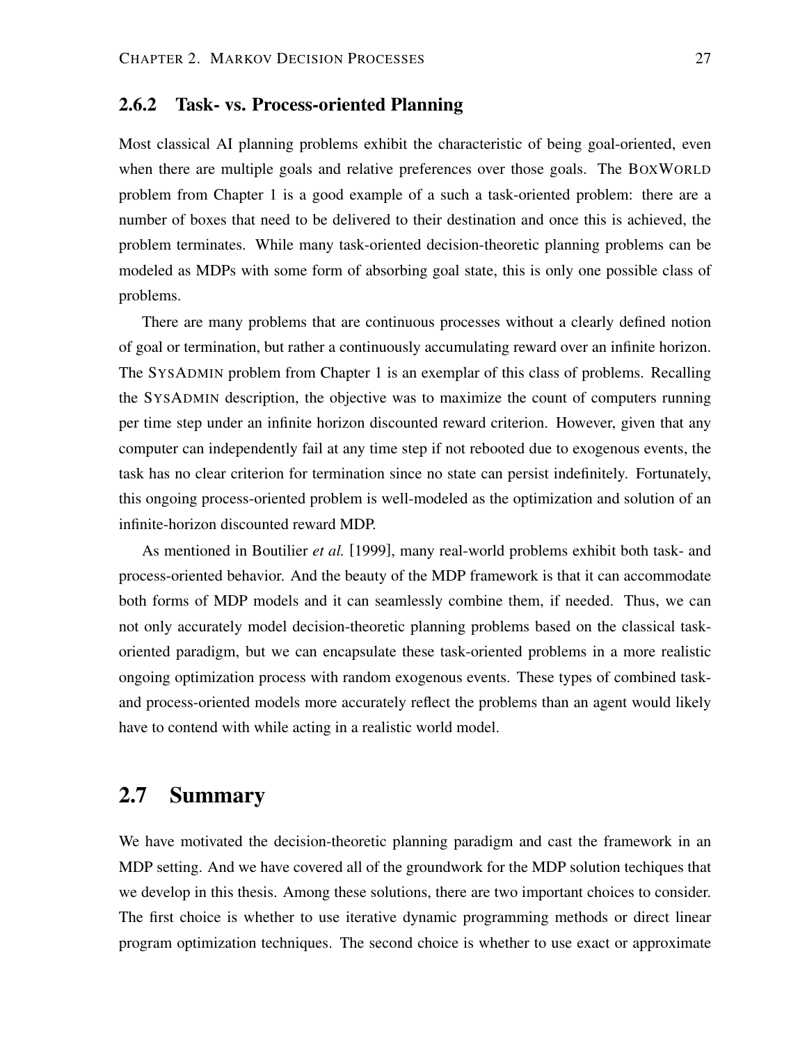### 2.6.2 Task- vs. Process-oriented Planning

Most classical AI planning problems exhibit the characteristic of being goal-oriented, even when there are multiple goals and relative preferences over those goals. The BOXWORLD problem from Chapter 1 is a good example of a such a task-oriented problem: there are a number of boxes that need to be delivered to their destination and once this is achieved, the problem terminates. While many task-oriented decision-theoretic planning problems can be modeled as MDPs with some form of absorbing goal state, this is only one possible class of problems.

There are many problems that are continuous processes without a clearly defined notion of goal or termination, but rather a continuously accumulating reward over an infinite horizon. The SYSADMIN problem from Chapter 1 is an exemplar of this class of problems. Recalling the SYSADMIN description, the objective was to maximize the count of computers running per time step under an infinite horizon discounted reward criterion. However, given that any computer can independently fail at any time step if not rebooted due to exogenous events, the task has no clear criterion for termination since no state can persist indefinitely. Fortunately, this ongoing process-oriented problem is well-modeled as the optimization and solution of an infinite-horizon discounted reward MDP.

As mentioned in Boutilier *et al.* [1999], many real-world problems exhibit both task- and process-oriented behavior. And the beauty of the MDP framework is that it can accommodate both forms of MDP models and it can seamlessly combine them, if needed. Thus, we can not only accurately model decision-theoretic planning problems based on the classical task-oriented paradigm, but we can encapsulate these task-oriented problems in a more realistic ongoing optimization process with random exogenous events. These types of combined task- and process-oriented models more accurately reflect the problems than an agent would likely have to contend with while acting in a realistic world model.

## 2.7 Summary

We have motivated the decision-theoretic planning paradigm and cast the framework in an MDP setting. And we have covered all of the groundwork for the MDP solution techiques that we develop in this thesis. Among these solutions, there are two important choices to consider. The first choice is whether to use iterative dynamic programming methods or direct linear program optimization techniques. The second choice is whether to use exact or approximate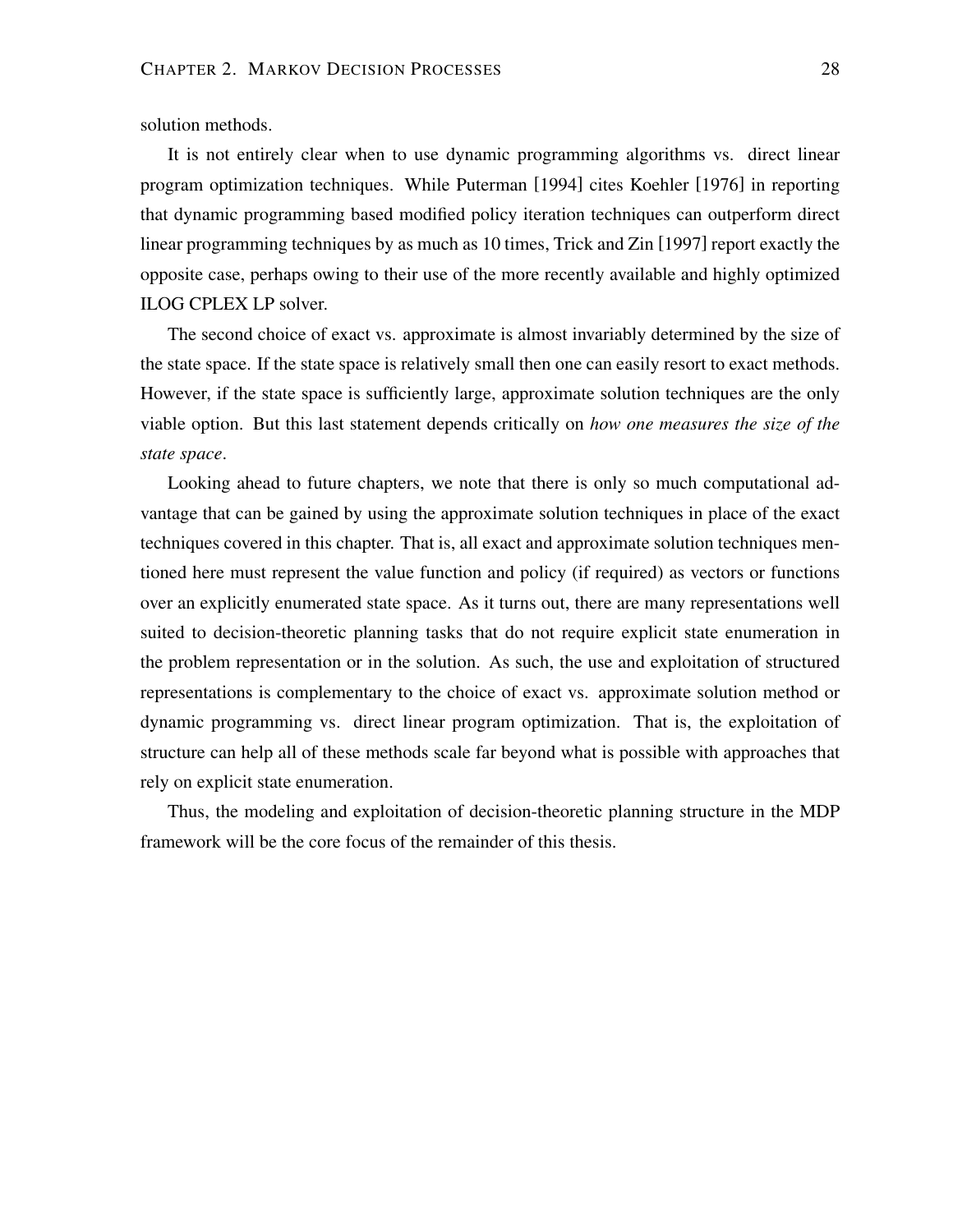solution methods.

It is not entirely clear when to use dynamic programming algorithms vs. direct linear program optimization techniques. While Puterman [1994] cites Koehler [1976] in reporting that dynamic programming based modified policy iteration techniques can outperform direct linear programming techniques by as much as 10 times, Trick and Zin [1997] report exactly the opposite case, perhaps owing to their use of the more recently available and highly optimized ILOG CPLEX LP solver.

The second choice of exact vs. approximate is almost invariably determined by the size of the state space. If the state space is relatively small then one can easily resort to exact methods. However, if the state space is sufficiently large, approximate solution techniques are the only viable option. But this last statement depends critically on *how one measures the size of the state space*.

Looking ahead to future chapters, we note that there is only so much computational advantage that can be gained by using the approximate solution techniques in place of the exact techniques covered in this chapter. That is, all exact and approximate solution techniques mentioned here must represent the value function and policy (if required) as vectors or functions over an explicitly enumerated state space. As it turns out, there are many representations well suited to decision-theoretic planning tasks that do not require explicit state enumeration in the problem representation or in the solution. As such, the use and exploitation of structured representations is complementary to the choice of exact vs. approximate solution method or dynamic programming vs. direct linear program optimization. That is, the exploitation of structure can help all of these methods scale far beyond what is possible with approaches that rely on explicit state enumeration.

Thus, the modeling and exploitation of decision-theoretic planning structure in the MDP framework will be the core focus of the remainder of this thesis.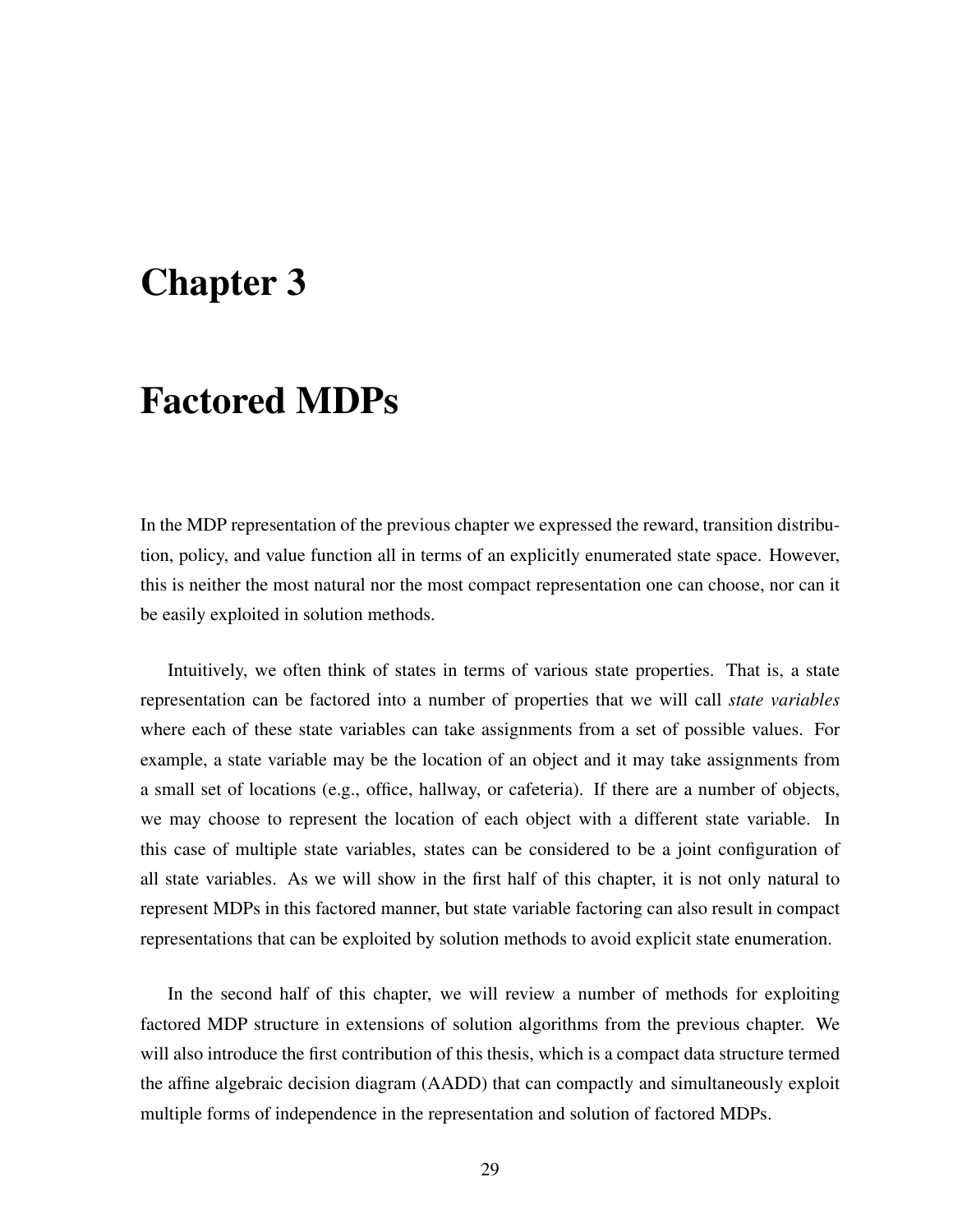# Chapter 3

# Factored MDPs

In the MDP representation of the previous chapter we expressed the reward, transition distribution, policy, and value function all in terms of an explicitly enumerated state space. However, this is neither the most natural nor the most compact representation one can choose, nor can it be easily exploited in solution methods.

Intuitively, we often think of states in terms of various state properties. That is, a state representation can be factored into a number of properties that we will call *state variables* where each of these state variables can take assignments from a set of possible values. For example, a state variable may be the location of an object and it may take assignments from a small set of locations (e.g., office, hallway, or cafeteria). If there are a number of objects, we may choose to represent the location of each object with a different state variable. In this case of multiple state variables, states can be considered to be a joint configuration of all state variables. As we will show in the first half of this chapter, it is not only natural to represent MDPs in this factored manner, but state variable factoring can also result in compact representations that can be exploited by solution methods to avoid explicit state enumeration.

In the second half of this chapter, we will review a number of methods for exploiting factored MDP structure in extensions of solution algorithms from the previous chapter. We will also introduce the first contribution of this thesis, which is a compact data structure termed the affine algebraic decision diagram (AADD) that can compactly and simultaneously exploit multiple forms of independence in the representation and solution of factored MDPs.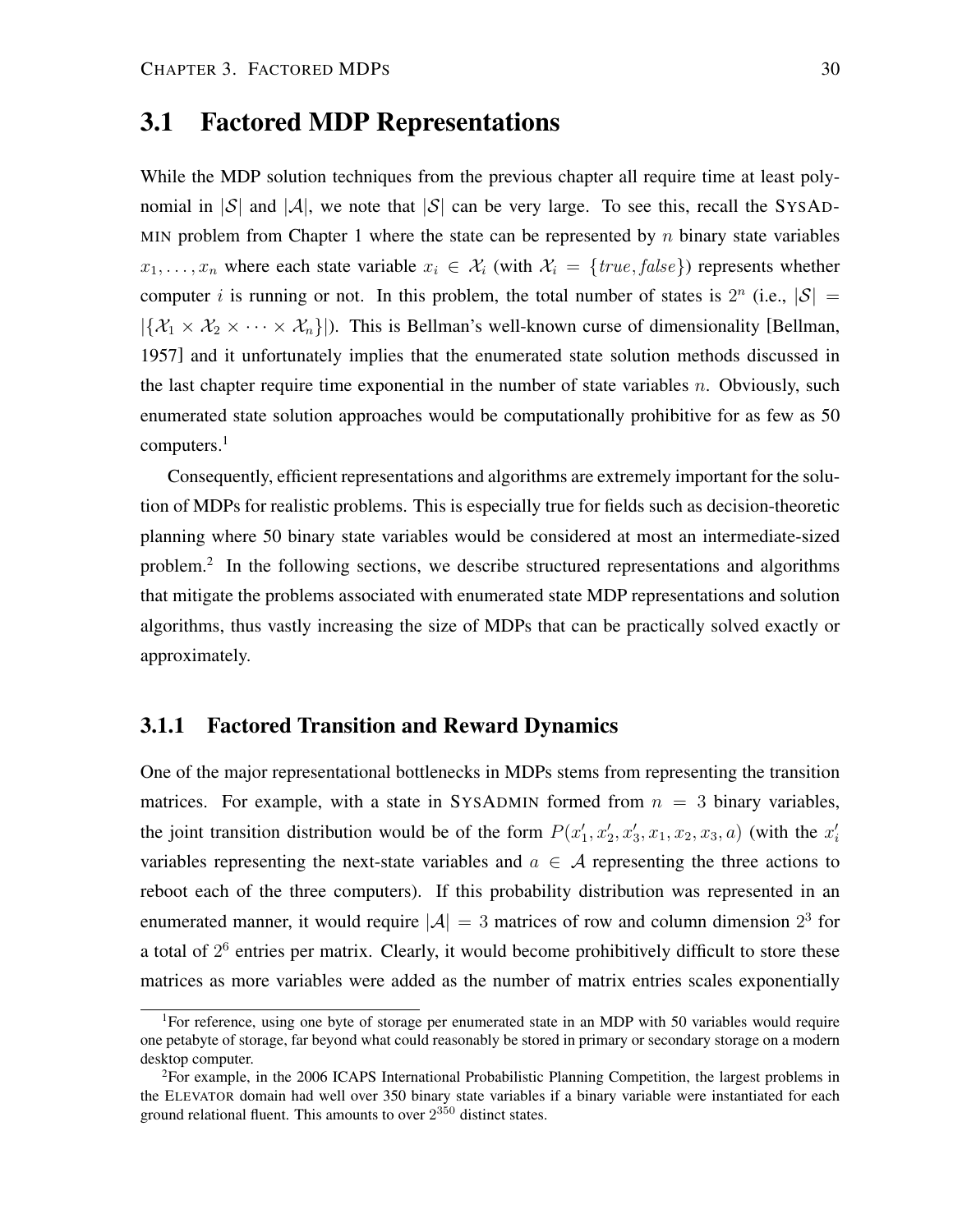## 3.1 Factored MDP Representations

While the MDP solution techniques from the previous chapter all require time at least polynomial in $|\mathcal{S}|$ and $|\mathcal{A}|$, we note that $|\mathcal{S}|$ can be very large. To see this, recall the SYSADMIN problem from Chapter 1 where the state can be represented by $n$ binary state variables $x_1, \ldots, x_n$ where each state variable $x_i \in \mathcal{X}_i$ (with $\mathcal{X}_i = \{true, false\}$) represents whether computer $i$ is running or not. In this problem, the total number of states is $2^n$ (i.e., $|\mathcal{S}| = |\{\mathcal{X}_1 \times \mathcal{X}_2 \times \cdots \times \mathcal{X}_n\}|$). This is Bellman's well-known curse of dimensionality [Bellman, 1957] and it unfortunately implies that the enumerated state solution methods discussed in the last chapter require time exponential in the number of state variables $n$. Obviously, such enumerated state solution approaches would be computationally prohibitive for as few as 50 computers.[1]

Consequently, efficient representations and algorithms are extremely important for the solution of MDPs for realistic problems. This is especially true for fields such as decision-theoretic planning where 50 binary state variables would be considered at most an intermediate-sized problem.[2] In the following sections, we describe structured representations and algorithms that mitigate the problems associated with enumerated state MDP representations and solution algorithms, thus vastly increasing the size of MDPs that can be practically solved exactly or approximately.

### 3.1.1 Factored Transition and Reward Dynamics

One of the major representational bottlenecks in MDPs stems from representing the transition matrices. For example, with a state in SYSADMIN formed from $n = 3$ binary variables, the joint transition distribution would be of the form $P(x_1', x_2', x_3', x_1, x_2, x_3, a)$ (with the $x_i'$ variables representing the next-state variables and $a \in \mathcal{A}$ representing the three actions to reboot each of the three computers). If this probability distribution was represented in an enumerated manner, it would require $|\mathcal{A}| = 3$ matrices of row and column dimension $2^3$ for a total of $2^6$ entries per matrix. Clearly, it would become prohibitively difficult to store these matrices as more variables were added as the number of matrix entries scales exponentially

[1] For reference, using one byte of storage per enumerated state in an MDP with 50 variables would require one petabyte of storage, far beyond what could reasonably be stored in primary or secondary storage on a modern desktop computer.

[2] For example, in the 2006 ICAPS International Probabilistic Planning Competition, the largest problems in the ELEVATOR domain had well over 350 binary state variables if a binary variable were instantiated for each ground relational fluent. This amounts to over $2^{350}$ distinct states.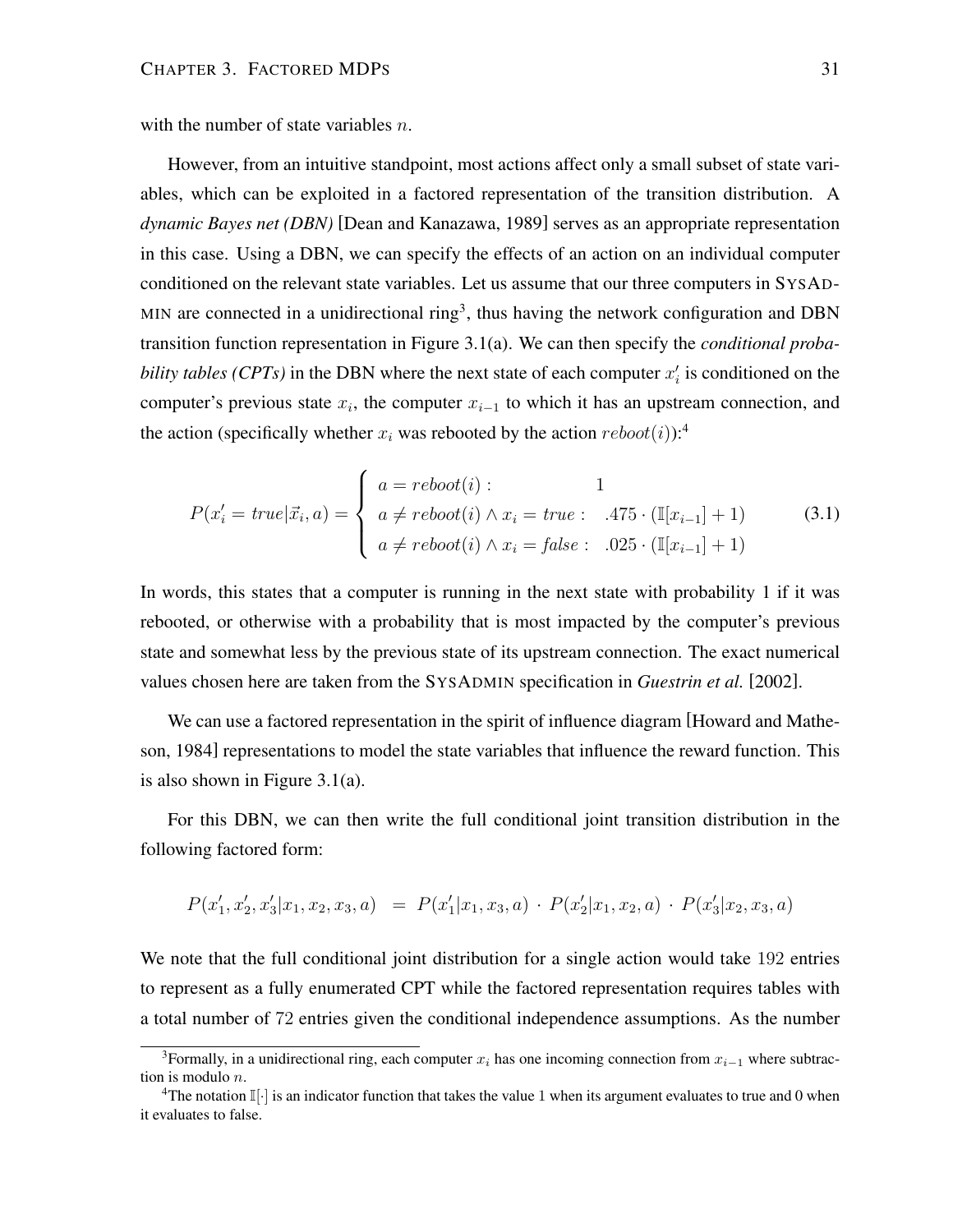with the number of state variables $n$.

However, from an intuitive standpoint, most actions affect only a small subset of state variables, which can be exploited in a factored representation of the transition distribution. A *dynamic Bayes net (DBN)* [Dean and Kanazawa, 1989] serves as an appropriate representation in this case. Using a DBN, we can specify the effects of an action on an individual computer conditioned on the relevant state variables. Let us assume that our three computers in SYSADMIN are connected in a unidirectional ring[3], thus having the network configuration and DBN transition function representation in Figure 3.1(a). We can then specify the *conditional probability tables (CPTs)* in the DBN where the next state of each computer $x'_i$ is conditioned on the computer's previous state $x_i$, the computer $x_{i-1}$ to which it has an upstream connection, and the action (specifically whether $x_i$ was rebooted by the action $reboot(i)$):[4]

$$P(x'_i = true|\vec{x}_i, a) = \begin{cases} a = reboot(i): & 1 \\ a \neq reboot(i) \wedge x_i = true: & .475 \cdot (\mathbb{I}[x_{i-1}] + 1) \\ a \neq reboot(i) \wedge x_i = false: & .025 \cdot (\mathbb{I}[x_{i-1}] + 1) \end{cases} \tag{3.1}$$

In words, this states that a computer is running in the next state with probability 1 if it was rebooted, or otherwise with a probability that is most impacted by the computer's previous state and somewhat less by the previous state of its upstream connection. The exact numerical values chosen here are taken from the SYSADMIN specification in *Guestrin et al.* [2002].

We can use a factored representation in the spirit of influence diagram [Howard and Matheson, 1984] representations to model the state variables that influence the reward function. This is also shown in Figure 3.1(a).

For this DBN, we can then write the full conditional joint transition distribution in the following factored form:

$$P(x'_1, x'_2, x'_3|x_1, x_2, x_3, a) \;=\; P(x'_1|x_1, x_3, a) \cdot P(x'_2|x_1, x_2, a) \cdot P(x'_3|x_2, x_3, a)$$

We note that the full conditional joint distribution for a single action would take 192 entries to represent as a fully enumerated CPT while the factored representation requires tables with a total number of 72 entries given the conditional independence assumptions. As the number

[3] Formally, in a unidirectional ring, each computer $x_i$ has one incoming connection from $x_{i-1}$ where subtraction is modulo $n$.

[4] The notation $\mathbb{I}[\cdot]$ is an indicator function that takes the value 1 when its argument evaluates to true and 0 when it evaluates to false.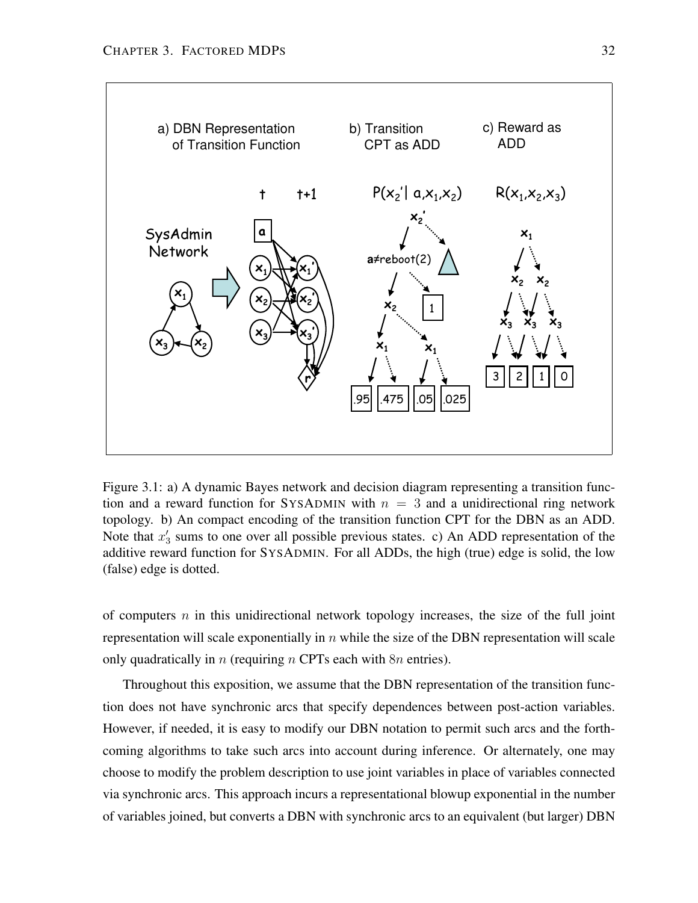Figure 3.1: a) A dynamic Bayes network and decision diagram representing a transition function and a reward function for SYSADMIN with $n = 3$ and a unidirectional ring network topology. b) An compact encoding of the transition function CPT for the DBN as an ADD. Note that $x_3'$ sums to one over all possible previous states. c) An ADD representation of the additive reward function for SYSADMIN. For all ADDs, the high (true) edge is solid, the low (false) edge is dotted.

of computers $n$ in this unidirectional network topology increases, the size of the full joint representation will scale exponentially in $n$ while the size of the DBN representation will scale only quadratically in $n$ (requiring $n$ CPTs each with $8n$ entries).

Throughout this exposition, we assume that the DBN representation of the transition function does not have synchronic arcs that specify dependences between post-action variables. However, if needed, it is easy to modify our DBN notation to permit such arcs and the forthcoming algorithms to take such arcs into account during inference. Or alternately, one may choose to modify the problem description to use joint variables in place of variables connected via synchronic arcs. This approach incurs a representational blowup exponential in the number of variables joined, but converts a DBN with synchronic arcs to an equivalent (but larger) DBN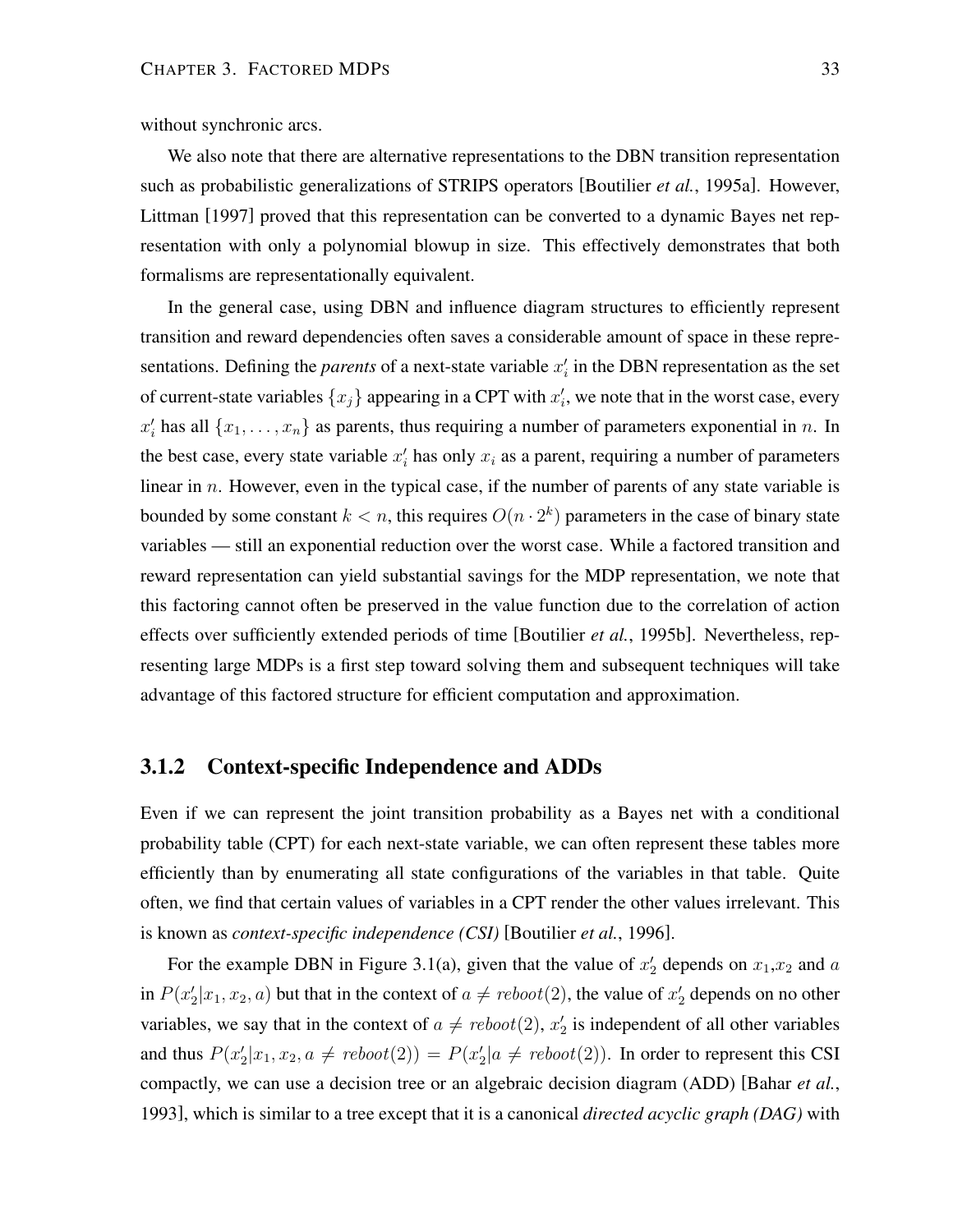without synchronic arcs.

We also note that there are alternative representations to the DBN transition representation such as probabilistic generalizations of STRIPS operators [Boutilier *et al.*, 1995a]. However, Littman [1997] proved that this representation can be converted to a dynamic Bayes net representation with only a polynomial blowup in size. This effectively demonstrates that both formalisms are representationally equivalent.

In the general case, using DBN and influence diagram structures to efficiently represent transition and reward dependencies often saves a considerable amount of space in these representations. Defining the *parents* of a next-state variable $x_i'$ in the DBN representation as the set of current-state variables $\{x_j\}$ appearing in a CPT with $x_i'$, we note that in the worst case, every $x_i'$ has all $\{x_1, \ldots, x_n\}$ as parents, thus requiring a number of parameters exponential in $n$. In the best case, every state variable $x_i'$ has only $x_i$ as a parent, requiring a number of parameters linear in $n$. However, even in the typical case, if the number of parents of any state variable is bounded by some constant $k < n$, this requires $O(n \cdot 2^k)$ parameters in the case of binary state variables — still an exponential reduction over the worst case. While a factored transition and reward representation can yield substantial savings for the MDP representation, we note that this factoring cannot often be preserved in the value function due to the correlation of action effects over sufficiently extended periods of time [Boutilier *et al.*, 1995b]. Nevertheless, representing large MDPs is a first step toward solving them and subsequent techniques will take advantage of this factored structure for efficient computation and approximation.

### 3.1.2 Context-specific Independence and ADDs

Even if we can represent the joint transition probability as a Bayes net with a conditional probability table (CPT) for each next-state variable, we can often represent these tables more efficiently than by enumerating all state configurations of the variables in that table. Quite often, we find that certain values of variables in a CPT render the other values irrelevant. This is known as *context-specific independence (CSI)* [Boutilier *et al.*, 1996].

For the example DBN in Figure 3.1(a), given that the value of $x_2'$ depends on $x_1$,$x_2$ and $a$ in $P(x_2'|x_1, x_2, a)$ but that in the context of $a \neq reboot(2)$, the value of $x_2'$ depends on no other variables, we say that in the context of $a \neq reboot(2)$, $x_2'$ is independent of all other variables and thus $P(x_2'|x_1, x_2, a \neq reboot(2)) = P(x_2'|a \neq reboot(2))$. In order to represent this CSI compactly, we can use a decision tree or an algebraic decision diagram (ADD) [Bahar *et al.*, 1993], which is similar to a tree except that it is a canonical *directed acyclic graph (DAG)* with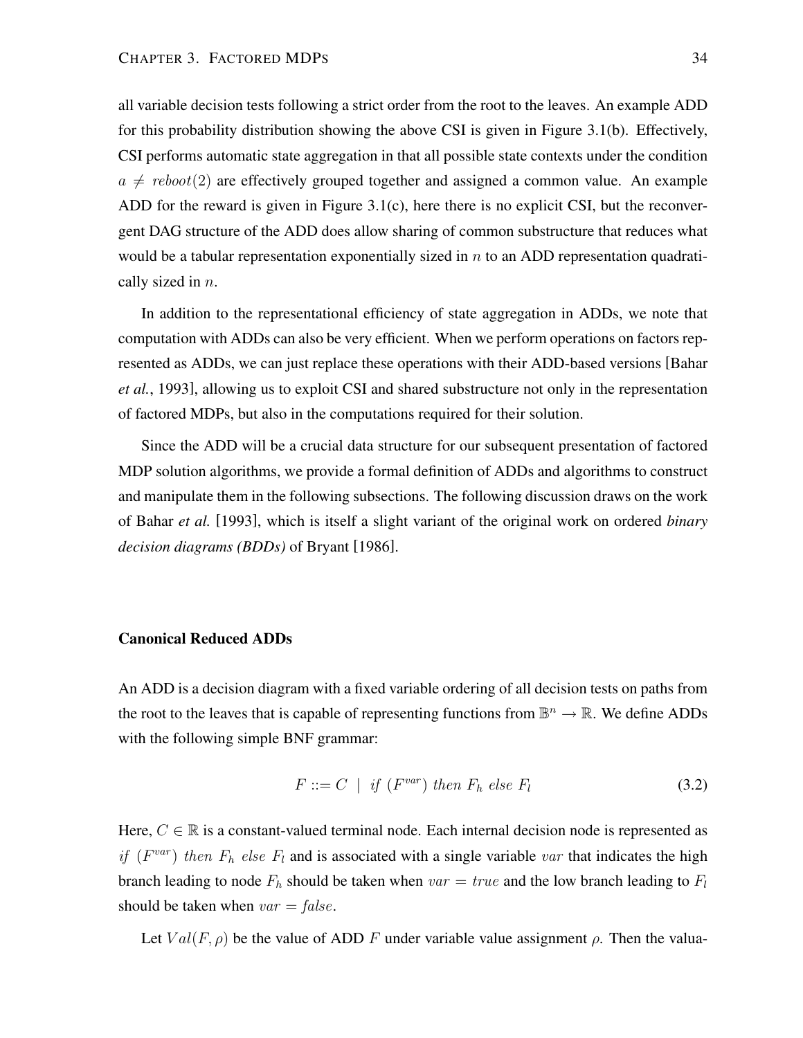all variable decision tests following a strict order from the root to the leaves. An example ADD for this probability distribution showing the above CSI is given in Figure 3.1(b). Effectively, CSI performs automatic state aggregation in that all possible state contexts under the condition $a \neq reboot(2)$ are effectively grouped together and assigned a common value. An example ADD for the reward is given in Figure 3.1(c), here there is no explicit CSI, but the reconvergent DAG structure of the ADD does allow sharing of common substructure that reduces what would be a tabular representation exponentially sized in $n$ to an ADD representation quadratically sized in $n$.

In addition to the representational efficiency of state aggregation in ADDs, we note that computation with ADDs can also be very efficient. When we perform operations on factors represented as ADDs, we can just replace these operations with their ADD-based versions [Bahar *et al.*, 1993], allowing us to exploit CSI and shared substructure not only in the representation of factored MDPs, but also in the computations required for their solution.

Since the ADD will be a crucial data structure for our subsequent presentation of factored MDP solution algorithms, we provide a formal definition of ADDs and algorithms to construct and manipulate them in the following subsections. The following discussion draws on the work of Bahar *et al.* [1993], which is itself a slight variant of the original work on ordered *binary decision diagrams (BDDs)* of Bryant [1986].

### Canonical Reduced ADDs

An ADD is a decision diagram with a fixed variable ordering of all decision tests on paths from the root to the leaves that is capable of representing functions from $\mathbb{B}^n \rightarrow \mathbb{R}$. We define ADDs with the following simple BNF grammar:

$$F ::= C \ \mid \ if \ (F^{var}) \ then \ F_h \ else \ F_l \tag{3.2}$$

Here, $C \in \mathbb{R}$ is a constant-valued terminal node. Each internal decision node is represented as $if \ (F^{var}) \ then \ F_h \ else \ F_l$ and is associated with a single variable $var$ that indicates the high branch leading to node $F_h$ should be taken when $var = true$ and the low branch leading to $F_l$ should be taken when $var = false$.

Let $Val(F, \rho)$ be the value of ADD $F$ under variable value assignment $\rho$. Then the valua-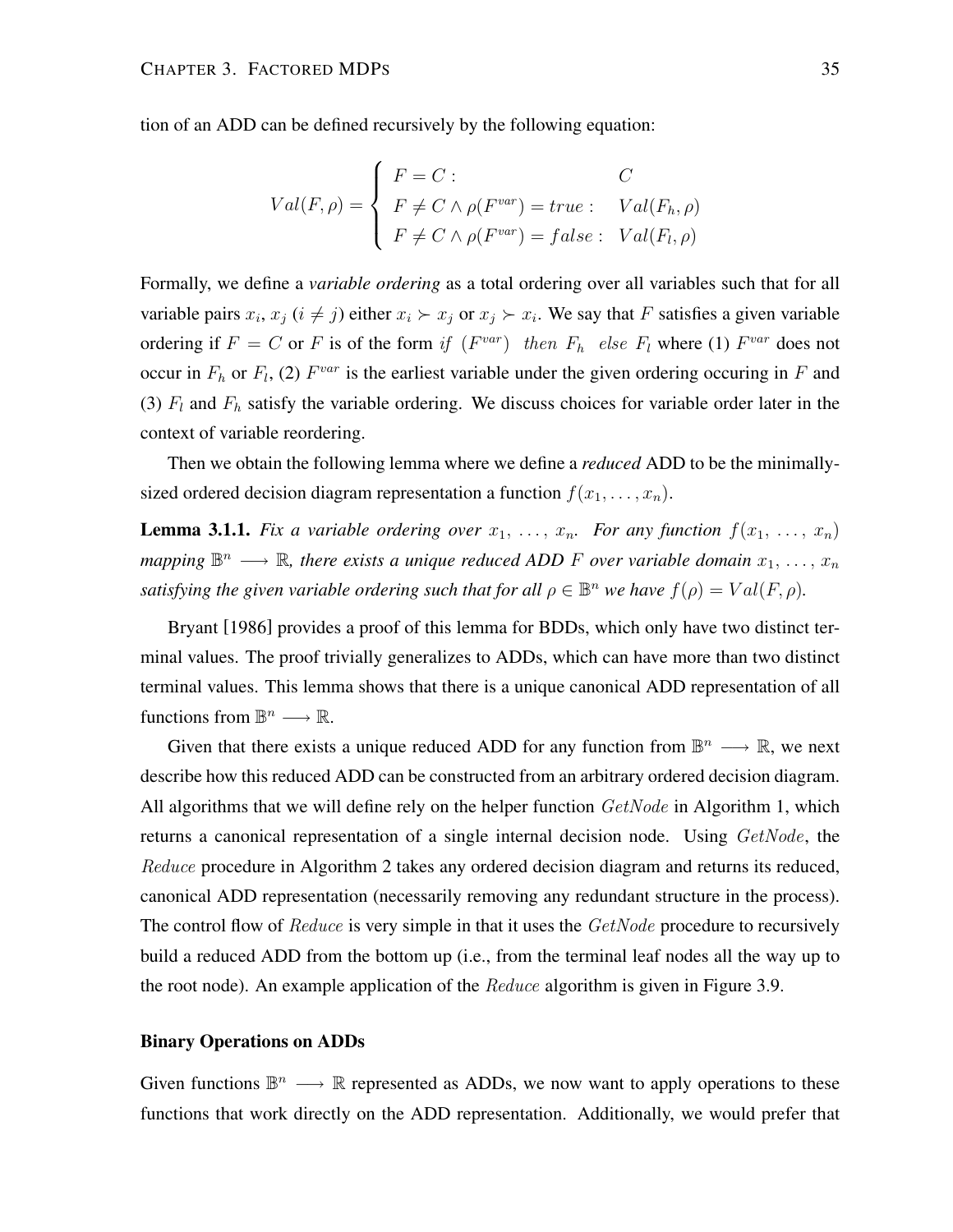tion of an ADD can be defined recursively by the following equation:

$$Val(F, \rho) = \begin{cases} F = C : & C \\ F \neq C \wedge \rho(F^{var}) = true : & Val(F_h, \rho) \\ F \neq C \wedge \rho(F^{var}) = false : & Val(F_l, \rho) \end{cases}$$

Formally, we define a *variable ordering* as a total ordering over all variables such that for all variable pairs $x_i$, $x_j$ ($i \neq j$) either $x_i \succ x_j$ or $x_j \succ x_i$. We say that $F$ satisfies a given variable ordering if $F = C$ or $F$ is of the form $if\ \ (F^{var})\ \ then\ F_h\ \ else\ F_l$ where (1) $F^{var}$ does not occur in $F_h$ or $F_l$, (2) $F^{var}$ is the earliest variable under the given ordering occuring in $F$ and (3) $F_l$ and $F_h$ satisfy the variable ordering. We discuss choices for variable order later in the context of variable reordering.

Then we obtain the following lemma where we define a *reduced* ADD to be the minimally-sized ordered decision diagram representation a function $f(x_1, \ldots, x_n)$.

**Lemma 3.1.1.** *Fix a variable ordering over $x_1, \ldots, x_n$. For any function $f(x_1, \ldots, x_n)$ mapping $\mathbb{B}^n \longrightarrow \mathbb{R}$, there exists a unique reduced ADD $F$ over variable domain $x_1, \ldots, x_n$ satisfying the given variable ordering such that for all $\rho \in \mathbb{B}^n$ we have $f(\rho) = Val(F, \rho)$.*

Bryant [1986] provides a proof of this lemma for BDDs, which only have two distinct terminal values. The proof trivially generalizes to ADDs, which can have more than two distinct terminal values. This lemma shows that there is a unique canonical ADD representation of all functions from $\mathbb{B}^n \longrightarrow \mathbb{R}$.

Given that there exists a unique reduced ADD for any function from $\mathbb{B}^n \longrightarrow \mathbb{R}$, we next describe how this reduced ADD can be constructed from an arbitrary ordered decision diagram. All algorithms that we will define rely on the helper function $GetNode$ in Algorithm 1, which returns a canonical representation of a single internal decision node. Using $GetNode$, the $Reduce$ procedure in Algorithm 2 takes any ordered decision diagram and returns its reduced, canonical ADD representation (necessarily removing any redundant structure in the process). The control flow of $Reduce$ is very simple in that it uses the $GetNode$ procedure to recursively build a reduced ADD from the bottom up (i.e., from the terminal leaf nodes all the way up to the root node). An example application of the $Reduce$ algorithm is given in Figure 3.9.

#### Binary Operations on ADDs

Given functions $\mathbb{B}^n \longrightarrow \mathbb{R}$ represented as ADDs, we now want to apply operations to these functions that work directly on the ADD representation. Additionally, we would prefer that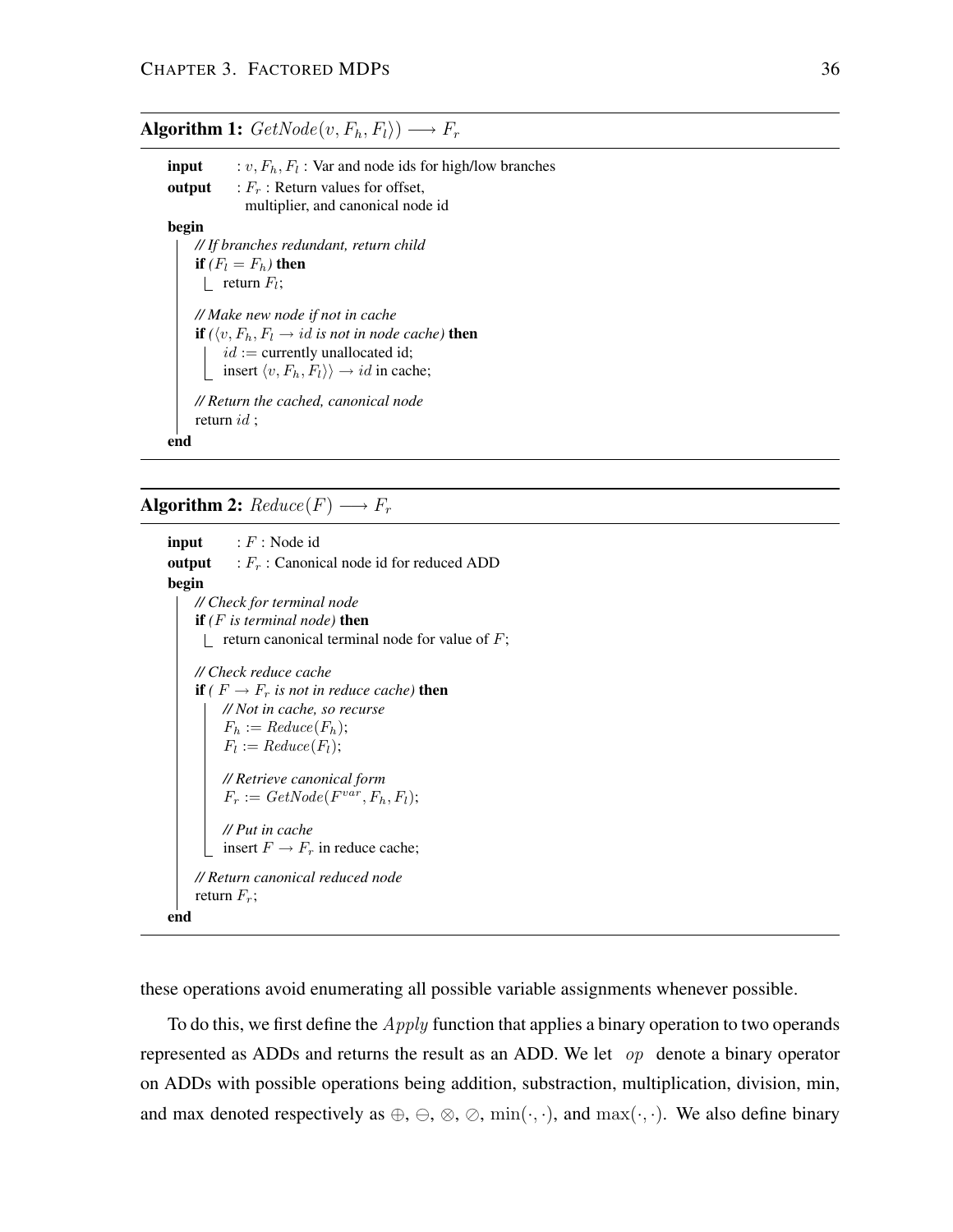**Algorithm 1:** $GetNode(v, F_h, F_l\rangle) \longrightarrow F_r$

```
input   : v, F_h, F_l : Var and node ids for high/low branches
output  : F_r : Return values for offset,
          multiplier, and canonical node id
begin
    // If branches redundant, return child
    if (F_l = F_h) then
        return F_l;

    // Make new node if not in cache
    if (⟨v, F_h, F_l → id is not in node cache) then
        id := currently unallocated id;
        insert ⟨v, F_h, F_l⟩⟩ → id in cache;

    // Return the cached, canonical node
    return id ;
end
```

**Algorithm 2:** $Reduce(F) \longrightarrow F_r$

```
input   : F : Node id
output  : F_r : Canonical node id for reduced ADD
begin
    // Check for terminal node
    if (F is terminal node) then
        return canonical terminal node for value of F;

    // Check reduce cache
    if ( F → F_r is not in reduce cache) then
        // Not in cache, so recurse
        F_h := Reduce(F_h);
        F_l := Reduce(F_l);

        // Retrieve canonical form
        F_r := GetNode(F^var, F_h, F_l);

        // Put in cache
        insert F → F_r in reduce cache;

    // Return canonical reduced node
    return F_r;
end
```

these operations avoid enumerating all possible variable assignments whenever possible.

To do this, we first define the $Apply$ function that applies a binary operation to two operands represented as ADDs and returns the result as an ADD. We let $op$ denote a binary operator on ADDs with possible operations being addition, substraction, multiplication, division, min, and max denoted respectively as $\oplus$, $\ominus$, $\otimes$, $\oslash$, $\min(\cdot, \cdot)$, and $\max(\cdot, \cdot)$. We also define binary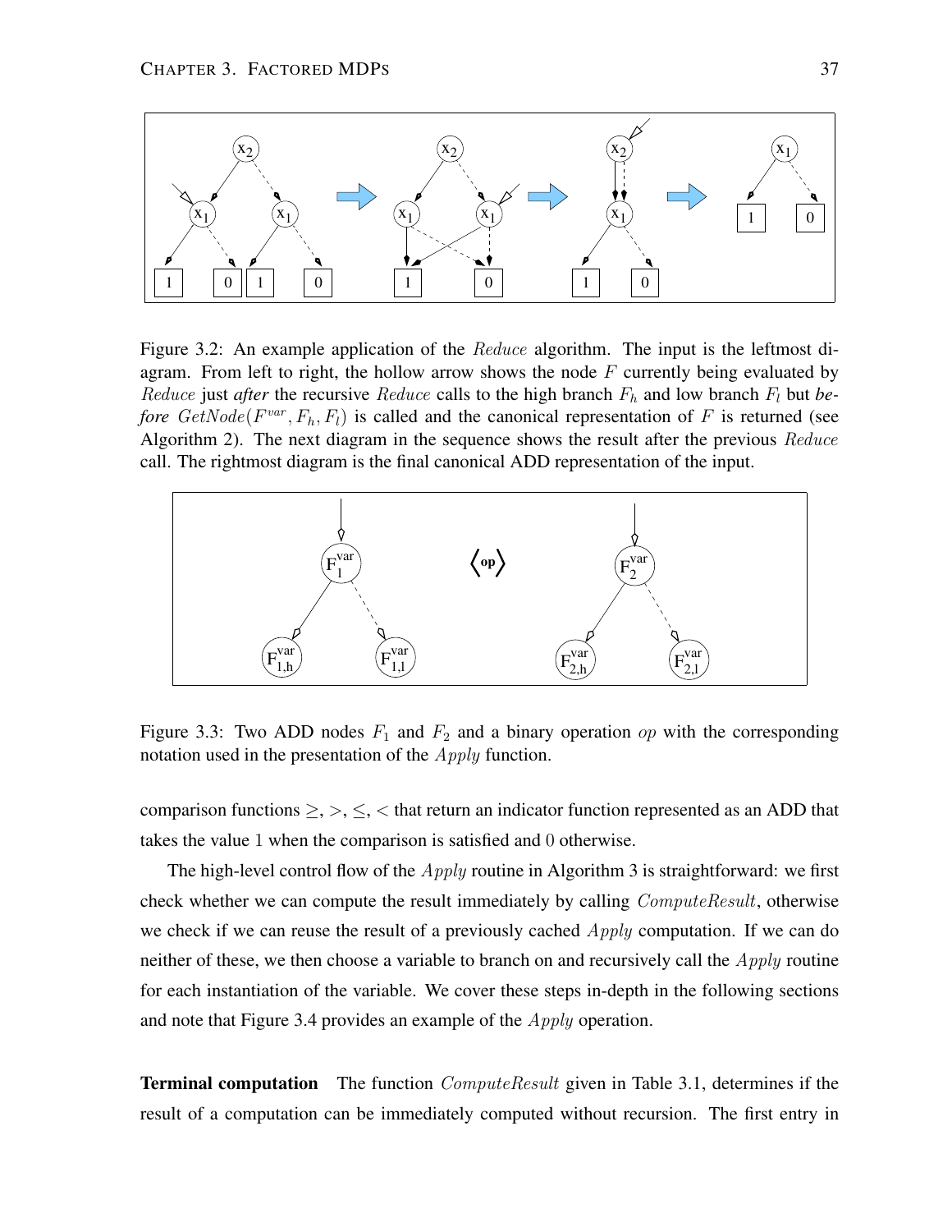Figure 3.2: An example application of the *Reduce* algorithm. The input is the leftmost diagram. From left to right, the hollow arrow shows the node $F$ currently being evaluated by *Reduce* just ***after*** the recursive *Reduce* calls to the high branch $F_h$ and low branch $F_l$ but ***before*** $GetNode(F^{var}, F_h, F_l)$ is called and the canonical representation of $F$ is returned (see Algorithm 2). The next diagram in the sequence shows the result after the previous *Reduce* call. The rightmost diagram is the final canonical ADD representation of the input.

Figure 3.3: Two ADD nodes $F_1$ and $F_2$ and a binary operation $op$ with the corresponding notation used in the presentation of the *Apply* function.

comparison functions $\geq, >, \leq, <$ that return an indicator function represented as an ADD that takes the value $1$ when the comparison is satisfied and $0$ otherwise.

The high-level control flow of the *Apply* routine in Algorithm 3 is straightforward: we first check whether we can compute the result immediately by calling *ComputeResult*, otherwise we check if we can reuse the result of a previously cached *Apply* computation. If we can do neither of these, we then choose a variable to branch on and recursively call the *Apply* routine for each instantiation of the variable. We cover these steps in-depth in the following sections and note that Figure 3.4 provides an example of the *Apply* operation.

**Terminal computation** The function *ComputeResult* given in Table 3.1, determines if the result of a computation can be immediately computed without recursion. The first entry in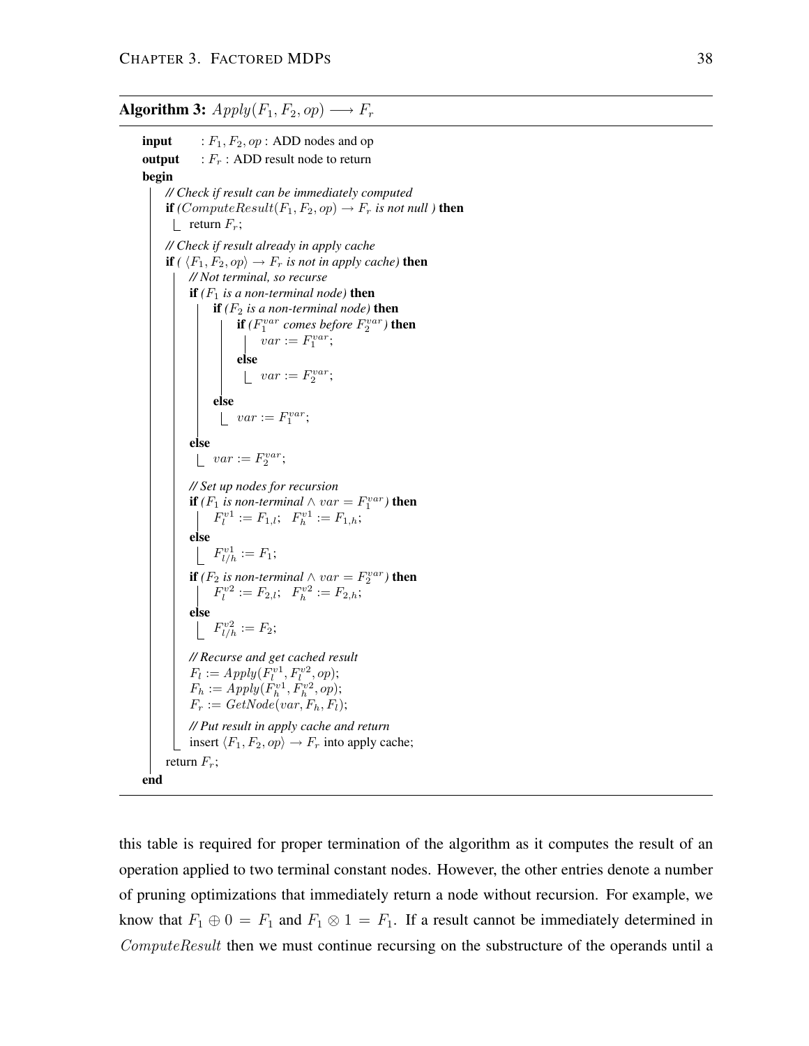**Algorithm 3:** $Apply(F_1, F_2, op) \longrightarrow F_r$

```
input   : F_1, F_2, op : ADD nodes and op
output  : F_r : ADD result node to return
begin
    // Check if result can be immediately computed
    if (ComputeResult(F_1, F_2, op) → F_r is not null ) then
        return F_r;
    // Check if result already in apply cache
    if ( ⟨F_1, F_2, op⟩ → F_r is not in apply cache) then
        // Not terminal, so recurse
        if (F_1 is a non-terminal node) then
            if (F_2 is a non-terminal node) then
                if (F_1^var comes before F_2^var) then
                    var := F_1^var;
                else
                    var := F_2^var;
            else
                var := F_1^var;
        else
            var := F_2^var;
        // Set up nodes for recursion
        if (F_1 is non-terminal ∧ var = F_1^var) then
            F_l^v1 := F_{1,l};   F_h^v1 := F_{1,h};
        else
            F_{l/h}^v1 := F_1;
        if (F_2 is non-terminal ∧ var = F_2^var) then
            F_l^v2 := F_{2,l};   F_h^v2 := F_{2,h};
        else
            F_{l/h}^v2 := F_2;
        // Recurse and get cached result
        F_l := Apply(F_l^v1, F_l^v2, op);
        F_h := Apply(F_h^v1, F_h^v2, op);
        F_r := GetNode(var, F_h, F_l);
        // Put result in apply cache and return
        insert ⟨F_1, F_2, op⟩ → F_r into apply cache;
    return F_r;
end
```

this table is required for proper termination of the algorithm as it computes the result of an operation applied to two terminal constant nodes. However, the other entries denote a number of pruning optimizations that immediately return a node without recursion. For example, we know that $F_1 \oplus 0 = F_1$ and $F_1 \otimes 1 = F_1$. If a result cannot be immediately determined in $ComputeResult$ then we must continue recursing on the substructure of the operands until a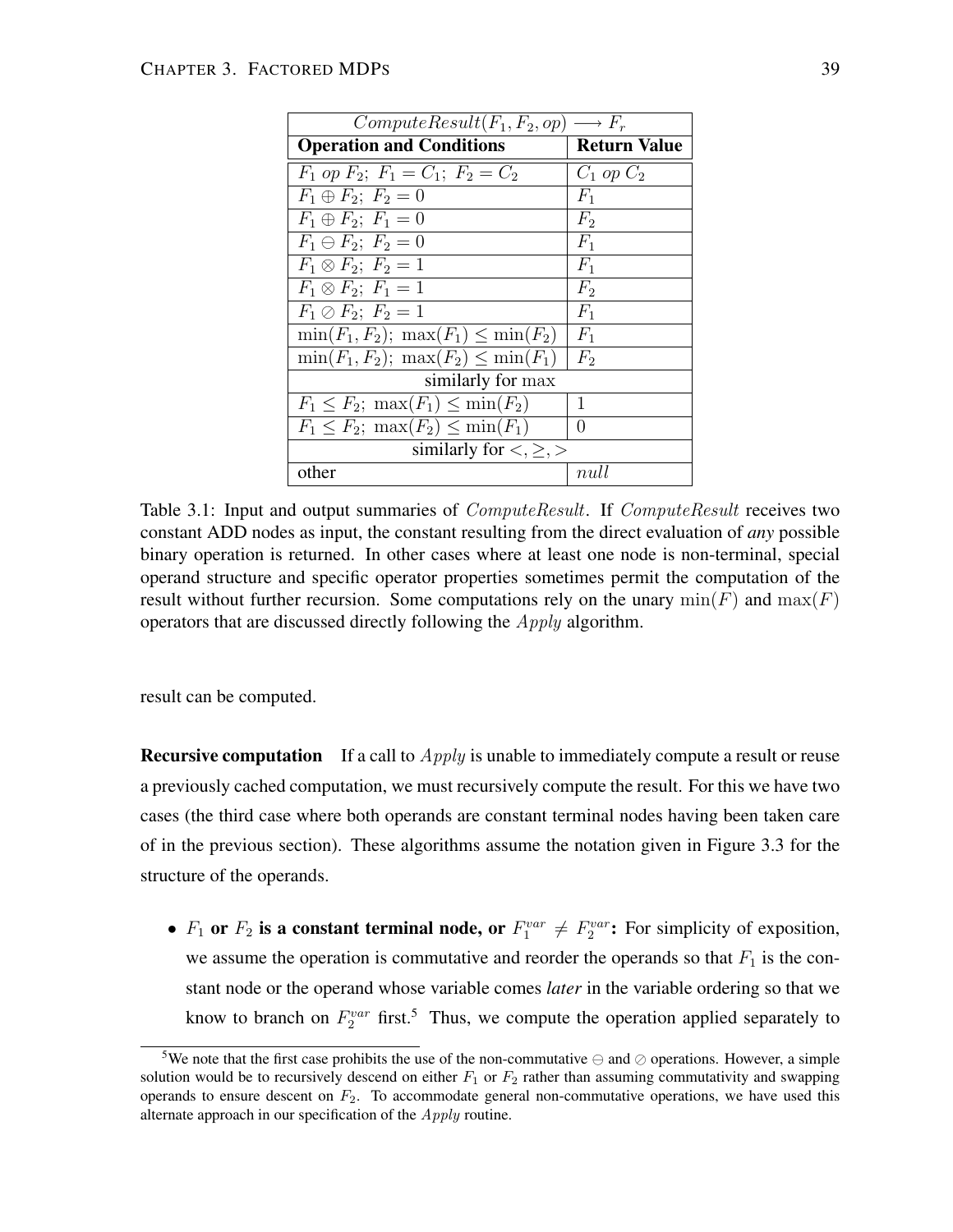| $ComputeResult(F_1, F_2, op) \longrightarrow F_r$ | |
|---|---|
| **Operation and Conditions** | **Return Value** |
| $F_1 \; op \; F_2; \; F_1 = C_1; \; F_2 = C_2$ | $C_1 \; op \; C_2$ |
| $F_1 \oplus F_2; \; F_2 = 0$ | $F_1$ |
| $F_1 \oplus F_2; \; F_1 = 0$ | $F_2$ |
| $F_1 \ominus F_2; \; F_2 = 0$ | $F_1$ |
| $F_1 \otimes F_2; \; F_2 = 1$ | $F_1$ |
| $F_1 \otimes F_2; \; F_1 = 1$ | $F_2$ |
| $F_1 \oslash F_2; \; F_2 = 1$ | $F_1$ |
| $\min(F_1, F_2); \; \max(F_1) \leq \min(F_2)$ | $F_1$ |
| $\min(F_1, F_2); \; \max(F_2) \leq \min(F_1)$ | $F_2$ |
| similarly for $\max$ | |
| $F_1 \leq F_2; \; \max(F_1) \leq \min(F_2)$ | $1$ |
| $F_1 \leq F_2; \; \max(F_2) \leq \min(F_1)$ | $0$ |
| similarly for $<, \geq, >$ | |
| other | $null$ |

Table 3.1: Input and output summaries of $ComputeResult$. If $ComputeResult$ receives two constant ADD nodes as input, the constant resulting from the direct evaluation of *any* possible binary operation is returned. In other cases where at least one node is non-terminal, special operand structure and specific operator properties sometimes permit the computation of the result without further recursion. Some computations rely on the unary $\min(F)$ and $\max(F)$ operators that are discussed directly following the $Apply$ algorithm.

result can be computed.

**Recursive computation** If a call to $Apply$ is unable to immediately compute a result or reuse a previously cached computation, we must recursively compute the result. For this we have two cases (the third case where both operands are constant terminal nodes having been taken care of in the previous section). These algorithms assume the notation given in Figure 3.3 for the structure of the operands.

- **$F_1$ or $F_2$ is a constant terminal node, or $F_1^{var} \neq F_2^{var}$:** For simplicity of exposition, we assume the operation is commutative and reorder the operands so that $F_1$ is the constant node or the operand whose variable comes *later* in the variable ordering so that we know to branch on $F_2^{var}$ first.[5] Thus, we compute the operation applied separately to

[5]We note that the first case prohibits the use of the non-commutative $\ominus$ and $\oslash$ operations. However, a simple solution would be to recursively descend on either $F_1$ or $F_2$ rather than assuming commutativity and swapping operands to ensure descent on $F_2$. To accommodate general non-commutative operations, we have used this alternate approach in our specification of the $Apply$ routine.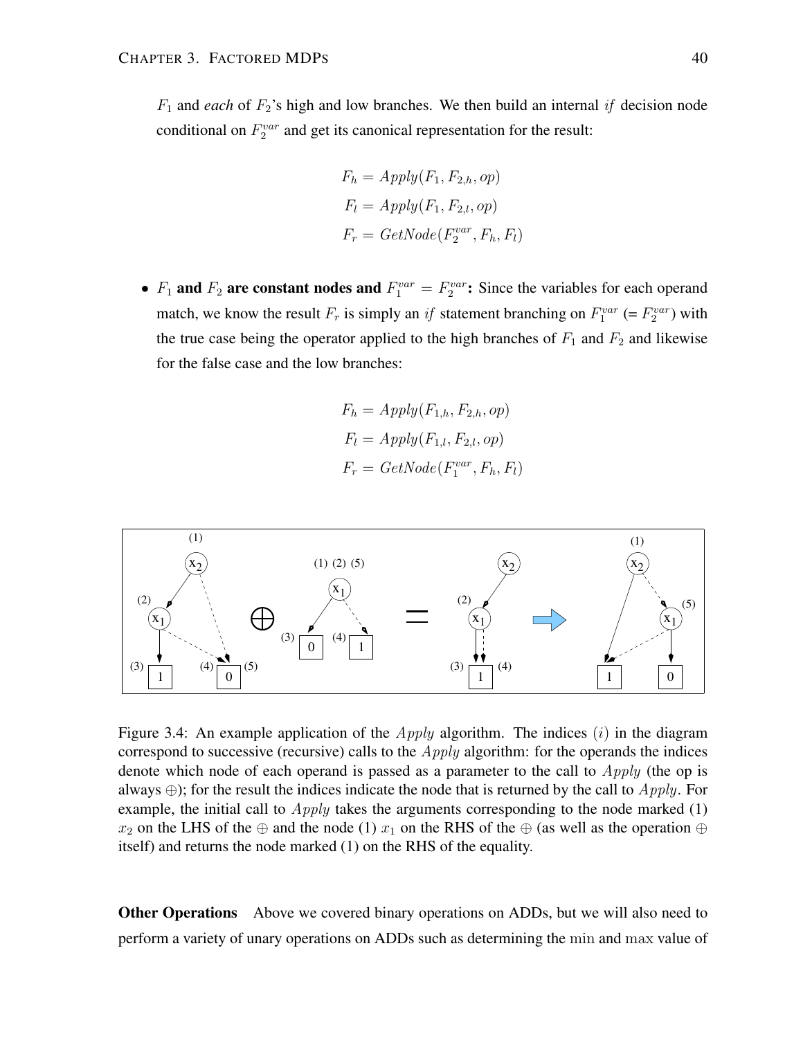$F_1$ and *each* of $F_2$'s high and low branches. We then build an internal $if$ decision node conditional on $F_2^{var}$ and get its canonical representation for the result:

$$
\begin{aligned}
F_h &= Apply(F_1, F_{2,h}, op) \\
F_l &= Apply(F_1, F_{2,l}, op) \\
F_r &= GetNode(F_2^{var}, F_h, F_l)
\end{aligned}
$$

- **$F_1$ and $F_2$ are constant nodes and $F_1^{var} = F_2^{var}$:** Since the variables for each operand match, we know the result $F_r$ is simply an $if$ statement branching on $F_1^{var}$ (= $F_2^{var}$) with the true case being the operator applied to the high branches of $F_1$ and $F_2$ and likewise for the false case and the low branches:

$$
\begin{aligned}
F_h &= Apply(F_{1,h}, F_{2,h}, op) \\
F_l &= Apply(F_{1,l}, F_{2,l}, op) \\
F_r &= GetNode(F_1^{var}, F_h, F_l)
\end{aligned}
$$

Figure 3.4: An example application of the $Apply$ algorithm. The indices $(i)$ in the diagram correspond to successive (recursive) calls to the $Apply$ algorithm: for the operands the indices denote which node of each operand is passed as a parameter to the call to $Apply$ (the op is always $\oplus$); for the result the indices indicate the node that is returned by the call to $Apply$. For example, the initial call to $Apply$ takes the arguments corresponding to the node marked (1) $x_2$ on the LHS of the $\oplus$ and the node (1) $x_1$ on the RHS of the $\oplus$ (as well as the operation $\oplus$ itself) and returns the node marked (1) on the RHS of the equality.

**Other Operations** Above we covered binary operations on ADDs, but we will also need to perform a variety of unary operations on ADDs such as determining the $\min$ and $\max$ value of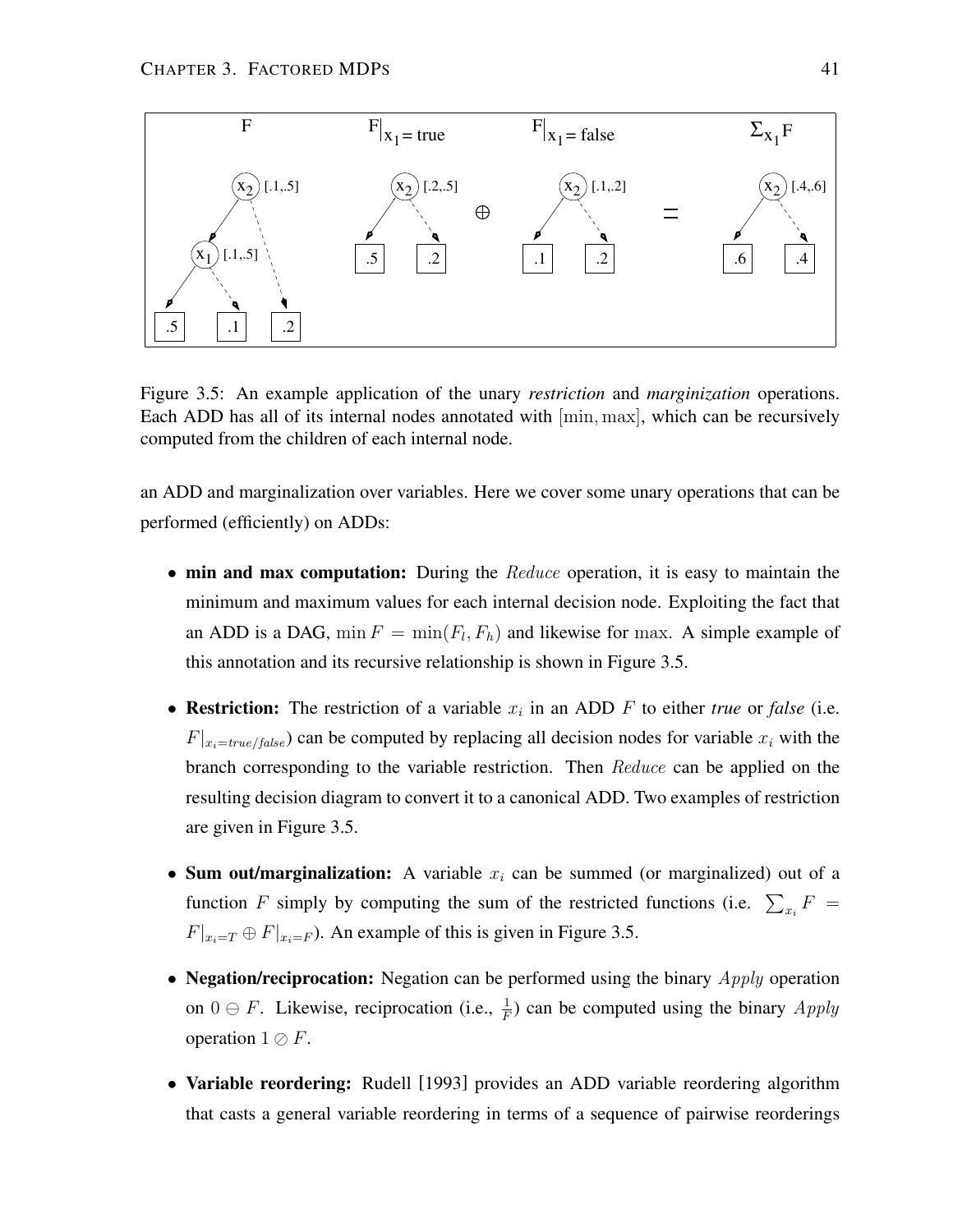Figure 3.5: An example application of the unary *restriction* and *marginization* operations. Each ADD has all of its internal nodes annotated with $[\min, \max]$, which can be recursively computed from the children of each internal node.

an ADD and marginalization over variables. Here we cover some unary operations that can be performed (efficiently) on ADDs:

- **min and max computation:** During the $Reduce$ operation, it is easy to maintain the minimum and maximum values for each internal decision node. Exploiting the fact that an ADD is a DAG, $\min F = \min(F_l, F_h)$ and likewise for $\max$. A simple example of this annotation and its recursive relationship is shown in Figure 3.5.

- **Restriction:** The restriction of a variable $x_i$ in an ADD $F$ to either *true* or *false* (i.e. $F|_{x_i=true/false}$) can be computed by replacing all decision nodes for variable $x_i$ with the branch corresponding to the variable restriction. Then $Reduce$ can be applied on the resulting decision diagram to convert it to a canonical ADD. Two examples of restriction are given in Figure 3.5.

- **Sum out/marginalization:** A variable $x_i$ can be summed (or marginalized) out of a function $F$ simply by computing the sum of the restricted functions (i.e. $\sum_{x_i} F = F|_{x_i=T} \oplus F|_{x_i=F}$). An example of this is given in Figure 3.5.

- **Negation/reciprocation:** Negation can be performed using the binary $Apply$ operation on $0 \ominus F$. Likewise, reciprocation (i.e., $\frac{1}{F}$) can be computed using the binary $Apply$ operation $1 \oslash F$.

- **Variable reordering:** Rudell [1993] provides an ADD variable reordering algorithm that casts a general variable reordering in terms of a sequence of pairwise reorderings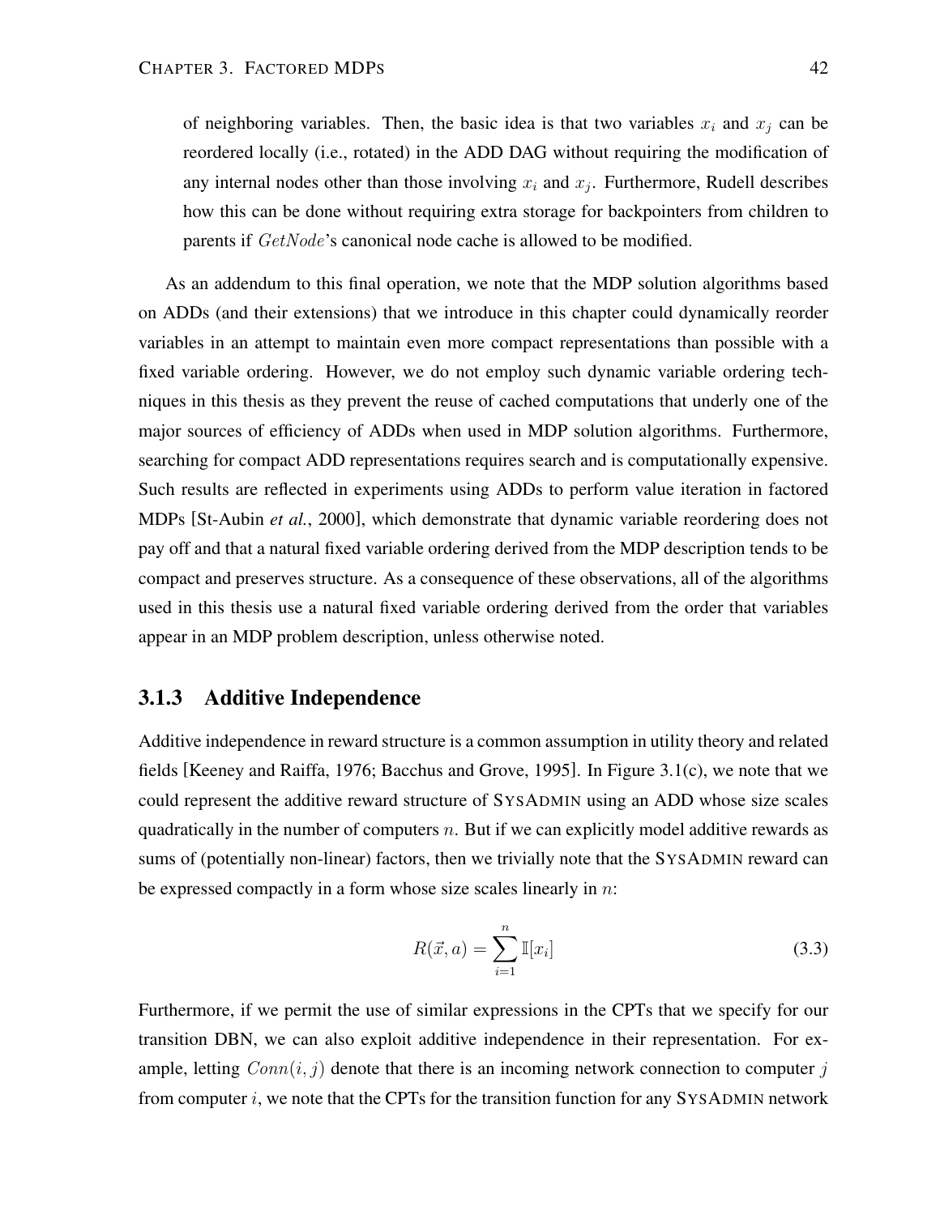of neighboring variables. Then, the basic idea is that two variables $x_i$ and $x_j$ can be reordered locally (i.e., rotated) in the ADD DAG without requiring the modification of any internal nodes other than those involving $x_i$ and $x_j$. Furthermore, Rudell describes how this can be done without requiring extra storage for backpointers from children to parents if $GetNode$'s canonical node cache is allowed to be modified.

As an addendum to this final operation, we note that the MDP solution algorithms based on ADDs (and their extensions) that we introduce in this chapter could dynamically reorder variables in an attempt to maintain even more compact representations than possible with a fixed variable ordering. However, we do not employ such dynamic variable ordering techniques in this thesis as they prevent the reuse of cached computations that underly one of the major sources of efficiency of ADDs when used in MDP solution algorithms. Furthermore, searching for compact ADD representations requires search and is computationally expensive. Such results are reflected in experiments using ADDs to perform value iteration in factored MDPs [St-Aubin *et al.*, 2000], which demonstrate that dynamic variable reordering does not pay off and that a natural fixed variable ordering derived from the MDP description tends to be compact and preserves structure. As a consequence of these observations, all of the algorithms used in this thesis use a natural fixed variable ordering derived from the order that variables appear in an MDP problem description, unless otherwise noted.

### 3.1.3 Additive Independence

Additive independence in reward structure is a common assumption in utility theory and related fields [Keeney and Raiffa, 1976; Bacchus and Grove, 1995]. In Figure 3.1(c), we note that we could represent the additive reward structure of SYSADMIN using an ADD whose size scales quadratically in the number of computers $n$. But if we can explicitly model additive rewards as sums of (potentially non-linear) factors, then we trivially note that the SYSADMIN reward can be expressed compactly in a form whose size scales linearly in $n$:

$$R(\vec{x}, a) = \sum_{i=1}^{n} \mathbb{I}[x_i] \tag{3.3}$$

Furthermore, if we permit the use of similar expressions in the CPTs that we specify for our transition DBN, we can also exploit additive independence in their representation. For example, letting $Conn(i, j)$ denote that there is an incoming network connection to computer $j$ from computer $i$, we note that the CPTs for the transition function for any SYSADMIN network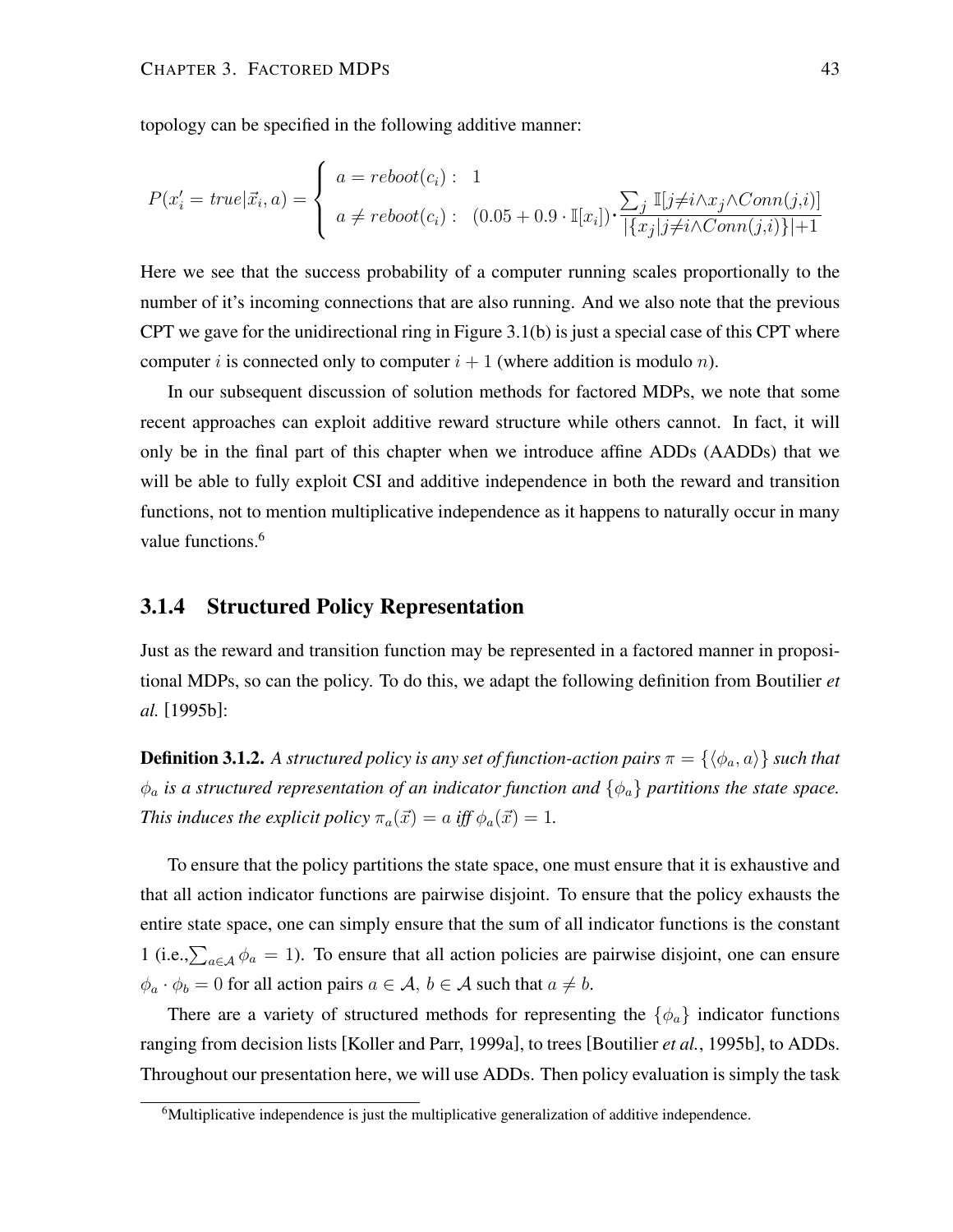topology can be specified in the following additive manner:

$$
P(x_i' = true|\vec{x}_i, a) = \begin{cases} a = reboot(c_i): & 1 \\ a \neq reboot(c_i): & (0.05 + 0.9 \cdot \mathbb{I}[x_i]) \cdot \frac{\sum_j \mathbb{I}[j \neq i \wedge x_j \wedge Conn(j,i)]}{|\{x_j | j \neq i \wedge Conn(j,i)\}|+1} \end{cases}
$$

Here we see that the success probability of a computer running scales proportionally to the number of it's incoming connections that are also running. And we also note that the previous CPT we gave for the unidirectional ring in Figure 3.1(b) is just a special case of this CPT where computer $i$ is connected only to computer $i+1$ (where addition is modulo $n$).

In our subsequent discussion of solution methods for factored MDPs, we note that some recent approaches can exploit additive reward structure while others cannot. In fact, it will only be in the final part of this chapter when we introduce affine ADDs (AADDs) that we will be able to fully exploit CSI and additive independence in both the reward and transition functions, not to mention multiplicative independence as it happens to naturally occur in many value functions.[6]

### 3.1.4 Structured Policy Representation

Just as the reward and transition function may be represented in a factored manner in propositional MDPs, so can the policy. To do this, we adapt the following definition from Boutilier *et al.* [1995b]:

**Definition 3.1.2.** *A structured policy is any set of function-action pairs $\pi = \{\langle \phi_a, a \rangle\}$ such that $\phi_a$ is a structured representation of an indicator function and $\{\phi_a\}$ partitions the state space. This induces the explicit policy $\pi_a(\vec{x}) = a$ iff $\phi_a(\vec{x}) = 1$.*

To ensure that the policy partitions the state space, one must ensure that it is exhaustive and that all action indicator functions are pairwise disjoint. To ensure that the policy exhausts the entire state space, one can simply ensure that the sum of all indicator functions is the constant 1 (i.e.,$\sum_{a \in \mathcal{A}} \phi_a = 1$). To ensure that all action policies are pairwise disjoint, one can ensure $\phi_a \cdot \phi_b = 0$ for all action pairs $a \in \mathcal{A}$, $b \in \mathcal{A}$ such that $a \neq b$.

There are a variety of structured methods for representing the $\{\phi_a\}$ indicator functions ranging from decision lists [Koller and Parr, 1999a], to trees [Boutilier *et al.*, 1995b], to ADDs. Throughout our presentation here, we will use ADDs. Then policy evaluation is simply the task

[6] Multiplicative independence is just the multiplicative generalization of additive independence.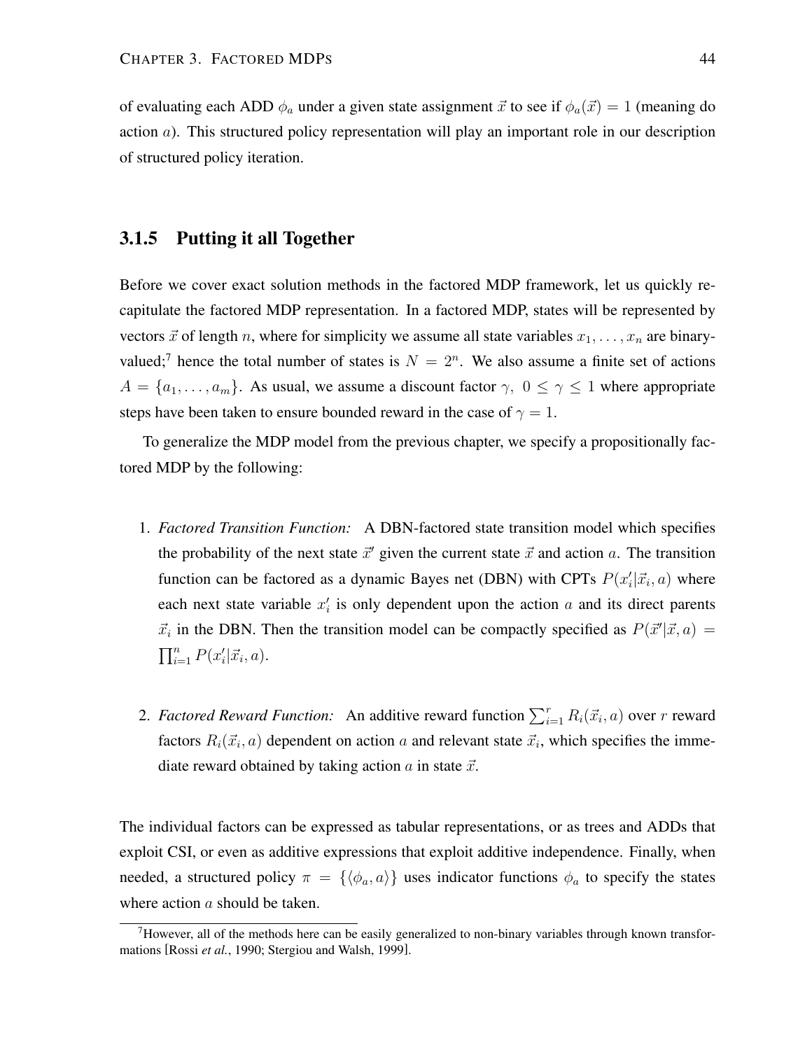of evaluating each ADD $\phi_a$ under a given state assignment $\vec{x}$ to see if $\phi_a(\vec{x}) = 1$ (meaning do action $a$). This structured policy representation will play an important role in our description of structured policy iteration.

### 3.1.5 Putting it all Together

Before we cover exact solution methods in the factored MDP framework, let us quickly recapitulate the factored MDP representation. In a factored MDP, states will be represented by vectors $\vec{x}$ of length $n$, where for simplicity we assume all state variables $x_1, \ldots, x_n$ are binary-valued;[7] hence the total number of states is $N = 2^n$. We also assume a finite set of actions $A = \{a_1, \ldots, a_m\}$. As usual, we assume a discount factor $\gamma$, $0 \leq \gamma \leq 1$ where appropriate steps have been taken to ensure bounded reward in the case of $\gamma = 1$.

To generalize the MDP model from the previous chapter, we specify a propositionally factored MDP by the following:

1. *Factored Transition Function:* A DBN-factored state transition model which specifies the probability of the next state $\vec{x}'$ given the current state $\vec{x}$ and action $a$. The transition function can be factored as a dynamic Bayes net (DBN) with CPTs $P(x_i'|\vec{x}_i, a)$ where each next state variable $x_i'$ is only dependent upon the action $a$ and its direct parents $\vec{x}_i$ in the DBN. Then the transition model can be compactly specified as $P(\vec{x}'|\vec{x}, a) = \prod_{i=1}^{n} P(x_i'|\vec{x}_i, a)$.

2. *Factored Reward Function:* An additive reward function $\sum_{i=1}^{r} R_i(\vec{x}_i, a)$ over $r$ reward factors $R_i(\vec{x}_i, a)$ dependent on action $a$ and relevant state $\vec{x}_i$, which specifies the immediate reward obtained by taking action $a$ in state $\vec{x}$.

The individual factors can be expressed as tabular representations, or as trees and ADDs that exploit CSI, or even as additive expressions that exploit additive independence. Finally, when needed, a structured policy $\pi = \{\langle \phi_a, a \rangle\}$ uses indicator functions $\phi_a$ to specify the states where action $a$ should be taken.

[7] However, all of the methods here can be easily generalized to non-binary variables through known transformations [Rossi *et al.*, 1990; Stergiou and Walsh, 1999].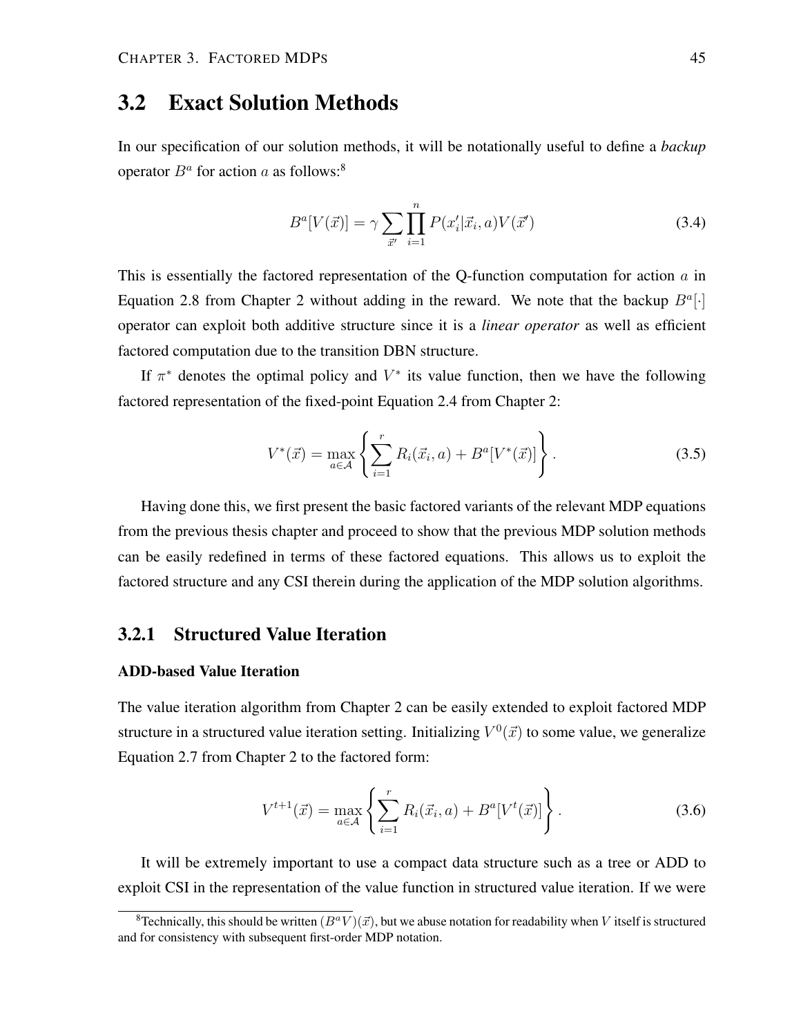## 3.2 Exact Solution Methods

In our specification of our solution methods, it will be notationally useful to define a *backup* operator $B^a$ for action $a$ as follows:[8]

$$B^a[V(\vec{x})] = \gamma \sum_{\vec{x}'} \prod_{i=1}^{n} P(x_i'|\vec{x}_i, a) V(\vec{x}') \tag{3.4}$$

This is essentially the factored representation of the Q-function computation for action $a$ in Equation 2.8 from Chapter 2 without adding in the reward. We note that the backup $B^a[\cdot]$ operator can exploit both additive structure since it is a *linear operator* as well as efficient factored computation due to the transition DBN structure.

If $\pi^*$ denotes the optimal policy and $V^*$ its value function, then we have the following factored representation of the fixed-point Equation 2.4 from Chapter 2:

$$V^*(\vec{x}) = \max_{a \in \mathcal{A}} \left\{ \sum_{i=1}^{r} R_i(\vec{x}_i, a) + B^a[V^*(\vec{x})] \right\}. \tag{3.5}$$

Having done this, we first present the basic factored variants of the relevant MDP equations from the previous thesis chapter and proceed to show that the previous MDP solution methods can be easily redefined in terms of these factored equations. This allows us to exploit the factored structure and any CSI therein during the application of the MDP solution algorithms.

### 3.2.1 Structured Value Iteration

#### ADD-based Value Iteration

The value iteration algorithm from Chapter 2 can be easily extended to exploit factored MDP structure in a structured value iteration setting. Initializing $V^0(\vec{x})$ to some value, we generalize Equation 2.7 from Chapter 2 to the factored form:

$$V^{t+1}(\vec{x}) = \max_{a \in \mathcal{A}} \left\{ \sum_{i=1}^{r} R_i(\vec{x}_i, a) + B^a[V^t(\vec{x})] \right\}. \tag{3.6}$$

It will be extremely important to use a compact data structure such as a tree or ADD to exploit CSI in the representation of the value function in structured value iteration. If we were

[8] Technically, this should be written $(B^a V)(\vec{x})$, but we abuse notation for readability when $V$ itself is structured and for consistency with subsequent first-order MDP notation.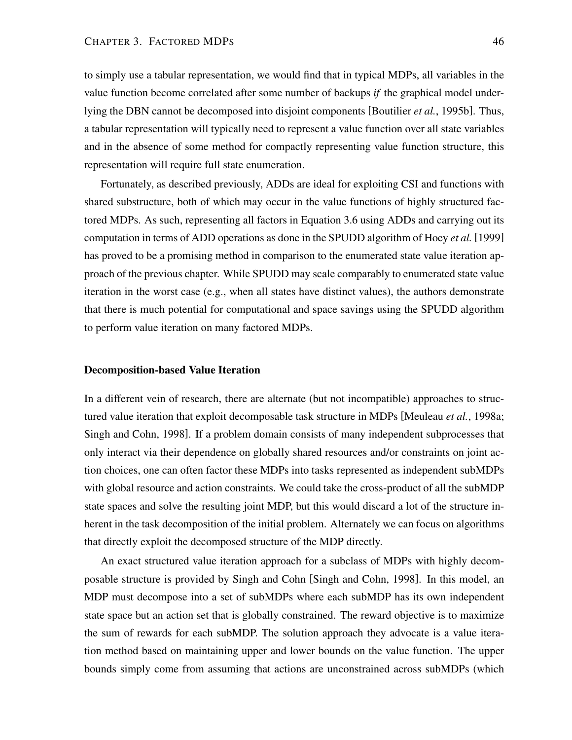to simply use a tabular representation, we would find that in typical MDPs, all variables in the value function become correlated after some number of backups *if* the graphical model underlying the DBN cannot be decomposed into disjoint components [Boutilier *et al.*, 1995b]. Thus, a tabular representation will typically need to represent a value function over all state variables and in the absence of some method for compactly representing value function structure, this representation will require full state enumeration.

Fortunately, as described previously, ADDs are ideal for exploiting CSI and functions with shared substructure, both of which may occur in the value functions of highly structured factored MDPs. As such, representing all factors in Equation 3.6 using ADDs and carrying out its computation in terms of ADD operations as done in the SPUDD algorithm of Hoey *et al.* [1999] has proved to be a promising method in comparison to the enumerated state value iteration approach of the previous chapter. While SPUDD may scale comparably to enumerated state value iteration in the worst case (e.g., when all states have distinct values), the authors demonstrate that there is much potential for computational and space savings using the SPUDD algorithm to perform value iteration on many factored MDPs.

**Decomposition-based Value Iteration**

In a different vein of research, there are alternate (but not incompatible) approaches to structured value iteration that exploit decomposable task structure in MDPs [Meuleau *et al.*, 1998a; Singh and Cohn, 1998]. If a problem domain consists of many independent subprocesses that only interact via their dependence on globally shared resources and/or constraints on joint action choices, one can often factor these MDPs into tasks represented as independent subMDPs with global resource and action constraints. We could take the cross-product of all the subMDP state spaces and solve the resulting joint MDP, but this would discard a lot of the structure inherent in the task decomposition of the initial problem. Alternately we can focus on algorithms that directly exploit the decomposed structure of the MDP directly.

An exact structured value iteration approach for a subclass of MDPs with highly decomposable structure is provided by Singh and Cohn [Singh and Cohn, 1998]. In this model, an MDP must decompose into a set of subMDPs where each subMDP has its own independent state space but an action set that is globally constrained. The reward objective is to maximize the sum of rewards for each subMDP. The solution approach they advocate is a value iteration method based on maintaining upper and lower bounds on the value function. The upper bounds simply come from assuming that actions are unconstrained across subMDPs (which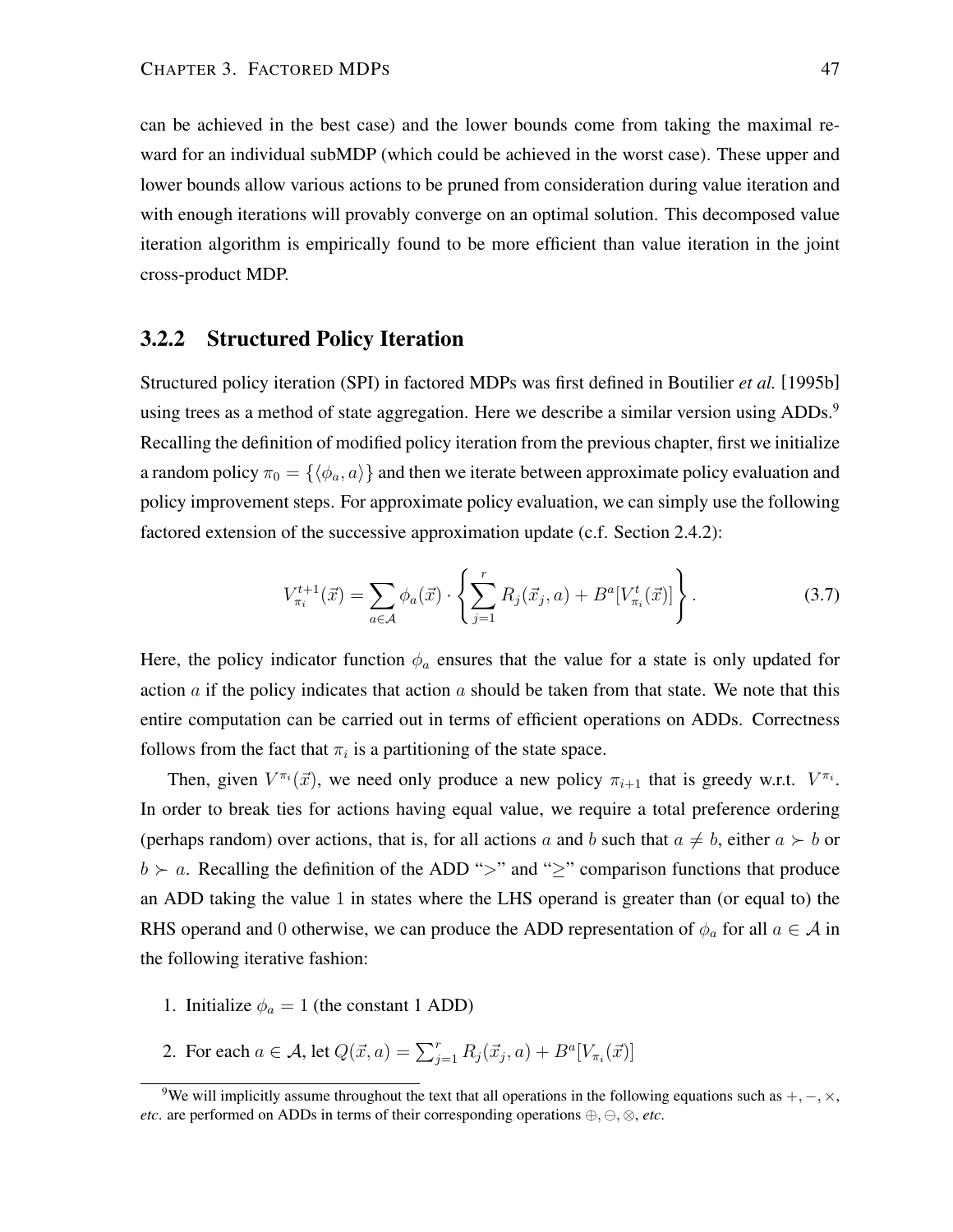can be achieved in the best case) and the lower bounds come from taking the maximal reward for an individual subMDP (which could be achieved in the worst case). These upper and lower bounds allow various actions to be pruned from consideration during value iteration and with enough iterations will provably converge on an optimal solution. This decomposed value iteration algorithm is empirically found to be more efficient than value iteration in the joint cross-product MDP.

### 3.2.2 Structured Policy Iteration

Structured policy iteration (SPI) in factored MDPs was first defined in Boutilier *et al.* [1995b] using trees as a method of state aggregation. Here we describe a similar version using ADDs.[9] Recalling the definition of modified policy iteration from the previous chapter, first we initialize a random policy $\pi_0 = \{\langle \phi_a, a \rangle\}$ and then we iterate between approximate policy evaluation and policy improvement steps. For approximate policy evaluation, we can simply use the following factored extension of the successive approximation update (c.f. Section 2.4.2):

$$V_{\pi_i}^{t+1}(\vec{x}) = \sum_{a \in \mathcal{A}} \phi_a(\vec{x}) \cdot \left\{ \sum_{j=1}^{r} R_j(\vec{x}_j, a) + B^a[V_{\pi_i}^t(\vec{x})] \right\}. \tag{3.7}$$

Here, the policy indicator function $\phi_a$ ensures that the value for a state is only updated for action $a$ if the policy indicates that action $a$ should be taken from that state. We note that this entire computation can be carried out in terms of efficient operations on ADDs. Correctness follows from the fact that $\pi_i$ is a partitioning of the state space.

Then, given $V^{\pi_i}(\vec{x})$, we need only produce a new policy $\pi_{i+1}$ that is greedy w.r.t. $V^{\pi_i}$. In order to break ties for actions having equal value, we require a total preference ordering (perhaps random) over actions, that is, for all actions $a$ and $b$ such that $a \neq b$, either $a \succ b$ or $b \succ a$. Recalling the definition of the ADD "$>$" and "$\geq$" comparison functions that produce an ADD taking the value $1$ in states where the LHS operand is greater than (or equal to) the RHS operand and $0$ otherwise, we can produce the ADD representation of $\phi_a$ for all $a \in \mathcal{A}$ in the following iterative fashion:

1. Initialize $\phi_a = 1$ (the constant 1 ADD)
2. For each $a \in \mathcal{A}$, let $Q(\vec{x}, a) = \sum_{j=1}^{r} R_j(\vec{x}_j, a) + B^a[V_{\pi_i}(\vec{x})]$

[9] We will implicitly assume throughout the text that all operations in the following equations such as $+, -, \times$, *etc.* are performed on ADDs in terms of their corresponding operations $\oplus, \ominus, \otimes$, *etc.*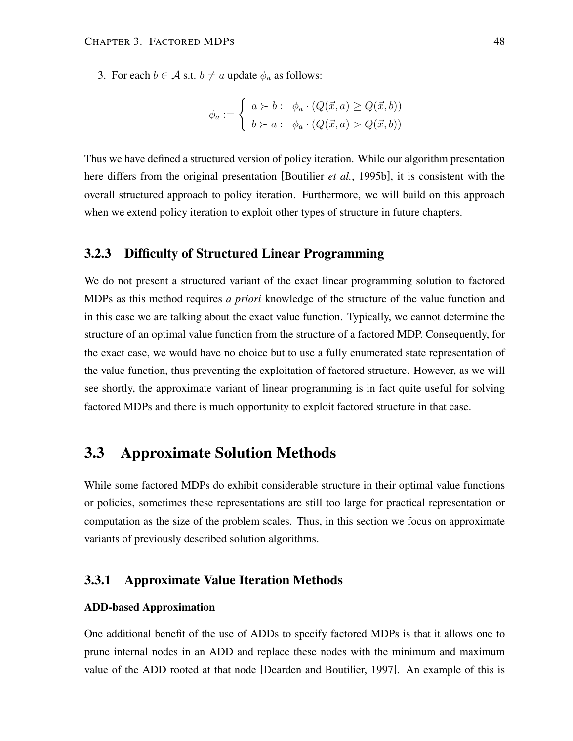3. For each $b \in \mathcal{A}$ s.t. $b \neq a$ update $\phi_a$ as follows:

$$\phi_a := \begin{cases} a \succ b : & \phi_a \cdot (Q(\vec{x}, a) \geq Q(\vec{x}, b)) \\ b \succ a : & \phi_a \cdot (Q(\vec{x}, a) > Q(\vec{x}, b)) \end{cases}$$

Thus we have defined a structured version of policy iteration. While our algorithm presentation here differs from the original presentation [Boutilier *et al.*, 1995b], it is consistent with the overall structured approach to policy iteration. Furthermore, we will build on this approach when we extend policy iteration to exploit other types of structure in future chapters.

### 3.2.3 Difficulty of Structured Linear Programming

We do not present a structured variant of the exact linear programming solution to factored MDPs as this method requires *a priori* knowledge of the structure of the value function and in this case we are talking about the exact value function. Typically, we cannot determine the structure of an optimal value function from the structure of a factored MDP. Consequently, for the exact case, we would have no choice but to use a fully enumerated state representation of the value function, thus preventing the exploitation of factored structure. However, as we will see shortly, the approximate variant of linear programming is in fact quite useful for solving factored MDPs and there is much opportunity to exploit factored structure in that case.

## 3.3 Approximate Solution Methods

While some factored MDPs do exhibit considerable structure in their optimal value functions or policies, sometimes these representations are still too large for practical representation or computation as the size of the problem scales. Thus, in this section we focus on approximate variants of previously described solution algorithms.

### 3.3.1 Approximate Value Iteration Methods

#### ADD-based Approximation

One additional benefit of the use of ADDs to specify factored MDPs is that it allows one to prune internal nodes in an ADD and replace these nodes with the minimum and maximum value of the ADD rooted at that node [Dearden and Boutilier, 1997]. An example of this is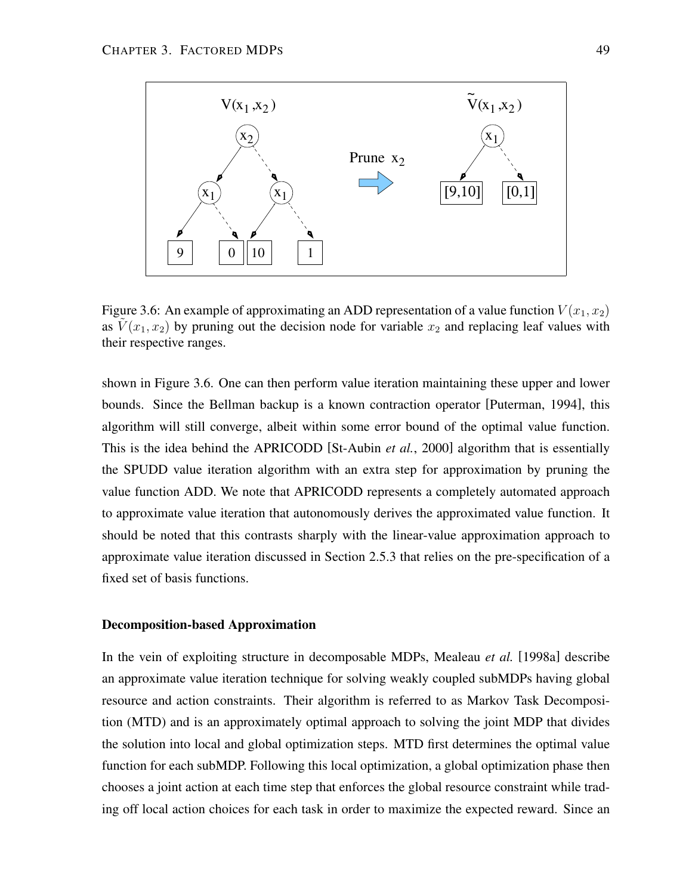Figure 3.6: An example of approximating an ADD representation of a value function $V(x_1, x_2)$ as $\tilde{V}(x_1, x_2)$ by pruning out the decision node for variable $x_2$ and replacing leaf values with their respective ranges.

shown in Figure 3.6. One can then perform value iteration maintaining these upper and lower bounds. Since the Bellman backup is a known contraction operator [Puterman, 1994], this algorithm will still converge, albeit within some error bound of the optimal value function. This is the idea behind the APRICODD [St-Aubin *et al.*, 2000] algorithm that is essentially the SPUDD value iteration algorithm with an extra step for approximation by pruning the value function ADD. We note that APRICODD represents a completely automated approach to approximate value iteration that autonomously derives the approximated value function. It should be noted that this contrasts sharply with the linear-value approximation approach to approximate value iteration discussed in Section 2.5.3 that relies on the pre-specification of a fixed set of basis functions.

#### Decomposition-based Approximation

In the vein of exploiting structure in decomposable MDPs, Mealeau *et al.* [1998a] describe an approximate value iteration technique for solving weakly coupled subMDPs having global resource and action constraints. Their algorithm is referred to as Markov Task Decomposition (MTD) and is an approximately optimal approach to solving the joint MDP that divides the solution into local and global optimization steps. MTD first determines the optimal value function for each subMDP. Following this local optimization, a global optimization phase then chooses a joint action at each time step that enforces the global resource constraint while trading off local action choices for each task in order to maximize the expected reward. Since an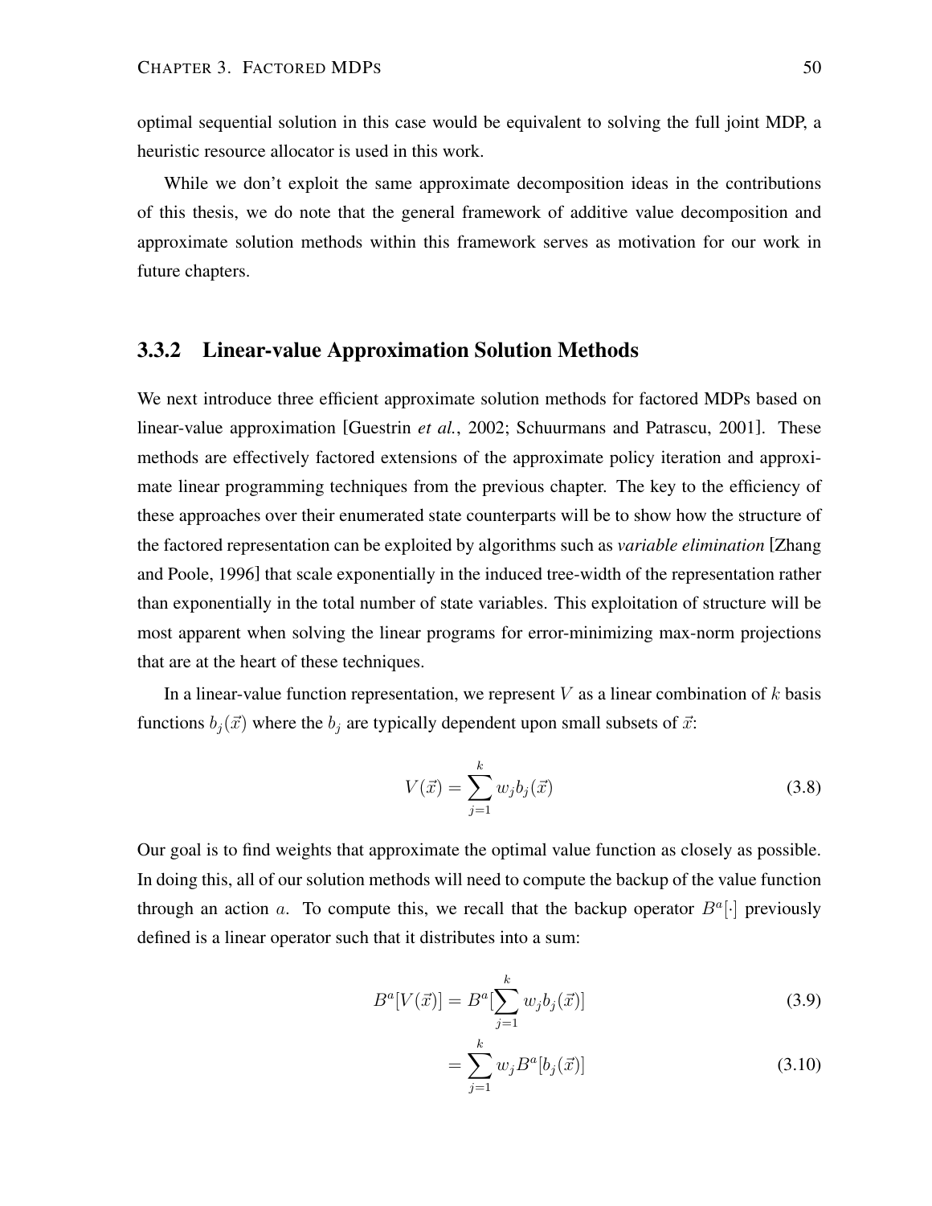optimal sequential solution in this case would be equivalent to solving the full joint MDP, a heuristic resource allocator is used in this work.

While we don't exploit the same approximate decomposition ideas in the contributions of this thesis, we do note that the general framework of additive value decomposition and approximate solution methods within this framework serves as motivation for our work in future chapters.

### 3.3.2 Linear-value Approximation Solution Methods

We next introduce three efficient approximate solution methods for factored MDPs based on linear-value approximation [Guestrin *et al.*, 2002; Schuurmans and Patrascu, 2001]. These methods are effectively factored extensions of the approximate policy iteration and approximate linear programming techniques from the previous chapter. The key to the efficiency of these approaches over their enumerated state counterparts will be to show how the structure of the factored representation can be exploited by algorithms such as *variable elimination* [Zhang and Poole, 1996] that scale exponentially in the induced tree-width of the representation rather than exponentially in the total number of state variables. This exploitation of structure will be most apparent when solving the linear programs for error-minimizing max-norm projections that are at the heart of these techniques.

In a linear-value function representation, we represent $V$ as a linear combination of $k$ basis functions $b_j(\vec{x})$ where the $b_j$ are typically dependent upon small subsets of $\vec{x}$:

$$V(\vec{x}) = \sum_{j=1}^{k} w_j b_j(\vec{x}) \tag{3.8}$$

Our goal is to find weights that approximate the optimal value function as closely as possible. In doing this, all of our solution methods will need to compute the backup of the value function through an action $a$. To compute this, we recall that the backup operator $B^a[\cdot]$ previously defined is a linear operator such that it distributes into a sum:

$$B^a[V(\vec{x})] = B^a[\sum_{j=1}^{k} w_j b_j(\vec{x})] \tag{3.9}$$

$$= \sum_{j=1}^{k} w_j B^a[b_j(\vec{x})] \tag{3.10}$$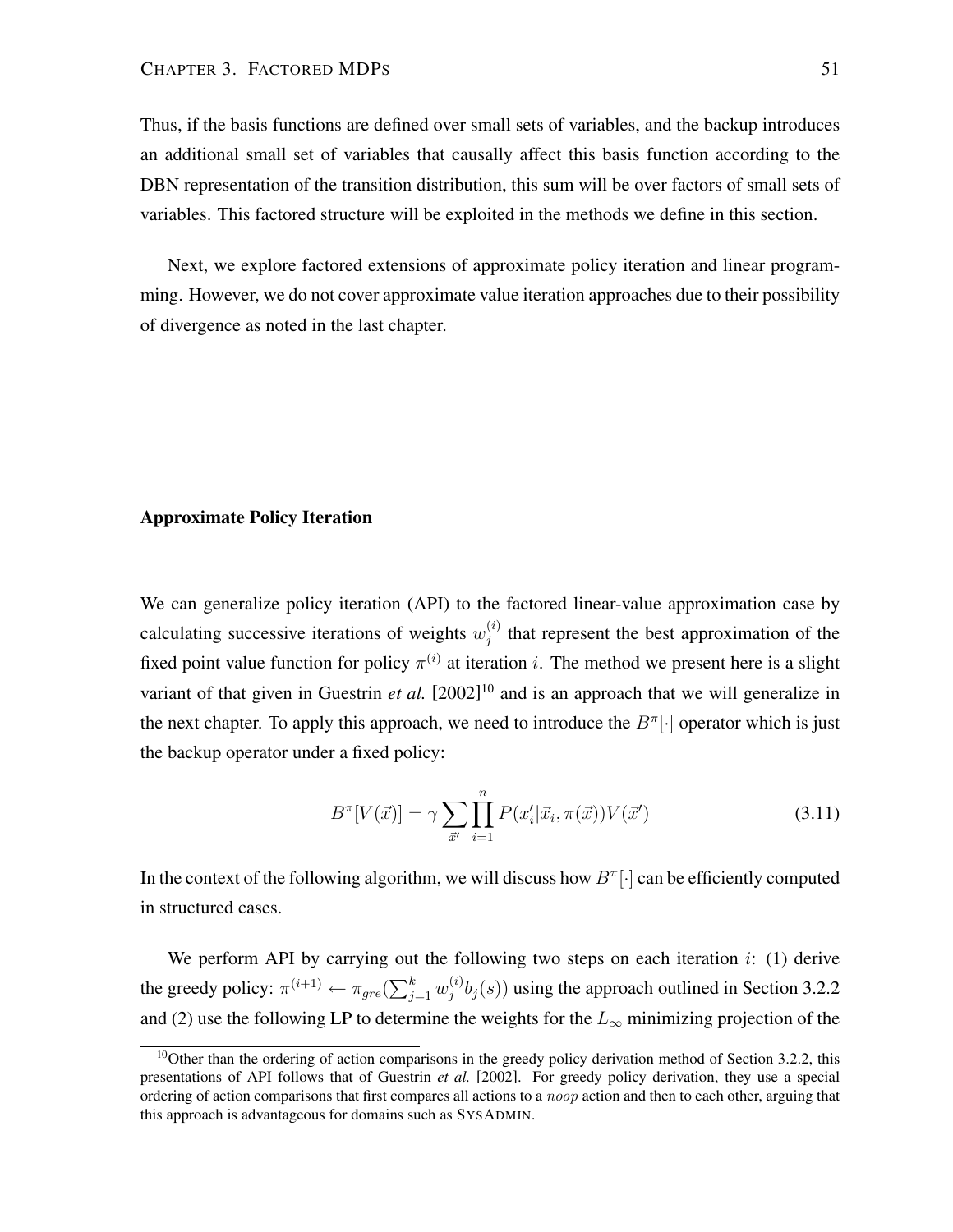Thus, if the basis functions are defined over small sets of variables, and the backup introduces an additional small set of variables that causally affect this basis function according to the DBN representation of the transition distribution, this sum will be over factors of small sets of variables. This factored structure will be exploited in the methods we define in this section.

Next, we explore factored extensions of approximate policy iteration and linear programming. However, we do not cover approximate value iteration approaches due to their possibility of divergence as noted in the last chapter.

### Approximate Policy Iteration

We can generalize policy iteration (API) to the factored linear-value approximation case by calculating successive iterations of weights $w_j^{(i)}$ that represent the best approximation of the fixed point value function for policy $\pi^{(i)}$ at iteration $i$. The method we present here is a slight variant of that given in Guestrin *et al.* [2002][10] and is an approach that we will generalize in the next chapter. To apply this approach, we need to introduce the $B^\pi[\cdot]$ operator which is just the backup operator under a fixed policy:

$$B^\pi[V(\vec{x})] = \gamma \sum_{\vec{x}'} \prod_{i=1}^{n} P(x_i'|\vec{x}_i, \pi(\vec{x}))V(\vec{x}') \tag{3.11}$$

In the context of the following algorithm, we will discuss how $B^\pi[\cdot]$ can be efficiently computed in structured cases.

We perform API by carrying out the following two steps on each iteration $i$: (1) derive the greedy policy: $\pi^{(i+1)} \leftarrow \pi_{gre}(\sum_{j=1}^{k} w_j^{(i)} b_j(s))$ using the approach outlined in Section 3.2.2 and (2) use the following LP to determine the weights for the $L_\infty$ minimizing projection of the

[10] Other than the ordering of action comparisons in the greedy policy derivation method of Section 3.2.2, this presentations of API follows that of Guestrin *et al.* [2002]. For greedy policy derivation, they use a special ordering of action comparisons that first compares all actions to a $noop$ action and then to each other, arguing that this approach is advantageous for domains such as SYSADMIN.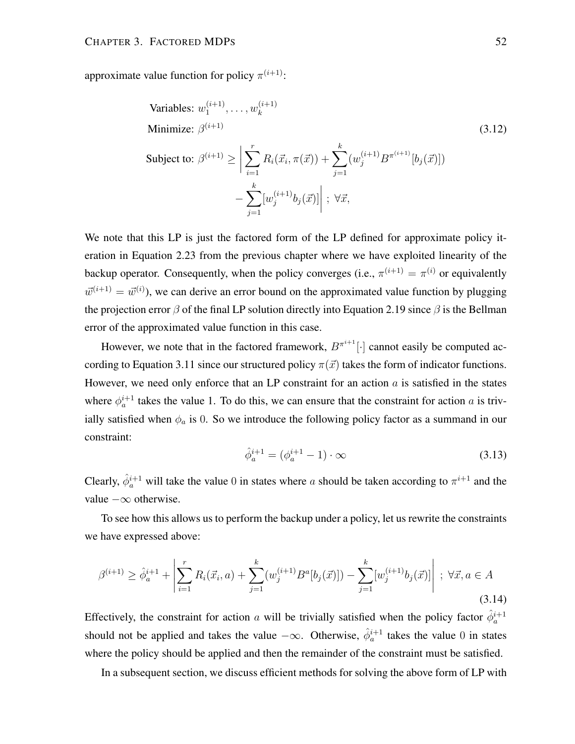approximate value function for policy $\pi^{(i+1)}$:

$$
\begin{aligned}
&\text{Variables: } w_1^{(i+1)}, \ldots, w_k^{(i+1)} \\
&\text{Minimize: } \beta^{(i+1)} \\
&\text{Subject to: } \beta^{(i+1)} \geq \left| \sum_{i=1}^{r} R_i(\vec{x}_i, \pi(\vec{x})) + \sum_{j=1}^{k} (w_j^{(i+1)} B^{\pi^{(i+1)}}[b_j(\vec{x})]) \right. \\
&\qquad\qquad \left. - \sum_{j=1}^{k} [w_j^{(i+1)} b_j(\vec{x})] \right| \; ; \; \forall \vec{x},
\end{aligned}
\tag{3.12}
$$

We note that this LP is just the factored form of the LP defined for approximate policy iteration in Equation 2.23 from the previous chapter where we have exploited linearity of the backup operator. Consequently, when the policy converges (i.e., $\pi^{(i+1)} = \pi^{(i)}$ or equivalently $\vec{w}^{(i+1)} = \vec{w}^{(i)}$), we can derive an error bound on the approximated value function by plugging the projection error $\beta$ of the final LP solution directly into Equation 2.19 since $\beta$ is the Bellman error of the approximated value function in this case.

However, we note that in the factored framework, $B^{\pi^{i+1}}[\cdot]$ cannot easily be computed according to Equation 3.11 since our structured policy $\pi(\vec{x})$ takes the form of indicator functions. However, we need only enforce that an LP constraint for an action $a$ is satisfied in the states where $\phi_a^{i+1}$ takes the value 1. To do this, we can ensure that the constraint for action $a$ is trivially satisfied when $\phi_a$ is 0. So we introduce the following policy factor as a summand in our constraint:

$$
\hat{\phi}_a^{i+1} = (\phi_a^{i+1} - 1) \cdot \infty \tag{3.13}
$$

Clearly, $\hat{\phi}_a^{i+1}$ will take the value 0 in states where $a$ should be taken according to $\pi^{i+1}$ and the value $-\infty$ otherwise.

To see how this allows us to perform the backup under a policy, let us rewrite the constraints we have expressed above:

$$
\beta^{(i+1)} \geq \hat{\phi}_a^{i+1} + \left| \sum_{i=1}^{r} R_i(\vec{x}_i, a) + \sum_{j=1}^{k} (w_j^{(i+1)} B^a[b_j(\vec{x})]) - \sum_{j=1}^{k} [w_j^{(i+1)} b_j(\vec{x})] \right| \; ; \; \forall \vec{x}, a \in A \tag{3.14}
$$

Effectively, the constraint for action $a$ will be trivially satisfied when the policy factor $\hat{\phi}_a^{i+1}$ should not be applied and takes the value $-\infty$. Otherwise, $\hat{\phi}_a^{i+1}$ takes the value 0 in states where the policy should be applied and then the remainder of the constraint must be satisfied.

In a subsequent section, we discuss efficient methods for solving the above form of LP with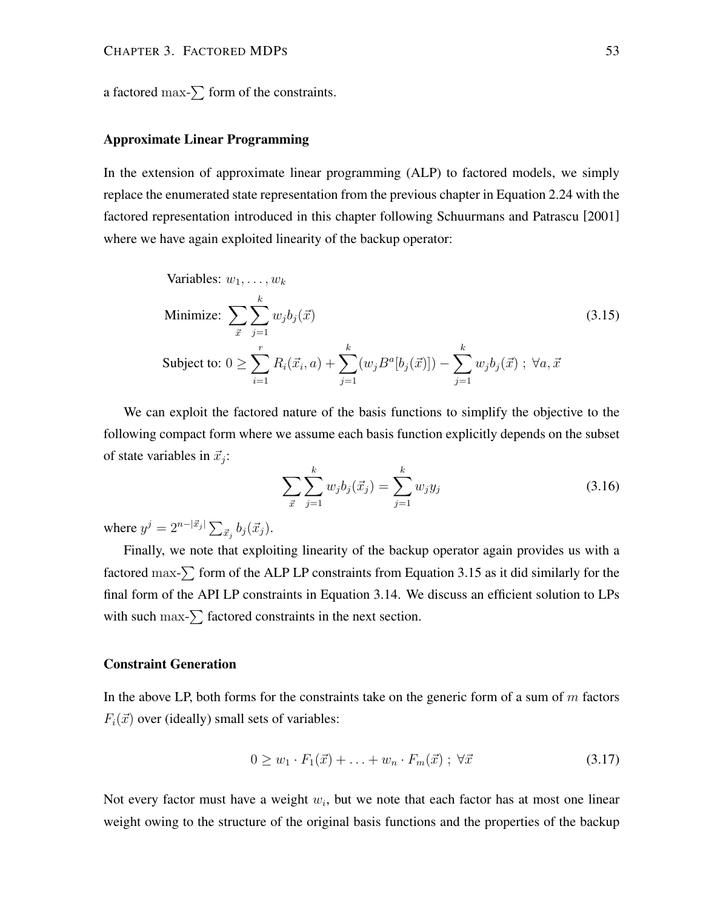a factored $\max$-$\sum$ form of the constraints.

### Approximate Linear Programming

In the extension of approximate linear programming (ALP) to factored models, we simply replace the enumerated state representation from the previous chapter in Equation 2.24 with the factored representation introduced in this chapter following Schuurmans and Patrascu [2001] where we have again exploited linearity of the backup operator:

$$
\begin{aligned}
&\text{Variables: } w_1, \ldots, w_k \\
&\text{Minimize: } \sum_{\vec{x}} \sum_{j=1}^{k} w_j b_j(\vec{x}) \\
&\text{Subject to: } 0 \geq \sum_{i=1}^{r} R_i(\vec{x}_i, a) + \sum_{j=1}^{k} (w_j B^a[b_j(\vec{x})]) - \sum_{j=1}^{k} w_j b_j(\vec{x}) \; ; \; \forall a, \vec{x}
\end{aligned}
\tag{3.15}
$$

We can exploit the factored nature of the basis functions to simplify the objective to the following compact form where we assume each basis function explicitly depends on the subset of state variables in $\vec{x}_j$:

$$
\sum_{\vec{x}} \sum_{j=1}^{k} w_j b_j(\vec{x}_j) = \sum_{j=1}^{k} w_j y_j \tag{3.16}
$$

where $y^j = 2^{n - |\vec{x}_j|} \sum_{\vec{x}_j} b_j(\vec{x}_j)$.

Finally, we note that exploiting linearity of the backup operator again provides us with a factored $\max$-$\sum$ form of the ALP LP constraints from Equation 3.15 as it did similarly for the final form of the API LP constraints in Equation 3.14. We discuss an efficient solution to LPs with such $\max$-$\sum$ factored constraints in the next section.

### Constraint Generation

In the above LP, both forms for the constraints take on the generic form of a sum of $m$ factors $F_i(\vec{x})$ over (ideally) small sets of variables:

$$
0 \geq w_1 \cdot F_1(\vec{x}) + \ldots + w_n \cdot F_m(\vec{x}) \; ; \; \forall \vec{x} \tag{3.17}
$$

Not every factor must have a weight $w_i$, but we note that each factor has at most one linear weight owing to the structure of the original basis functions and the properties of the backup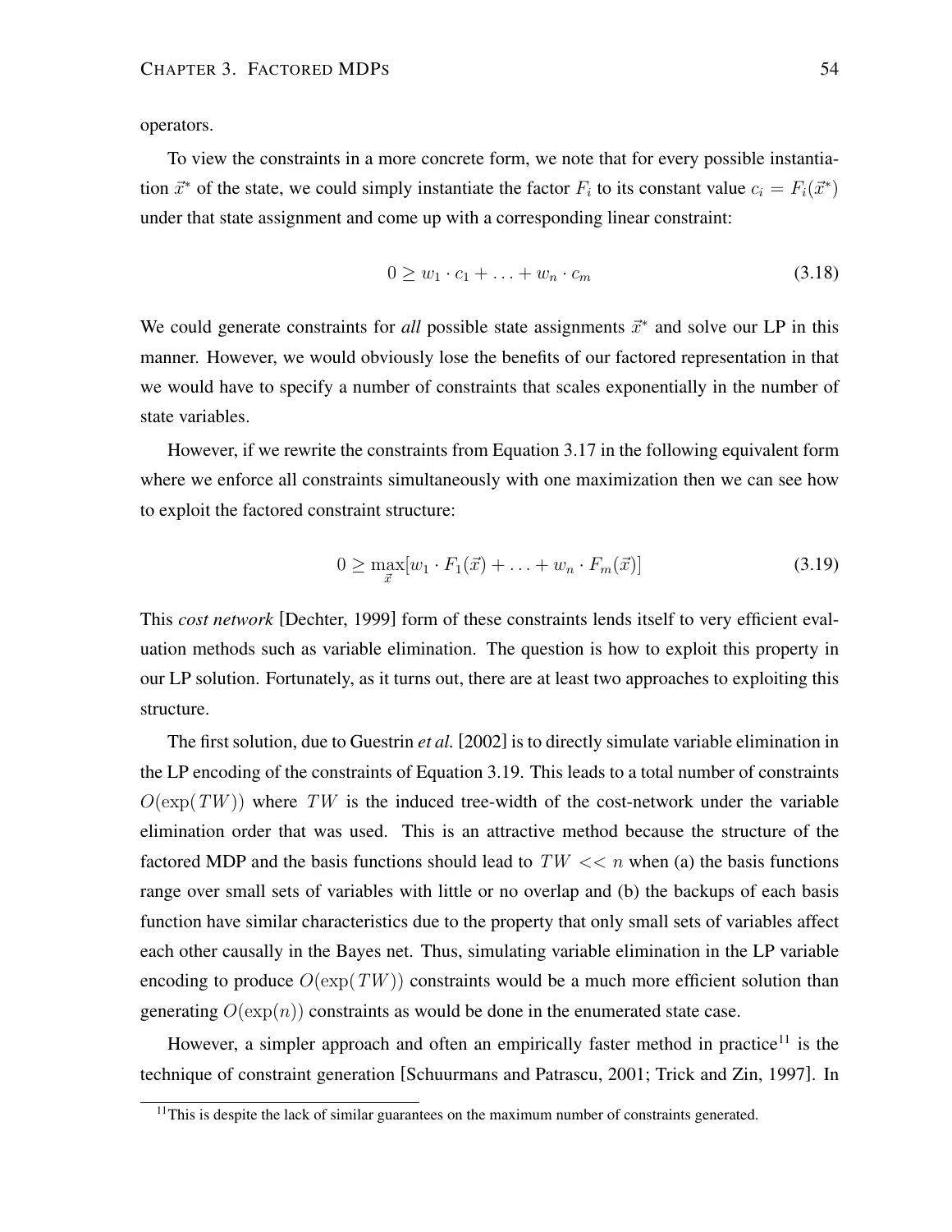operators.

To view the constraints in a more concrete form, we note that for every possible instantiation $\vec{x}^*$ of the state, we could simply instantiate the factor $F_i$ to its constant value $c_i = F_i(\vec{x}^*)$ under that state assignment and come up with a corresponding linear constraint:

$$0 \geq w_1 \cdot c_1 + \ldots + w_n \cdot c_m \tag{3.18}$$

We could generate constraints for *all* possible state assignments $\vec{x}^*$ and solve our LP in this manner. However, we would obviously lose the benefits of our factored representation in that we would have to specify a number of constraints that scales exponentially in the number of state variables.

However, if we rewrite the constraints from Equation 3.17 in the following equivalent form where we enforce all constraints simultaneously with one maximization then we can see how to exploit the factored constraint structure:

$$0 \geq \max_{\vec{x}} [w_1 \cdot F_1(\vec{x}) + \ldots + w_n \cdot F_m(\vec{x})] \tag{3.19}$$

This *cost network* [Dechter, 1999] form of these constraints lends itself to very efficient evaluation methods such as variable elimination. The question is how to exploit this property in our LP solution. Fortunately, as it turns out, there are at least two approaches to exploiting this structure.

The first solution, due to Guestrin *et al.* [2002] is to directly simulate variable elimination in the LP encoding of the constraints of Equation 3.19. This leads to a total number of constraints $O(\exp(TW))$ where $TW$ is the induced tree-width of the cost-network under the variable elimination order that was used. This is an attractive method because the structure of the factored MDP and the basis functions should lead to $TW << n$ when (a) the basis functions range over small sets of variables with little or no overlap and (b) the backups of each basis function have similar characteristics due to the property that only small sets of variables affect each other causally in the Bayes net. Thus, simulating variable elimination in the LP variable encoding to produce $O(\exp(TW))$ constraints would be a much more efficient solution than generating $O(\exp(n))$ constraints as would be done in the enumerated state case.

However, a simpler approach and often an empirically faster method in practice[11] is the technique of constraint generation [Schuurmans and Patrascu, 2001; Trick and Zin, 1997]. In

[11] This is despite the lack of similar guarantees on the maximum number of constraints generated.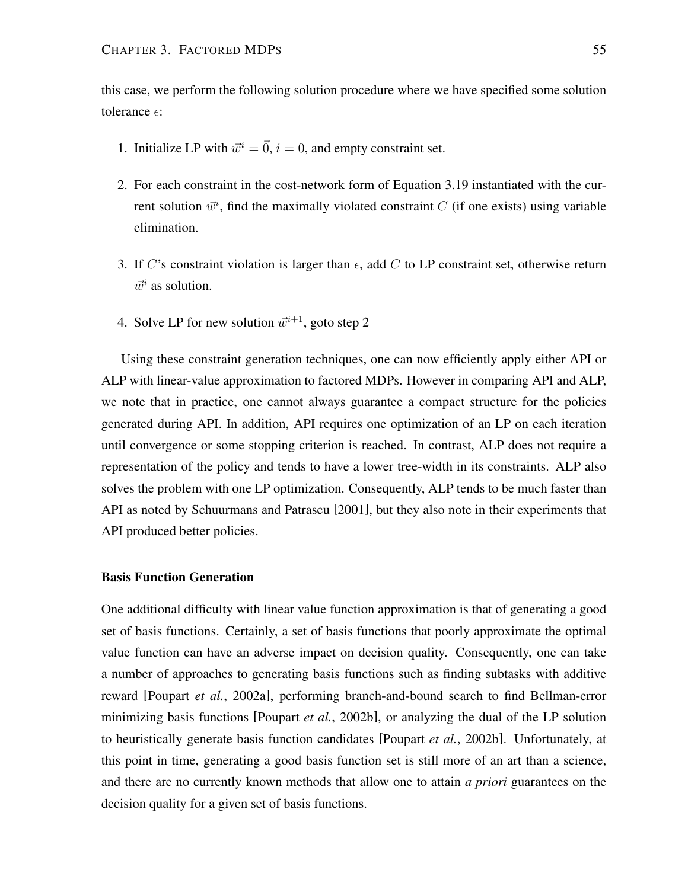this case, we perform the following solution procedure where we have specified some solution tolerance $\epsilon$:

1. Initialize LP with $\vec{w}^i = \vec{0}$, $i = 0$, and empty constraint set.
2. For each constraint in the cost-network form of Equation 3.19 instantiated with the current solution $\vec{w}^i$, find the maximally violated constraint $C$ (if one exists) using variable elimination.
3. If $C$'s constraint violation is larger than $\epsilon$, add $C$ to LP constraint set, otherwise return $\vec{w}^i$ as solution.
4. Solve LP for new solution $\vec{w}^{i+1}$, goto step 2

Using these constraint generation techniques, one can now efficiently apply either API or ALP with linear-value approximation to factored MDPs. However in comparing API and ALP, we note that in practice, one cannot always guarantee a compact structure for the policies generated during API. In addition, API requires one optimization of an LP on each iteration until convergence or some stopping criterion is reached. In contrast, ALP does not require a representation of the policy and tends to have a lower tree-width in its constraints. ALP also solves the problem with one LP optimization. Consequently, ALP tends to be much faster than API as noted by Schuurmans and Patrascu [2001], but they also note in their experiments that API produced better policies.

### Basis Function Generation

One additional difficulty with linear value function approximation is that of generating a good set of basis functions. Certainly, a set of basis functions that poorly approximate the optimal value function can have an adverse impact on decision quality. Consequently, one can take a number of approaches to generating basis functions such as finding subtasks with additive reward [Poupart *et al.*, 2002a], performing branch-and-bound search to find Bellman-error minimizing basis functions [Poupart *et al.*, 2002b], or analyzing the dual of the LP solution to heuristically generate basis function candidates [Poupart *et al.*, 2002b]. Unfortunately, at this point in time, generating a good basis function set is still more of an art than a science, and there are no currently known methods that allow one to attain *a priori* guarantees on the decision quality for a given set of basis functions.